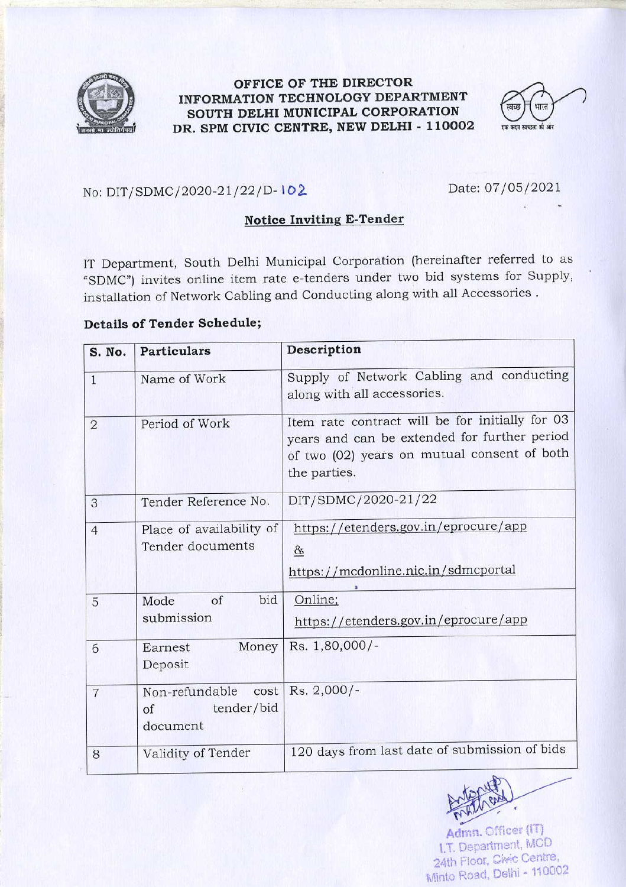# OFFICE OF THE DIRECTOR
# INFORMATION TECHNOLOGY DEPARTMENT
# SOUTH DELHI MUNICIPAL CORPORATION
# DR. SPM CIVIC CENTRE, NEW DELHI - 110002

No: DIT/SDMC/2020-21/22/D-102

Date: 07/05/2021

## Notice Inviting E-Tender

IT Department, South Delhi Municipal Corporation (hereinafter referred to as "SDMC") invites online item rate e-tenders under two bid systems for Supply, installation of Network Cabling and Conducting along with all Accessories .

### Details of Tender Schedule;

| S. No. | Particulars | Description |
|---|---|---|
| 1 | Name of Work | Supply of Network Cabling and conducting along with all accessories. |
| 2 | Period of Work | Item rate contract will be for initially for 03 years and can be extended for further period of two (02) years on mutual consent of both the parties. |
| 3 | Tender Reference No. | DIT/SDMC/2020-21/22 |
| 4 | Place of availability of Tender documents | https://etenders.gov.in/eprocure/app & https://mcdonline.nic.in/sdmcportal |
| 5 | Mode of bid submission | Online; https://etenders.gov.in/eprocure/app |
| 6 | Earnest Money Deposit | Rs. 1,80,000/- |
| 7 | Non-refundable cost of tender/bid document | Rs. 2,000/- |
| 8 | Validity of Tender | 120 days from last date of submission of bids |

Admn. Officer (IT)
I.T. Department, MCD
24th Floor, Civic Centre,
Minto Road, Delhi - 110002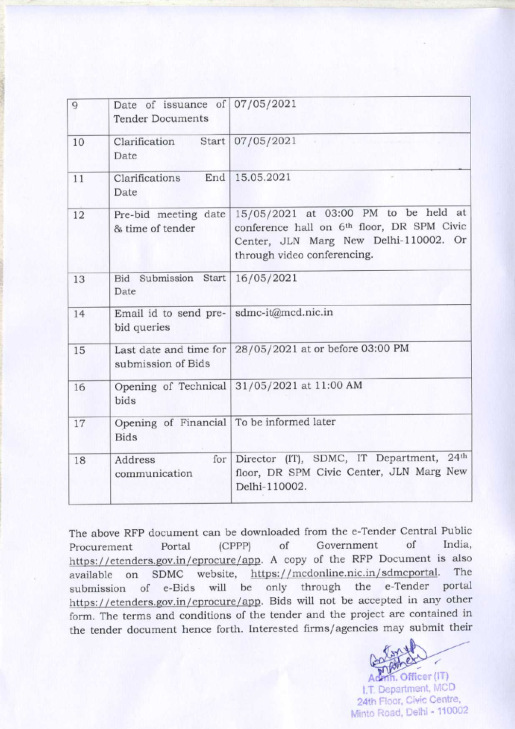| 9 | Date of issuance of Tender Documents | 07/05/2021 |
|---|---|---|
| 10 | Clarification Start Date | 07/05/2021 |
| 11 | Clarifications End Date | 15.05.2021 |
| 12 | Pre-bid meeting date & time of tender | 15/05/2021 at 03:00 PM to be held at conference hall on 6th floor, DR SPM Civic Center, JLN Marg New Delhi-110002. Or through video conferencing. |
| 13 | Bid Submission Start Date | 16/05/2021 |
| 14 | Email id to send pre-bid queries | sdmc-it@mcd.nic.in |
| 15 | Last date and time for submission of Bids | 28/05/2021 at or before 03:00 PM |
| 16 | Opening of Technical bids | 31/05/2021 at 11:00 AM |
| 17 | Opening of Financial Bids | To be informed later |
| 18 | Address for communication | Director (IT), SDMC, IT Department, 24th floor, DR SPM Civic Center, JLN Marg New Delhi-110002. |

The above RFP document can be downloaded from the e-Tender Central Public Procurement Portal (CPPP) of Government of India, https://etenders.gov.in/eprocure/app. A copy of the RFP Document is also available on SDMC website, https://mcdonline.nic.in/sdmcportal. The submission of e-Bids will be only through the e-Tender portal https://etenders.gov.in/eprocure/app. Bids will not be accepted in any other form. The terms and conditions of the tender and the project are contained in the tender document hence forth. Interested firms/agencies may submit their

Admn. Officer (IT)
I.T. Department, MCD
24th Floor, Civic Centre,
Minto Road, Delhi - 110002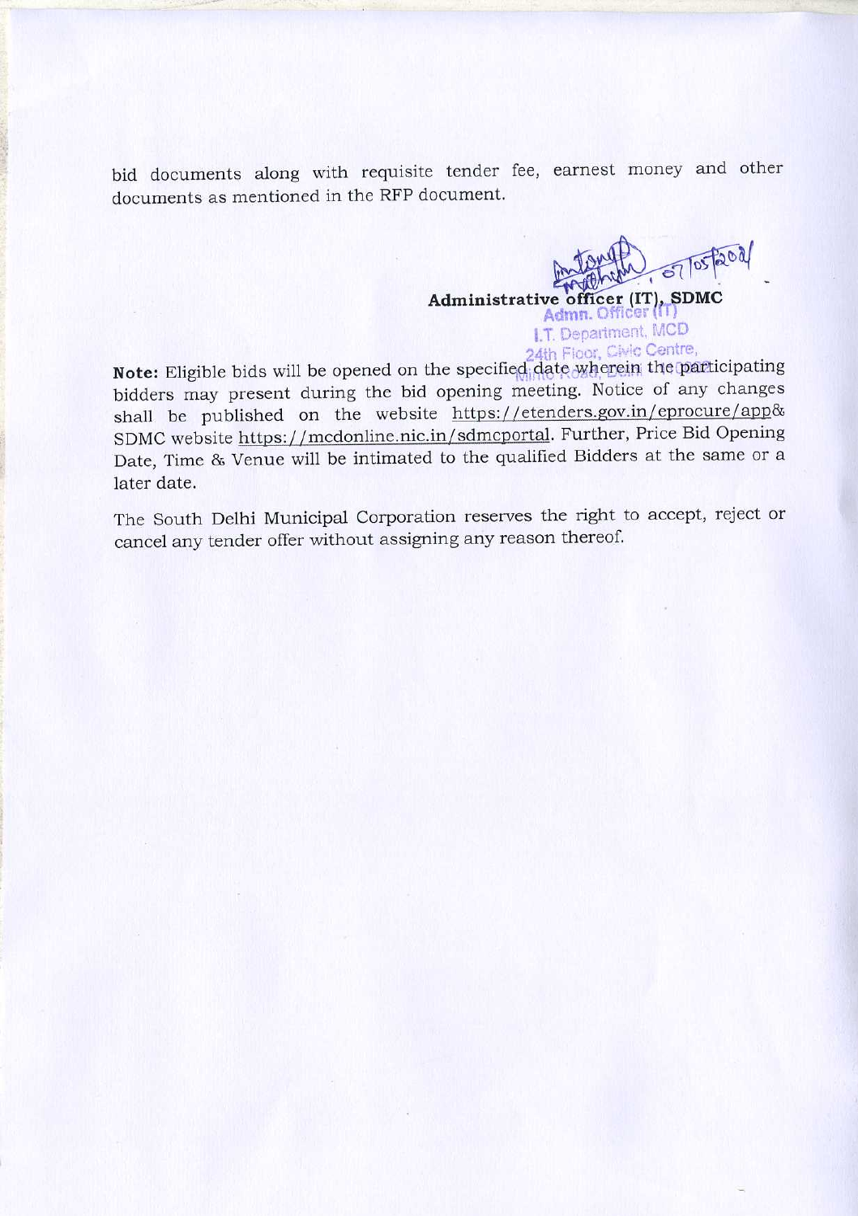bid documents along with requisite tender fee, earnest money and other documents as mentioned in the RFP document.

07/05/2021

**Administrative officer (IT), SDMC**

Admn. Officer (IT)
I.T. Department, MCD
24th Floor, Civic Centre,
Minto Road, Delhi

**Note:** Eligible bids will be opened on the specified date wherein the participating bidders may present during the bid opening meeting. Notice of any changes shall be published on the website https://etenders.gov.in/eprocure/app& SDMC website https://mcdonline.nic.in/sdmcportal. Further, Price Bid Opening Date, Time & Venue will be intimated to the qualified Bidders at the same or a later date.

The South Delhi Municipal Corporation reserves the right to accept, reject or cancel any tender offer without assigning any reason thereof.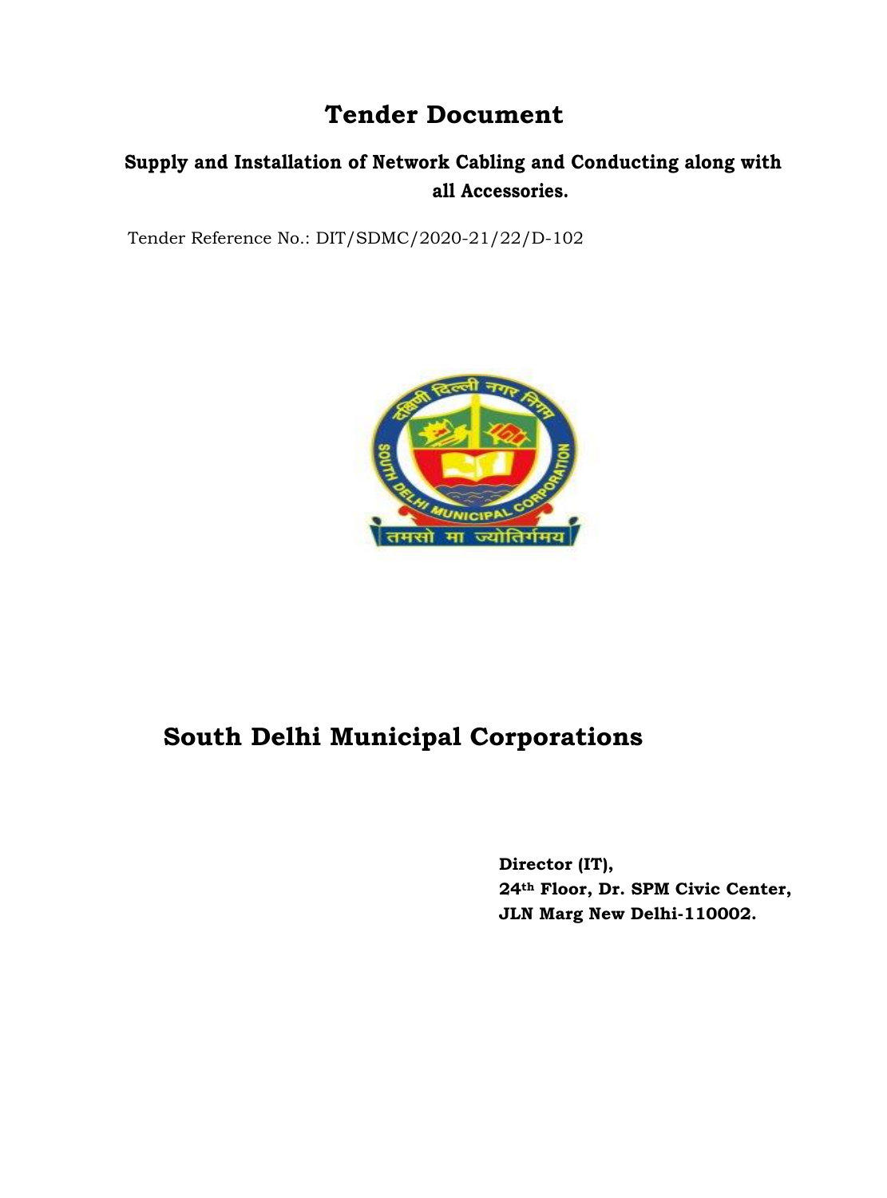# Tender Document

## Supply and Installation of Network Cabling and Conducting along with all Accessories.

Tender Reference No.: DIT/SDMC/2020-21/22/D-102

# South Delhi Municipal Corporations

**Director (IT),**
**24th Floor, Dr. SPM Civic Center,**
**JLN Marg New Delhi-110002.**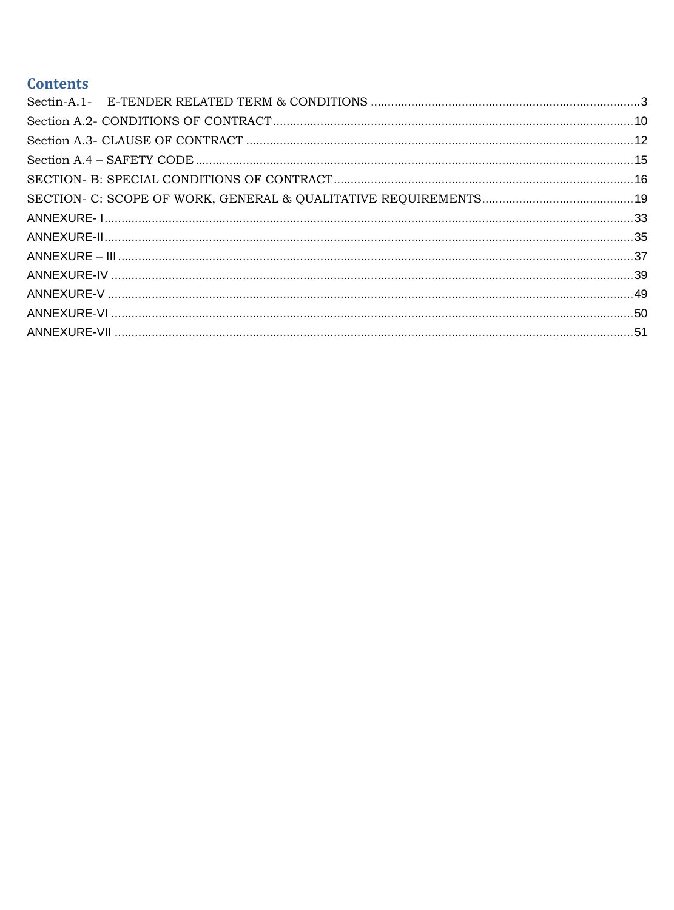# Contents

Sectin-A.1- E-TENDER RELATED TERM & CONDITIONS ....................................................................................3

Section A.2- CONDITIONS OF CONTRACT ....................................................................................10

Section A.3- CLAUSE OF CONTRACT ....................................................................................12

Section A.4 – SAFETY CODE ....................................................................................15

SECTION- B: SPECIAL CONDITIONS OF CONTRACT ....................................................................................16

SECTION- C: SCOPE OF WORK, GENERAL & QUALITATIVE REQUIREMENTS ....................................................................................19

ANNEXURE- I ....................................................................................33

ANNEXURE-II ....................................................................................35

ANNEXURE – III ....................................................................................37

ANNEXURE-IV ....................................................................................39

ANNEXURE-V ....................................................................................49

ANNEXURE-VI ....................................................................................50

ANNEXURE-VII ....................................................................................51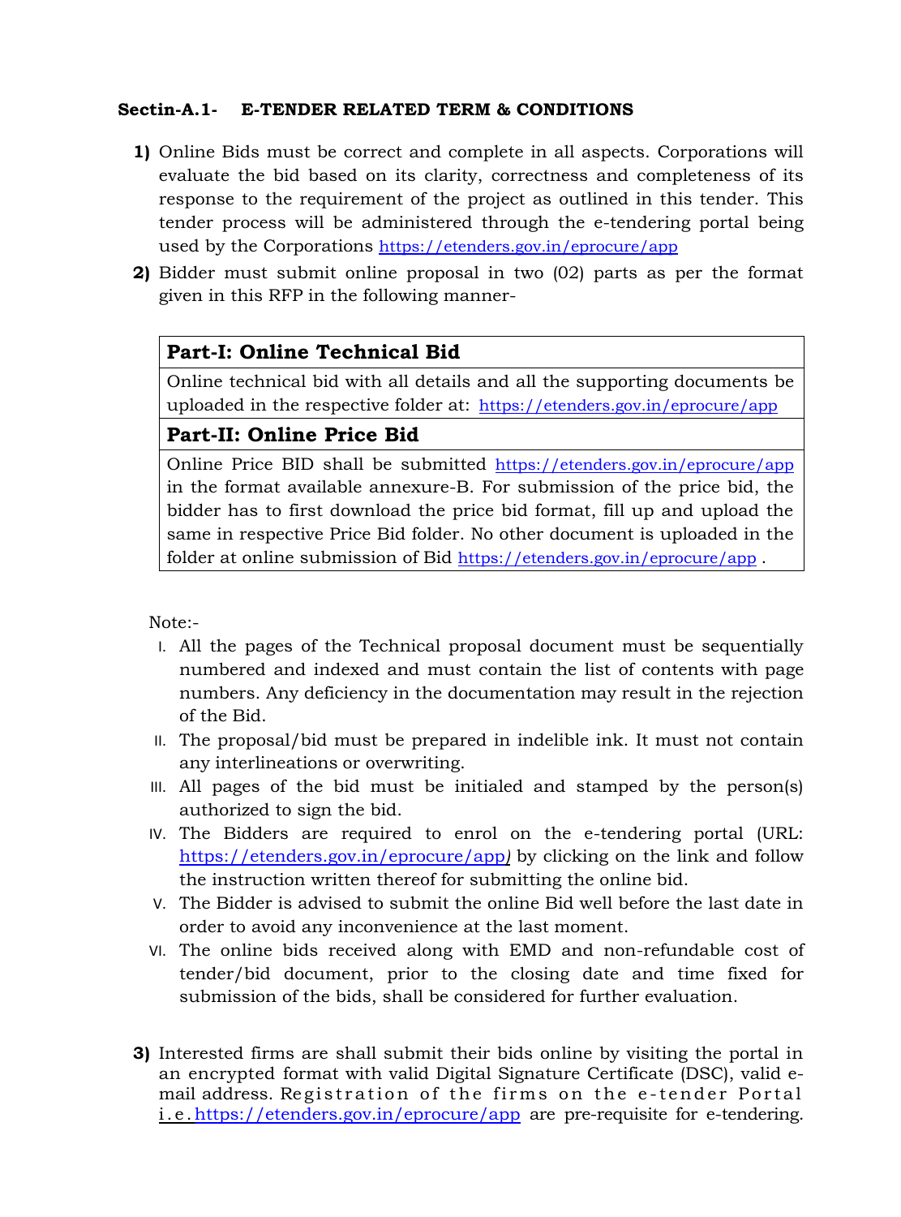**Sectin-A.1- E-TENDER RELATED TERM & CONDITIONS**

1) Online Bids must be correct and complete in all aspects. Corporations will evaluate the bid based on its clarity, correctness and completeness of its response to the requirement of the project as outlined in this tender. This tender process will be administered through the e-tendering portal being used by the Corporations https://etenders.gov.in/eprocure/app

2) Bidder must submit online proposal in two (02) parts as per the format given in this RFP in the following manner-

| **Part-I: Online Technical Bid** |
|---|
| Online technical bid with all details and all the supporting documents be uploaded in the respective folder at: https://etenders.gov.in/eprocure/app |
| **Part-II: Online Price Bid** |
| Online Price BID shall be submitted https://etenders.gov.in/eprocure/app in the format available annexure-B. For submission of the price bid, the bidder has to first download the price bid format, fill up and upload the same in respective Price Bid folder. No other document is uploaded in the folder at online submission of Bid https://etenders.gov.in/eprocure/app . |

Note:-

I. All the pages of the Technical proposal document must be sequentially numbered and indexed and must contain the list of contents with page numbers. Any deficiency in the documentation may result in the rejection of the Bid.

II. The proposal/bid must be prepared in indelible ink. It must not contain any interlineations or overwriting.

III. All pages of the bid must be initialed and stamped by the person(s) authorized to sign the bid.

IV. The Bidders are required to enrol on the e-tendering portal (URL: https://etenders.gov.in/eprocure/app) by clicking on the link and follow the instruction written thereof for submitting the online bid.

V. The Bidder is advised to submit the online Bid well before the last date in order to avoid any inconvenience at the last moment.

VI. The online bids received along with EMD and non-refundable cost of tender/bid document, prior to the closing date and time fixed for submission of the bids, shall be considered for further evaluation.

3) Interested firms are shall submit their bids online by visiting the portal in an encrypted format with valid Digital Signature Certificate (DSC), valid e-mail address. Registration of the firms on the e-tender Portal i.e. https://etenders.gov.in/eprocure/app are pre-requisite for e-tendering.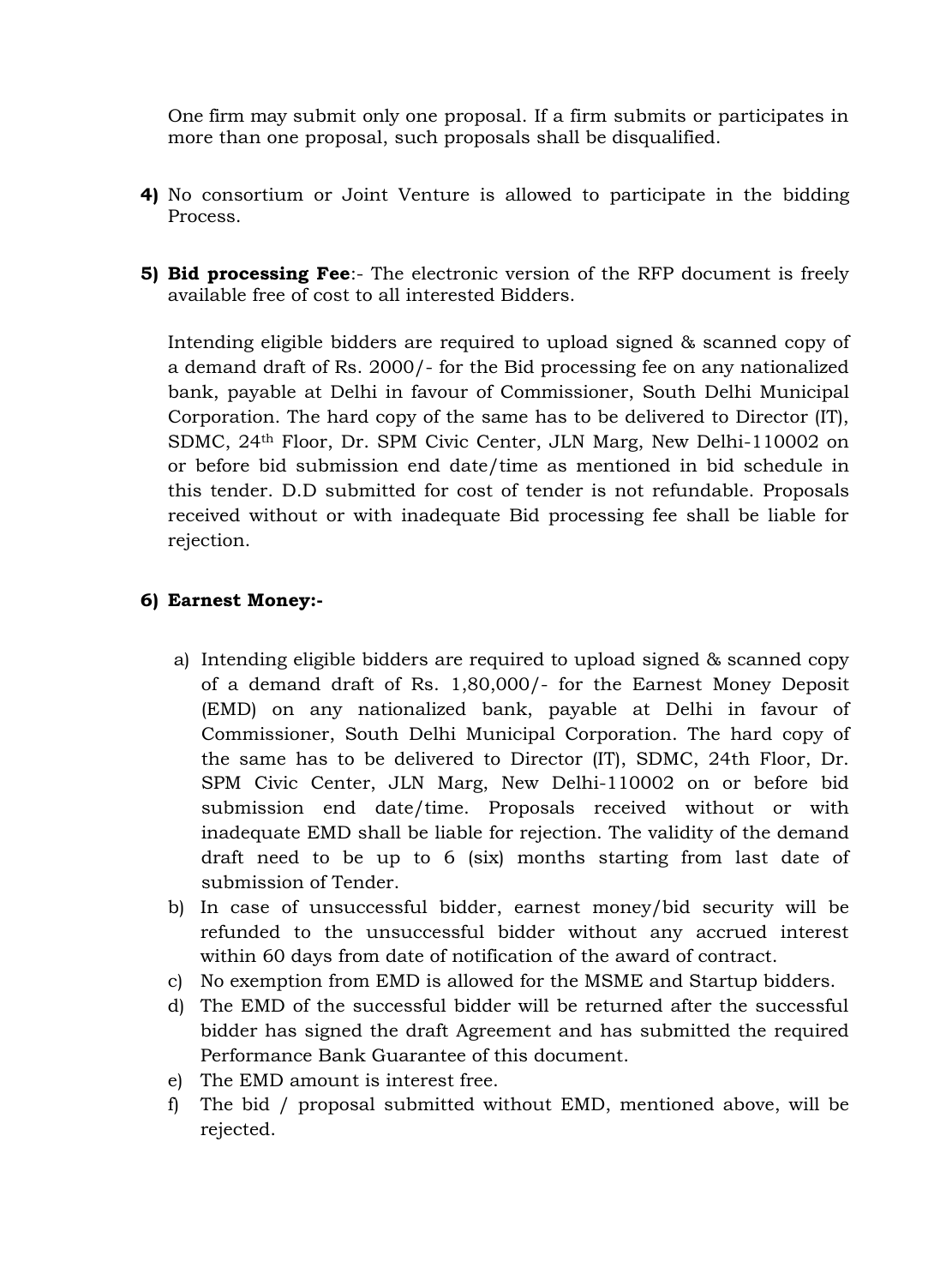One firm may submit only one proposal. If a firm submits or participates in more than one proposal, such proposals shall be disqualified.

**4)** No consortium or Joint Venture is allowed to participate in the bidding Process.

**5) Bid processing Fee**:- The electronic version of the RFP document is freely available free of cost to all interested Bidders.

Intending eligible bidders are required to upload signed & scanned copy of a demand draft of Rs. 2000/- for the Bid processing fee on any nationalized bank, payable at Delhi in favour of Commissioner, South Delhi Municipal Corporation. The hard copy of the same has to be delivered to Director (IT), SDMC, 24th Floor, Dr. SPM Civic Center, JLN Marg, New Delhi-110002 on or before bid submission end date/time as mentioned in bid schedule in this tender. D.D submitted for cost of tender is not refundable. Proposals received without or with inadequate Bid processing fee shall be liable for rejection.

**6) Earnest Money:-**

a) Intending eligible bidders are required to upload signed & scanned copy of a demand draft of Rs. 1,80,000/- for the Earnest Money Deposit (EMD) on any nationalized bank, payable at Delhi in favour of Commissioner, South Delhi Municipal Corporation. The hard copy of the same has to be delivered to Director (IT), SDMC, 24th Floor, Dr. SPM Civic Center, JLN Marg, New Delhi-110002 on or before bid submission end date/time. Proposals received without or with inadequate EMD shall be liable for rejection. The validity of the demand draft need to be up to 6 (six) months starting from last date of submission of Tender.

b) In case of unsuccessful bidder, earnest money/bid security will be refunded to the unsuccessful bidder without any accrued interest within 60 days from date of notification of the award of contract.

c) No exemption from EMD is allowed for the MSME and Startup bidders.

d) The EMD of the successful bidder will be returned after the successful bidder has signed the draft Agreement and has submitted the required Performance Bank Guarantee of this document.

e) The EMD amount is interest free.

f) The bid / proposal submitted without EMD, mentioned above, will be rejected.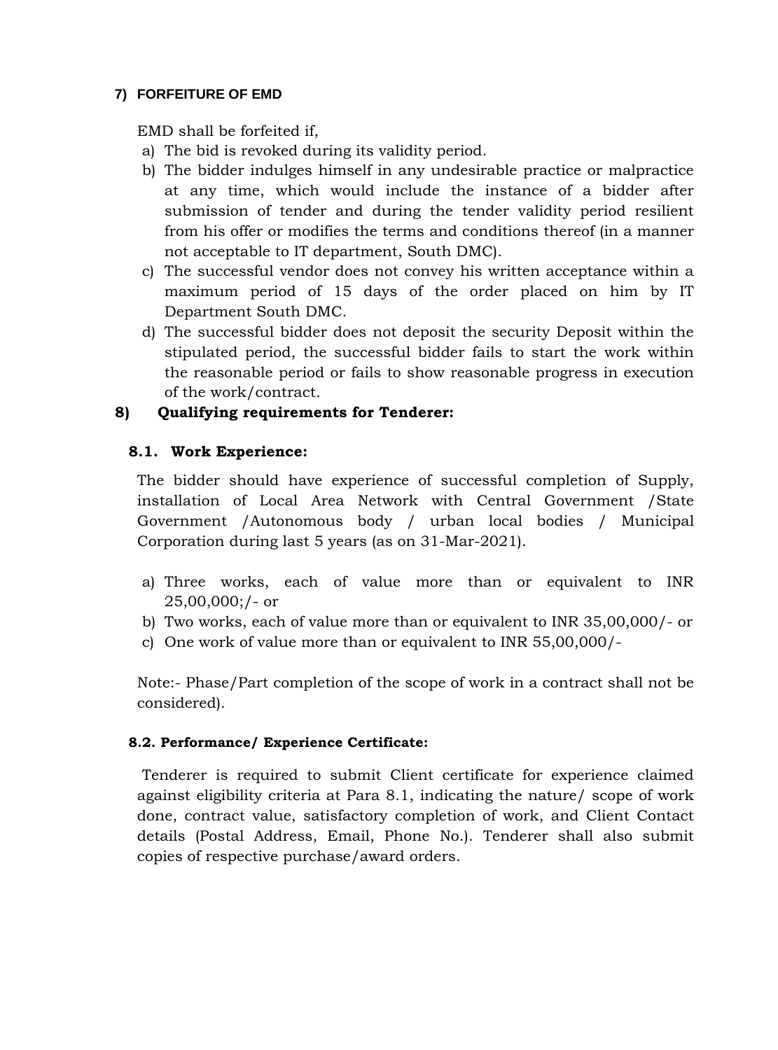### 7) FORFEITURE OF EMD

EMD shall be forfeited if,

a) The bid is revoked during its validity period.
b) The bidder indulges himself in any undesirable practice or malpractice at any time, which would include the instance of a bidder after submission of tender and during the tender validity period resilient from his offer or modifies the terms and conditions thereof (in a manner not acceptable to IT department, South DMC).
c) The successful vendor does not convey his written acceptance within a maximum period of 15 days of the order placed on him by IT Department South DMC.
d) The successful bidder does not deposit the security Deposit within the stipulated period, the successful bidder fails to start the work within the reasonable period or fails to show reasonable progress in execution of the work/contract.

### 8) Qualifying requirements for Tenderer:

#### 8.1. Work Experience:

The bidder should have experience of successful completion of Supply, installation of Local Area Network with Central Government /State Government /Autonomous body / urban local bodies / Municipal Corporation during last 5 years (as on 31-Mar-2021).

a) Three works, each of value more than or equivalent to INR 25,00,000;/- or
b) Two works, each of value more than or equivalent to INR 35,00,000/- or
c) One work of value more than or equivalent to INR 55,00,000/-

Note:- Phase/Part completion of the scope of work in a contract shall not be considered).

#### 8.2. Performance/ Experience Certificate:

Tenderer is required to submit Client certificate for experience claimed against eligibility criteria at Para 8.1, indicating the nature/ scope of work done, contract value, satisfactory completion of work, and Client Contact details (Postal Address, Email, Phone No.). Tenderer shall also submit copies of respective purchase/award orders.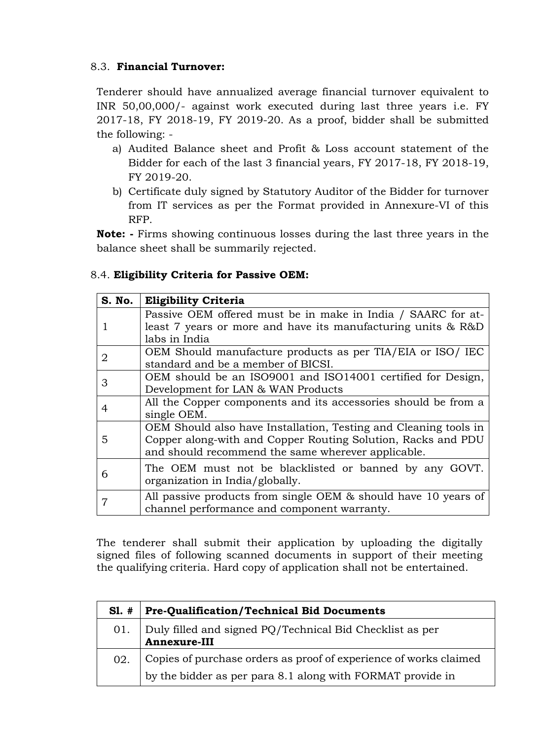### 8.3. **Financial Turnover:**

Tenderer should have annualized average financial turnover equivalent to INR 50,00,000/- against work executed during last three years i.e. FY 2017-18, FY 2018-19, FY 2019-20. As a proof, bidder shall be submitted the following: -

a) Audited Balance sheet and Profit & Loss account statement of the Bidder for each of the last 3 financial years, FY 2017-18, FY 2018-19, FY 2019-20.
b) Certificate duly signed by Statutory Auditor of the Bidder for turnover from IT services as per the Format provided in Annexure-VI of this RFP.

**Note: -** Firms showing continuous losses during the last three years in the balance sheet shall be summarily rejected.

### 8.4. **Eligibility Criteria for Passive OEM:**

| S. No. | Eligibility Criteria |
|---|---|
| 1 | Passive OEM offered must be in make in India / SAARC for at-least 7 years or more and have its manufacturing units & R&D labs in India |
| 2 | OEM Should manufacture products as per TIA/EIA or ISO/ IEC standard and be a member of BICSI. |
| 3 | OEM should be an ISO9001 and ISO14001 certified for Design, Development for LAN & WAN Products |
| 4 | All the Copper components and its accessories should be from a single OEM. |
| 5 | OEM Should also have Installation, Testing and Cleaning tools in Copper along-with and Copper Routing Solution, Racks and PDU and should recommend the same wherever applicable. |
| 6 | The OEM must not be blacklisted or banned by any GOVT. organization in India/globally. |
| 7 | All passive products from single OEM & should have 10 years of channel performance and component warranty. |

The tenderer shall submit their application by uploading the digitally signed files of following scanned documents in support of their meeting the qualifying criteria. Hard copy of application shall not be entertained.

| Sl. # | Pre-Qualification/Technical Bid Documents |
|---|---|
| 01. | Duly filled and signed PQ/Technical Bid Checklist as per **Annexure-III** |
| 02. | Copies of purchase orders as proof of experience of works claimed by the bidder as per para 8.1 along with FORMAT provide in |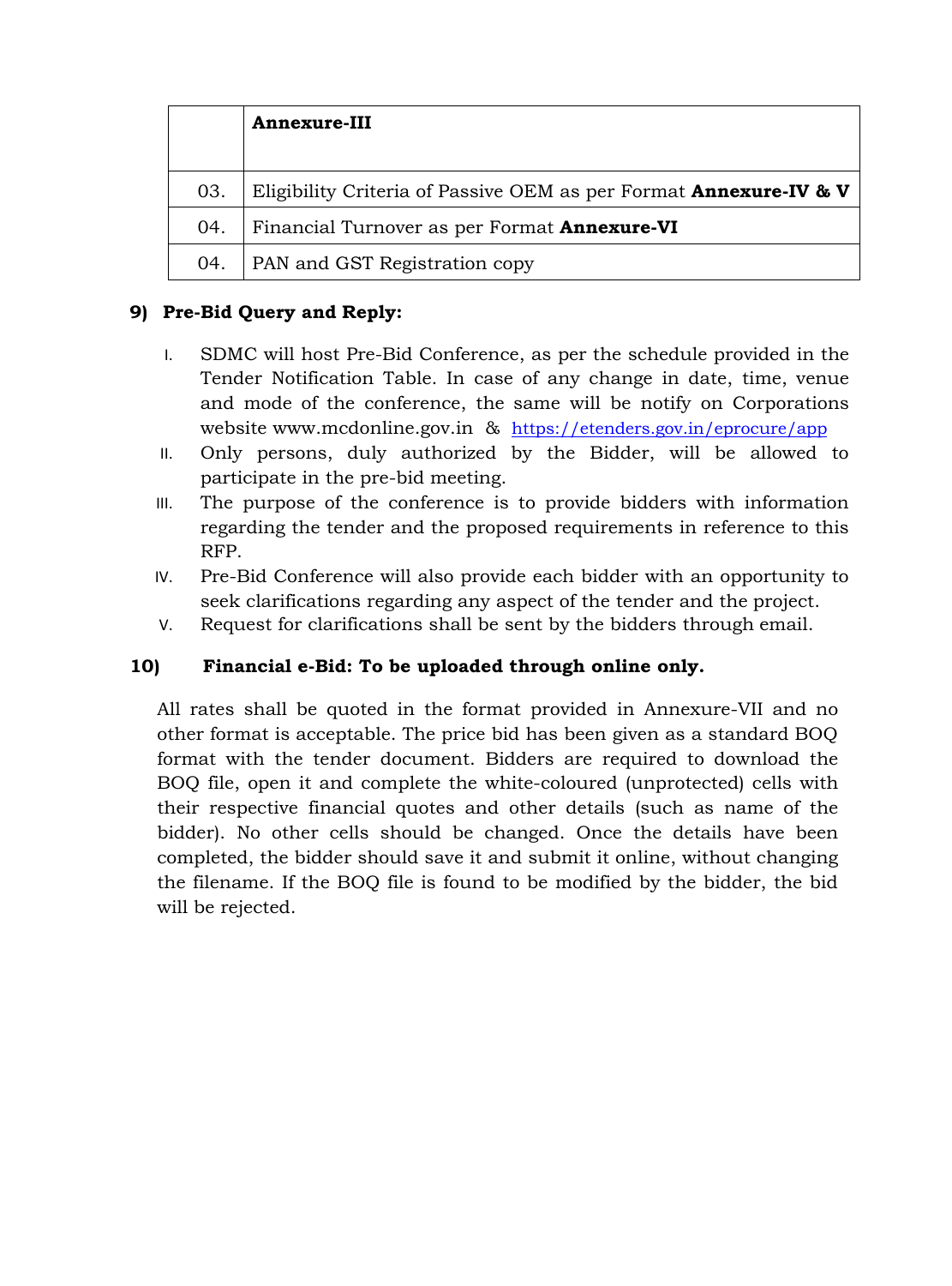| | |
|---|---|
| | **Annexure-III** |
| 03. | Eligibility Criteria of Passive OEM as per Format **Annexure-IV & V** |
| 04. | Financial Turnover as per Format **Annexure-VI** |
| 04. | PAN and GST Registration copy |

**9) Pre-Bid Query and Reply:**

I. SDMC will host Pre-Bid Conference, as per the schedule provided in the Tender Notification Table. In case of any change in date, time, venue and mode of the conference, the same will be notify on Corporations website www.mcdonline.gov.in & https://etenders.gov.in/eprocure/app

II. Only persons, duly authorized by the Bidder, will be allowed to participate in the pre-bid meeting.

III. The purpose of the conference is to provide bidders with information regarding the tender and the proposed requirements in reference to this RFP.

IV. Pre-Bid Conference will also provide each bidder with an opportunity to seek clarifications regarding any aspect of the tender and the project.

V. Request for clarifications shall be sent by the bidders through email.

**10) Financial e-Bid: To be uploaded through online only.**

All rates shall be quoted in the format provided in Annexure-VII and no other format is acceptable. The price bid has been given as a standard BOQ format with the tender document. Bidders are required to download the BOQ file, open it and complete the white-coloured (unprotected) cells with their respective financial quotes and other details (such as name of the bidder). No other cells should be changed. Once the details have been completed, the bidder should save it and submit it online, without changing the filename. If the BOQ file is found to be modified by the bidder, the bid will be rejected.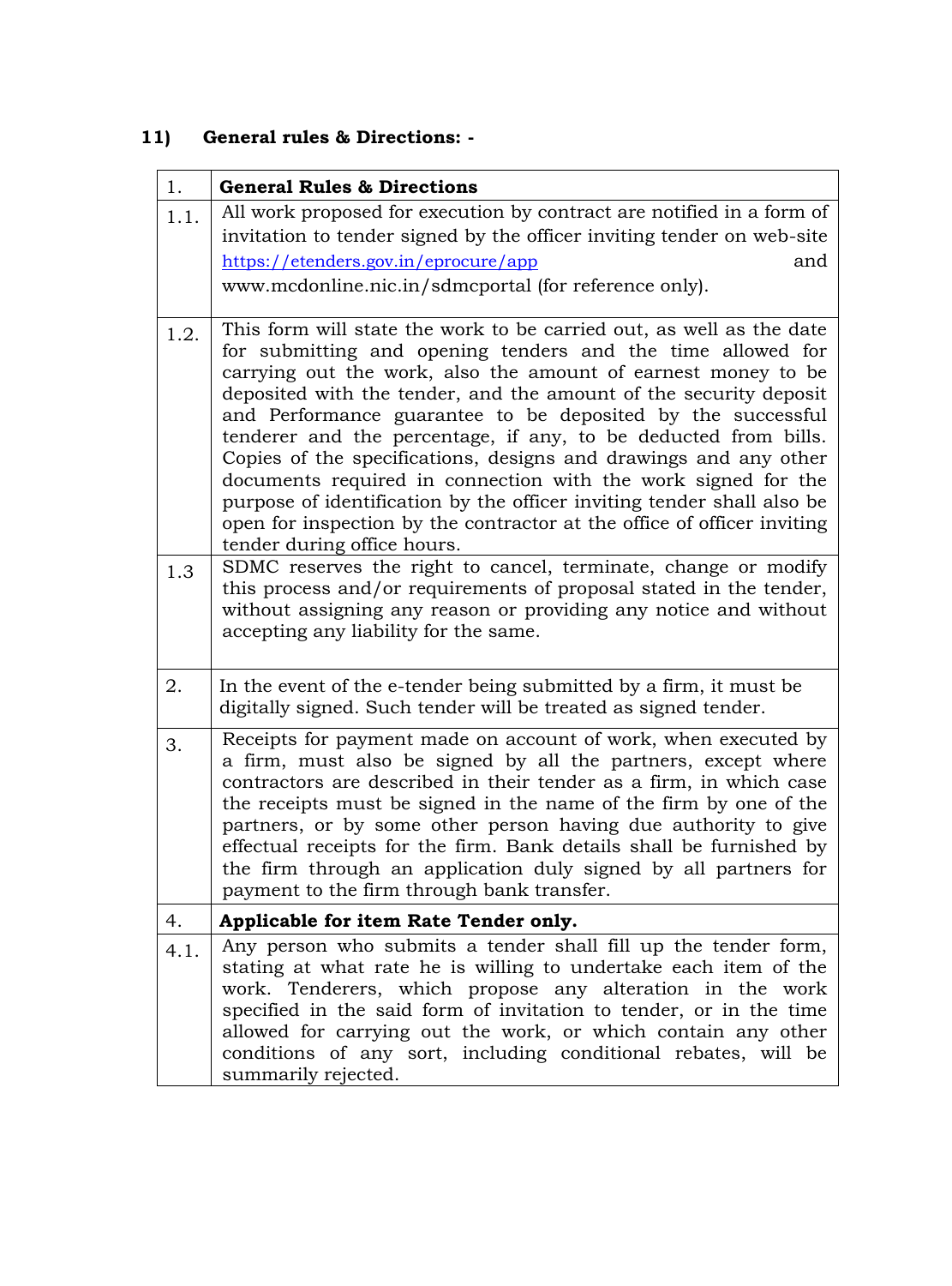## 11) General rules & Directions: -

| 1. | **General Rules & Directions** |
|---|---|
| 1.1. | All work proposed for execution by contract are notified in a form of invitation to tender signed by the officer inviting tender on web-site https://etenders.gov.in/eprocure/app and www.mcdonline.nic.in/sdmcportal (for reference only). |
| 1.2. | This form will state the work to be carried out, as well as the date for submitting and opening tenders and the time allowed for carrying out the work, also the amount of earnest money to be deposited with the tender, and the amount of the security deposit and Performance guarantee to be deposited by the successful tenderer and the percentage, if any, to be deducted from bills. Copies of the specifications, designs and drawings and any other documents required in connection with the work signed for the purpose of identification by the officer inviting tender shall also be open for inspection by the contractor at the office of officer inviting tender during office hours. |
| 1.3 | SDMC reserves the right to cancel, terminate, change or modify this process and/or requirements of proposal stated in the tender, without assigning any reason or providing any notice and without accepting any liability for the same. |
| 2. | In the event of the e-tender being submitted by a firm, it must be digitally signed. Such tender will be treated as signed tender. |
| 3. | Receipts for payment made on account of work, when executed by a firm, must also be signed by all the partners, except where contractors are described in their tender as a firm, in which case the receipts must be signed in the name of the firm by one of the partners, or by some other person having due authority to give effectual receipts for the firm. Bank details shall be furnished by the firm through an application duly signed by all partners for payment to the firm through bank transfer. |
| 4. | **Applicable for item Rate Tender only.** |
| 4.1. | Any person who submits a tender shall fill up the tender form, stating at what rate he is willing to undertake each item of the work. Tenderers, which propose any alteration in the work specified in the said form of invitation to tender, or in the time allowed for carrying out the work, or which contain any other conditions of any sort, including conditional rebates, will be summarily rejected. |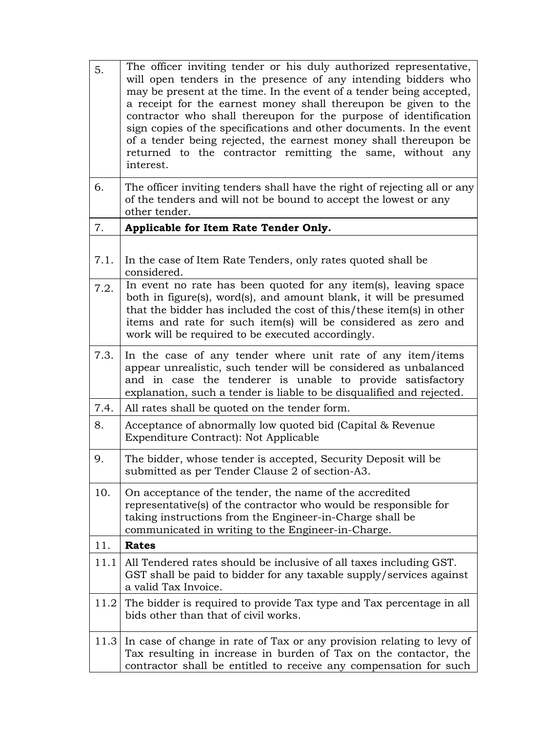| | |
|---|---|
| 5. | The officer inviting tender or his duly authorized representative, will open tenders in the presence of any intending bidders who may be present at the time. In the event of a tender being accepted, a receipt for the earnest money shall thereupon be given to the contractor who shall thereupon for the purpose of identification sign copies of the specifications and other documents. In the event of a tender being rejected, the earnest money shall thereupon be returned to the contractor remitting the same, without any interest. |
| 6. | The officer inviting tenders shall have the right of rejecting all or any of the tenders and will not be bound to accept the lowest or any other tender. |
| 7. | **Applicable for Item Rate Tender Only.** |
| 7.1. | In the case of Item Rate Tenders, only rates quoted shall be considered. |
| 7.2. | In event no rate has been quoted for any item(s), leaving space both in figure(s), word(s), and amount blank, it will be presumed that the bidder has included the cost of this/these item(s) in other items and rate for such item(s) will be considered as zero and work will be required to be executed accordingly. |
| 7.3. | In the case of any tender where unit rate of any item/items appear unrealistic, such tender will be considered as unbalanced and in case the tenderer is unable to provide satisfactory explanation, such a tender is liable to be disqualified and rejected. |
| 7.4. | All rates shall be quoted on the tender form. |
| 8. | Acceptance of abnormally low quoted bid (Capital & Revenue Expenditure Contract): Not Applicable |
| 9. | The bidder, whose tender is accepted, Security Deposit will be submitted as per Tender Clause 2 of section-A3. |
| 10. | On acceptance of the tender, the name of the accredited representative(s) of the contractor who would be responsible for taking instructions from the Engineer-in-Charge shall be communicated in writing to the Engineer-in-Charge. |
| 11. | **Rates** |
| 11.1 | All Tendered rates should be inclusive of all taxes including GST. GST shall be paid to bidder for any taxable supply/services against a valid Tax Invoice. |
| 11.2 | The bidder is required to provide Tax type and Tax percentage in all bids other than that of civil works. |
| 11.3 | In case of change in rate of Tax or any provision relating to levy of Tax resulting in increase in burden of Tax on the contactor, the contractor shall be entitled to receive any compensation for such |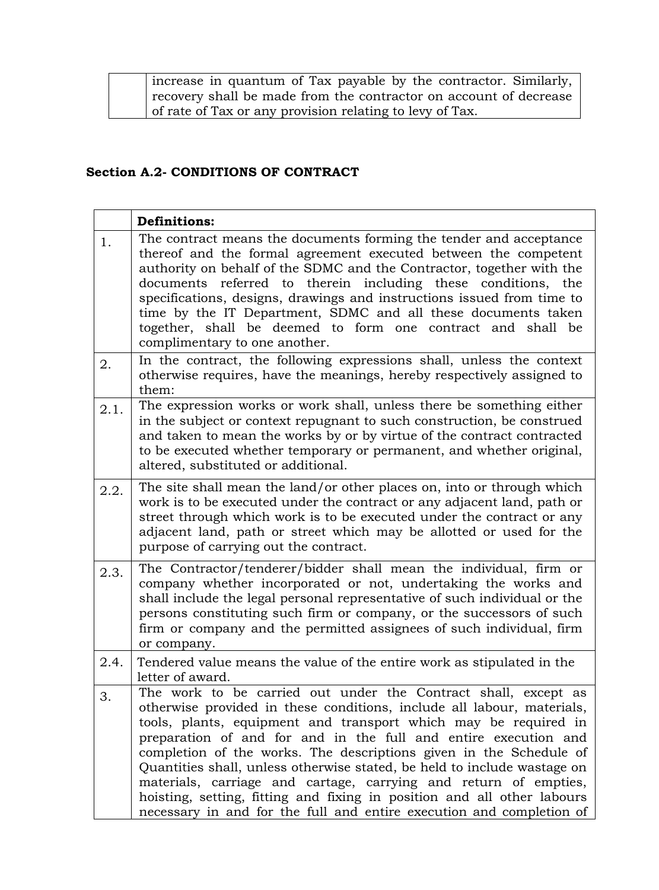| | |
|---|---|
| | increase in quantum of Tax payable by the contractor. Similarly, recovery shall be made from the contractor on account of decrease of rate of Tax or any provision relating to levy of Tax. |

**Section A.2- CONDITIONS OF CONTRACT**

| | **Definitions:** |
|---|---|
| 1. | The contract means the documents forming the tender and acceptance thereof and the formal agreement executed between the competent authority on behalf of the SDMC and the Contractor, together with the documents referred to therein including these conditions, the specifications, designs, drawings and instructions issued from time to time by the IT Department, SDMC and all these documents taken together, shall be deemed to form one contract and shall be complimentary to one another. |
| 2. | In the contract, the following expressions shall, unless the context otherwise requires, have the meanings, hereby respectively assigned to them: |
| 2.1. | The expression works or work shall, unless there be something either in the subject or context repugnant to such construction, be construed and taken to mean the works by or by virtue of the contract contracted to be executed whether temporary or permanent, and whether original, altered, substituted or additional. |
| 2.2. | The site shall mean the land/or other places on, into or through which work is to be executed under the contract or any adjacent land, path or street through which work is to be executed under the contract or any adjacent land, path or street which may be allotted or used for the purpose of carrying out the contract. |
| 2.3. | The Contractor/tenderer/bidder shall mean the individual, firm or company whether incorporated or not, undertaking the works and shall include the legal personal representative of such individual or the persons constituting such firm or company, or the successors of such firm or company and the permitted assignees of such individual, firm or company. |
| 2.4. | Tendered value means the value of the entire work as stipulated in the letter of award. |
| 3. | The work to be carried out under the Contract shall, except as otherwise provided in these conditions, include all labour, materials, tools, plants, equipment and transport which may be required in preparation of and for and in the full and entire execution and completion of the works. The descriptions given in the Schedule of Quantities shall, unless otherwise stated, be held to include wastage on materials, carriage and cartage, carrying and return of empties, hoisting, setting, fitting and fixing in position and all other labours necessary in and for the full and entire execution and completion of |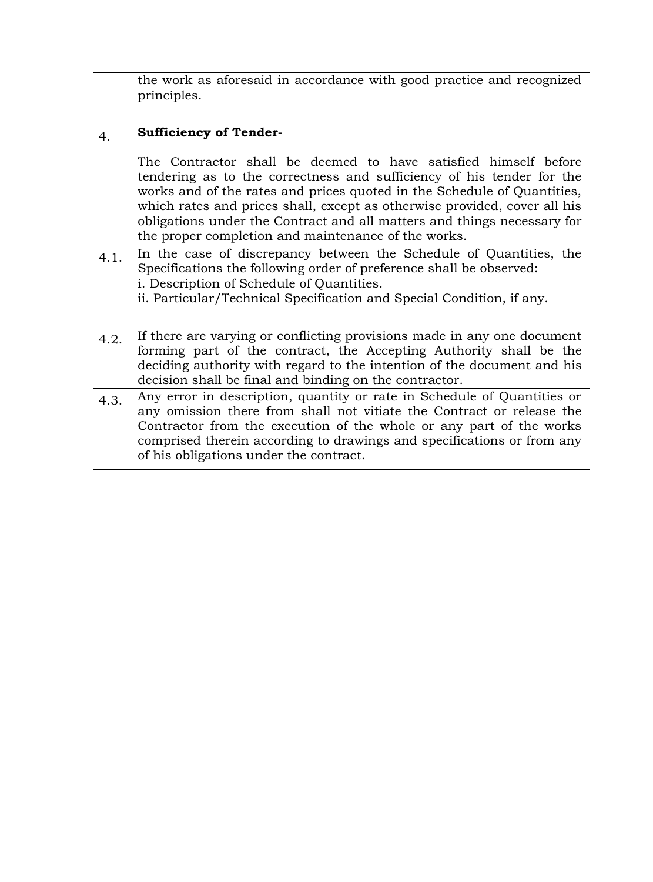|  |  |
|---|---|
|  | the work as aforesaid in accordance with good practice and recognized principles. |
| 4. | **Sufficiency of Tender-**<br><br>The Contractor shall be deemed to have satisfied himself before tendering as to the correctness and sufficiency of his tender for the works and of the rates and prices quoted in the Schedule of Quantities, which rates and prices shall, except as otherwise provided, cover all his obligations under the Contract and all matters and things necessary for the proper completion and maintenance of the works. |
| 4.1. | In the case of discrepancy between the Schedule of Quantities, the Specifications the following order of preference shall be observed:<br>i. Description of Schedule of Quantities.<br>ii. Particular/Technical Specification and Special Condition, if any. |
| 4.2. | If there are varying or conflicting provisions made in any one document forming part of the contract, the Accepting Authority shall be the deciding authority with regard to the intention of the document and his decision shall be final and binding on the contractor. |
| 4.3. | Any error in description, quantity or rate in Schedule of Quantities or any omission there from shall not vitiate the Contract or release the Contractor from the execution of the whole or any part of the works comprised therein according to drawings and specifications or from any of his obligations under the contract. |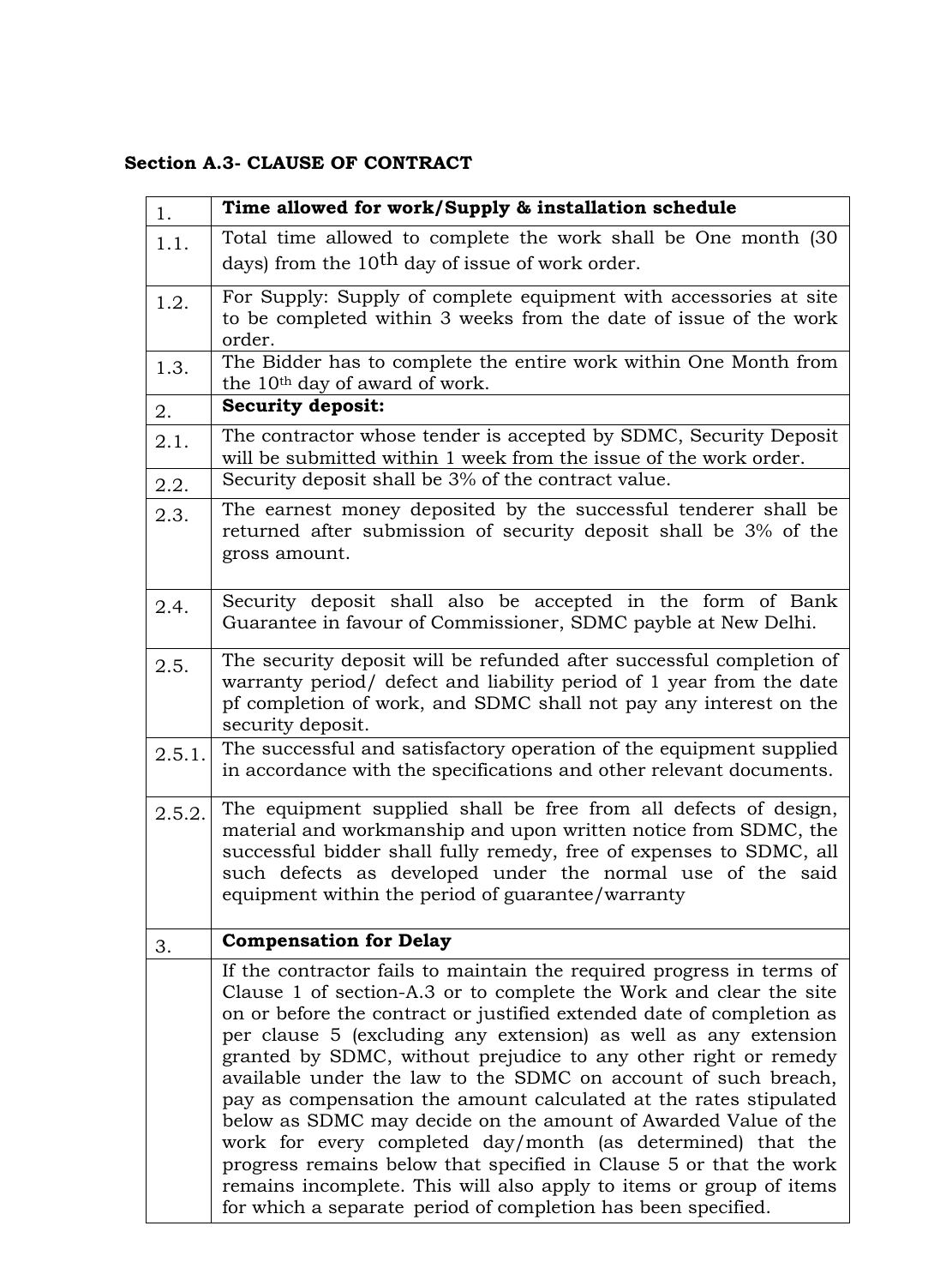**Section A.3- CLAUSE OF CONTRACT**

| 1. | **Time allowed for work/Supply & installation schedule** |
|---|---|
| 1.1. | Total time allowed to complete the work shall be One month (30 days) from the 10th day of issue of work order. |
| 1.2. | For Supply: Supply of complete equipment with accessories at site to be completed within 3 weeks from the date of issue of the work order. |
| 1.3. | The Bidder has to complete the entire work within One Month from the 10th day of award of work. |
| 2. | **Security deposit:** |
| 2.1. | The contractor whose tender is accepted by SDMC, Security Deposit will be submitted within 1 week from the issue of the work order. |
| 2.2. | Security deposit shall be 3% of the contract value. |
| 2.3. | The earnest money deposited by the successful tenderer shall be returned after submission of security deposit shall be 3% of the gross amount. |
| 2.4. | Security deposit shall also be accepted in the form of Bank Guarantee in favour of Commissioner, SDMC payble at New Delhi. |
| 2.5. | The security deposit will be refunded after successful completion of warranty period/ defect and liability period of 1 year from the date pf completion of work, and SDMC shall not pay any interest on the security deposit. |
| 2.5.1. | The successful and satisfactory operation of the equipment supplied in accordance with the specifications and other relevant documents. |
| 2.5.2. | The equipment supplied shall be free from all defects of design, material and workmanship and upon written notice from SDMC, the successful bidder shall fully remedy, free of expenses to SDMC, all such defects as developed under the normal use of the said equipment within the period of guarantee/warranty |
| 3. | **Compensation for Delay** |
| | If the contractor fails to maintain the required progress in terms of Clause 1 of section-A.3 or to complete the Work and clear the site on or before the contract or justified extended date of completion as per clause 5 (excluding any extension) as well as any extension granted by SDMC, without prejudice to any other right or remedy available under the law to the SDMC on account of such breach, pay as compensation the amount calculated at the rates stipulated below as SDMC may decide on the amount of Awarded Value of the work for every completed day/month (as determined) that the progress remains below that specified in Clause 5 or that the work remains incomplete. This will also apply to items or group of items for which a separate period of completion has been specified. |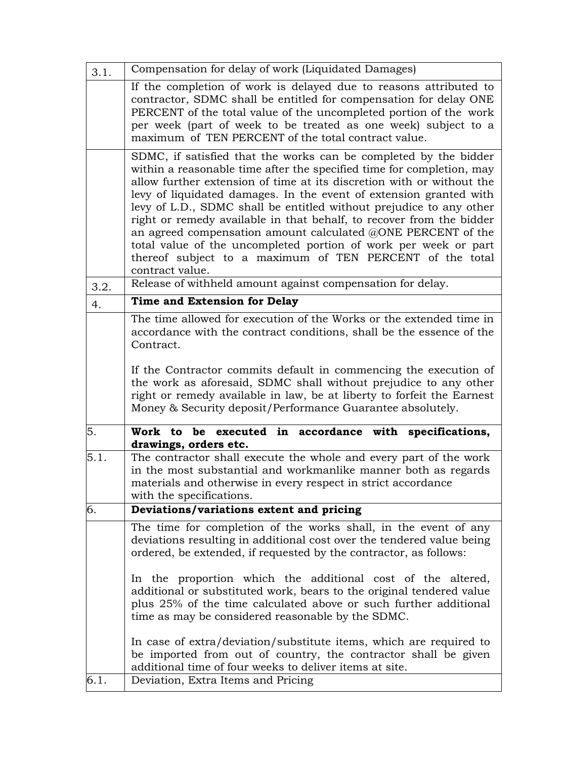| 3.1. | Compensation for delay of work (Liquidated Damages) |
|---|---|
| | If the completion of work is delayed due to reasons attributed to contractor, SDMC shall be entitled for compensation for delay ONE PERCENT of the total value of the uncompleted portion of the work per week (part of week to be treated as one week) subject to a maximum of TEN PERCENT of the total contract value. |
| | SDMC, if satisfied that the works can be completed by the bidder within a reasonable time after the specified time for completion, may allow further extension of time at its discretion with or without the levy of liquidated damages. In the event of extension granted with levy of L.D., SDMC shall be entitled without prejudice to any other right or remedy available in that behalf, to recover from the bidder an agreed compensation amount calculated @ONE PERCENT of the total value of the uncompleted portion of work per week or part thereof subject to a maximum of TEN PERCENT of the total contract value. |
| 3.2. | Release of withheld amount against compensation for delay. |
| 4. | **Time and Extension for Delay** |
| | The time allowed for execution of the Works or the extended time in accordance with the contract conditions, shall be the essence of the Contract.<br><br>If the Contractor commits default in commencing the execution of the work as aforesaid, SDMC shall without prejudice to any other right or remedy available in law, be at liberty to forfeit the Earnest Money & Security deposit/Performance Guarantee absolutely. |
| 5. | **Work to be executed in accordance with specifications, drawings, orders etc.** |
| 5.1. | The contractor shall execute the whole and every part of the work in the most substantial and workmanlike manner both as regards materials and otherwise in every respect in strict accordance with the specifications. |
| 6. | **Deviations/variations extent and pricing** |
| | The time for completion of the works shall, in the event of any deviations resulting in additional cost over the tendered value being ordered, be extended, if requested by the contractor, as follows:<br><br>In the proportion which the additional cost of the altered, additional or substituted work, bears to the original tendered value plus 25% of the time calculated above or such further additional time as may be considered reasonable by the SDMC.<br><br>In case of extra/deviation/substitute items, which are required to be imported from out of country, the contractor shall be given additional time of four weeks to deliver items at site. |
| 6.1. | Deviation, Extra Items and Pricing |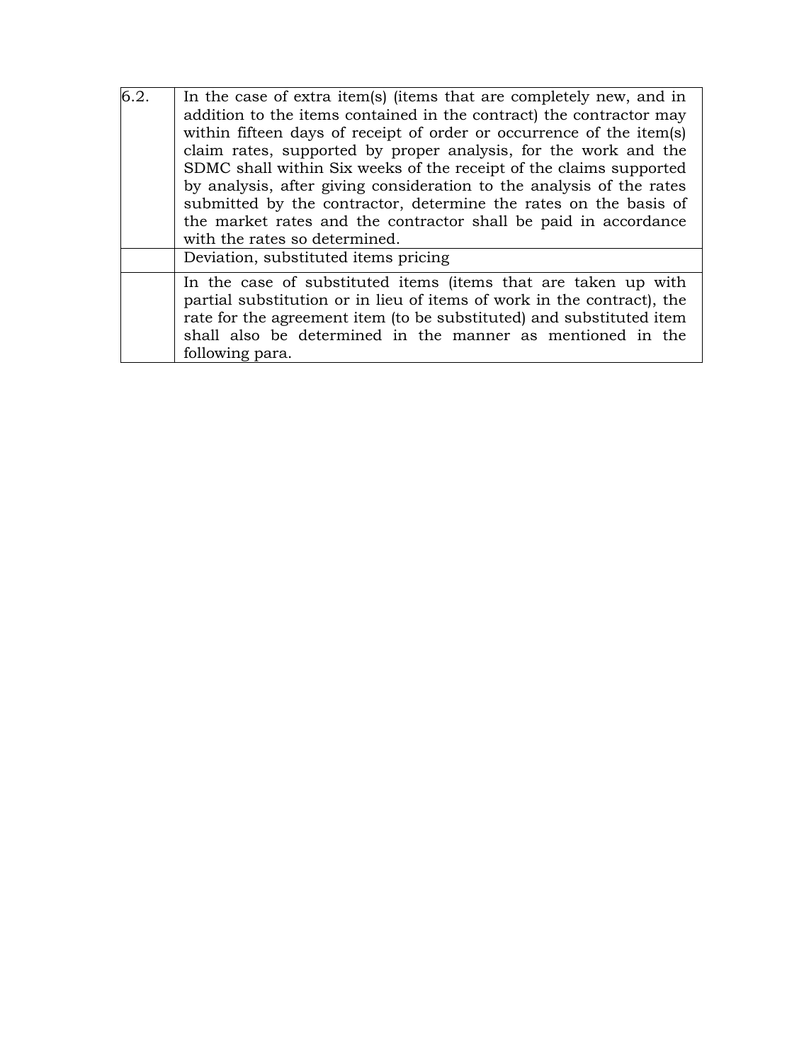| 6.2. | In the case of extra item(s) (items that are completely new, and in addition to the items contained in the contract) the contractor may within fifteen days of receipt of order or occurrence of the item(s) claim rates, supported by proper analysis, for the work and the SDMC shall within Six weeks of the receipt of the claims supported by analysis, after giving consideration to the analysis of the rates submitted by the contractor, determine the rates on the basis of the market rates and the contractor shall be paid in accordance with the rates so determined. |
|---|---|
| | Deviation, substituted items pricing |
| | In the case of substituted items (items that are taken up with partial substitution or in lieu of items of work in the contract), the rate for the agreement item (to be substituted) and substituted item shall also be determined in the manner as mentioned in the following para. |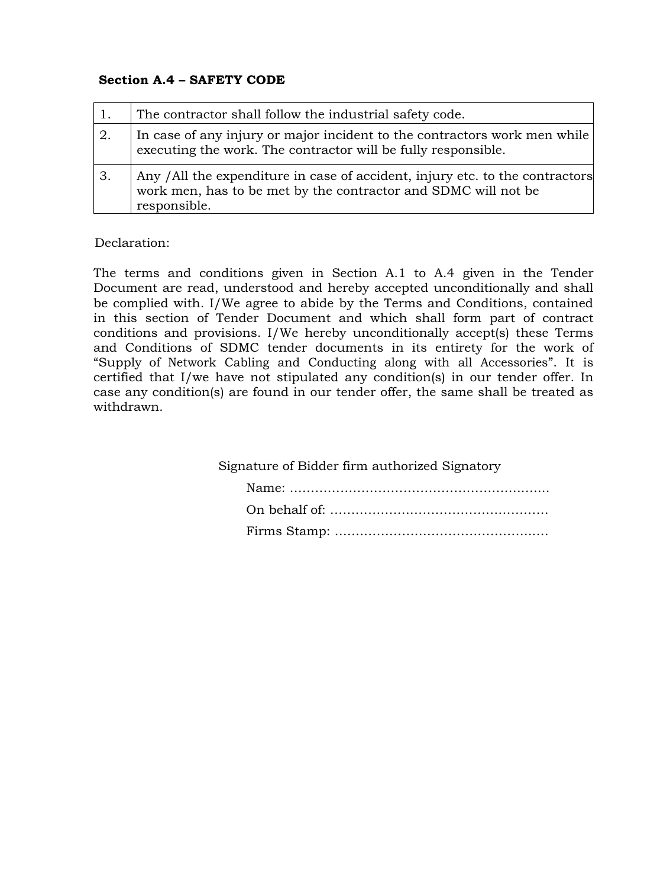**Section A.4 – SAFETY CODE**

| | |
|---|---|
| 1. | The contractor shall follow the industrial safety code. |
| 2. | In case of any injury or major incident to the contractors work men while executing the work. The contractor will be fully responsible. |
| 3. | Any /All the expenditure in case of accident, injury etc. to the contractors work men, has to be met by the contractor and SDMC will not be responsible. |

Declaration:

The terms and conditions given in Section A.1 to A.4 given in the Tender Document are read, understood and hereby accepted unconditionally and shall be complied with. I/We agree to abide by the Terms and Conditions, contained in this section of Tender Document and which shall form part of contract conditions and provisions. I/We hereby unconditionally accept(s) these Terms and Conditions of SDMC tender documents in its entirety for the work of "Supply of Network Cabling and Conducting along with all Accessories". It is certified that I/we have not stipulated any condition(s) in our tender offer. In case any condition(s) are found in our tender offer, the same shall be treated as withdrawn.

Signature of Bidder firm authorized Signatory

Name: ……………………………………………………..

On behalf of: ……………………………………………

Firms Stamp: ……………………………………………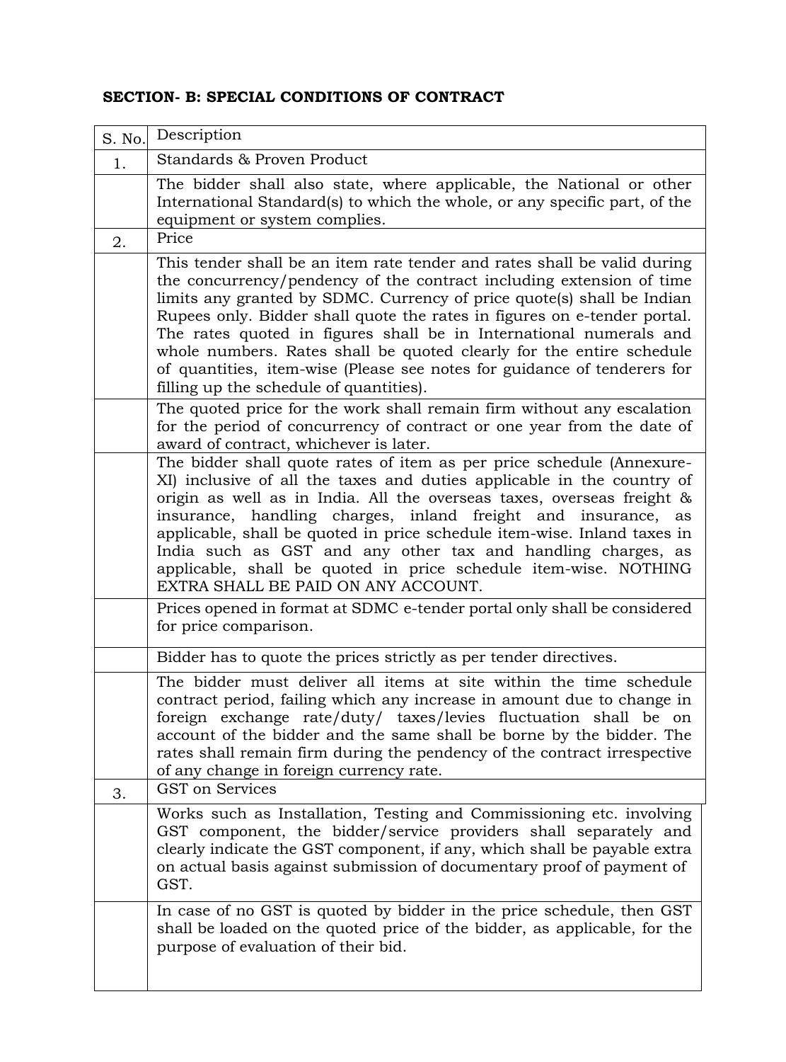**SECTION- B: SPECIAL CONDITIONS OF CONTRACT**

| S. No. | Description |
|---|---|
| 1. | Standards & Proven Product |
| | The bidder shall also state, where applicable, the National or other International Standard(s) to which the whole, or any specific part, of the equipment or system complies. |
| 2. | Price |
| | This tender shall be an item rate tender and rates shall be valid during the concurrency/pendency of the contract including extension of time limits any granted by SDMC. Currency of price quote(s) shall be Indian Rupees only. Bidder shall quote the rates in figures on e-tender portal. The rates quoted in figures shall be in International numerals and whole numbers. Rates shall be quoted clearly for the entire schedule of quantities, item-wise (Please see notes for guidance of tenderers for filling up the schedule of quantities). |
| | The quoted price for the work shall remain firm without any escalation for the period of concurrency of contract or one year from the date of award of contract, whichever is later. |
| | The bidder shall quote rates of item as per price schedule (Annexure-XI) inclusive of all the taxes and duties applicable in the country of origin as well as in India. All the overseas taxes, overseas freight & insurance, handling charges, inland freight and insurance, as applicable, shall be quoted in price schedule item-wise. Inland taxes in India such as GST and any other tax and handling charges, as applicable, shall be quoted in price schedule item-wise. NOTHING EXTRA SHALL BE PAID ON ANY ACCOUNT. |
| | Prices opened in format at SDMC e-tender portal only shall be considered for price comparison. |
| | Bidder has to quote the prices strictly as per tender directives. |
| | The bidder must deliver all items at site within the time schedule contract period, failing which any increase in amount due to change in foreign exchange rate/duty/ taxes/levies fluctuation shall be on account of the bidder and the same shall be borne by the bidder. The rates shall remain firm during the pendency of the contract irrespective of any change in foreign currency rate. |
| 3. | GST on Services |
| | Works such as Installation, Testing and Commissioning etc. involving GST component, the bidder/service providers shall separately and clearly indicate the GST component, if any, which shall be payable extra on actual basis against submission of documentary proof of payment of GST. |
| | In case of no GST is quoted by bidder in the price schedule, then GST shall be loaded on the quoted price of the bidder, as applicable, for the purpose of evaluation of their bid. |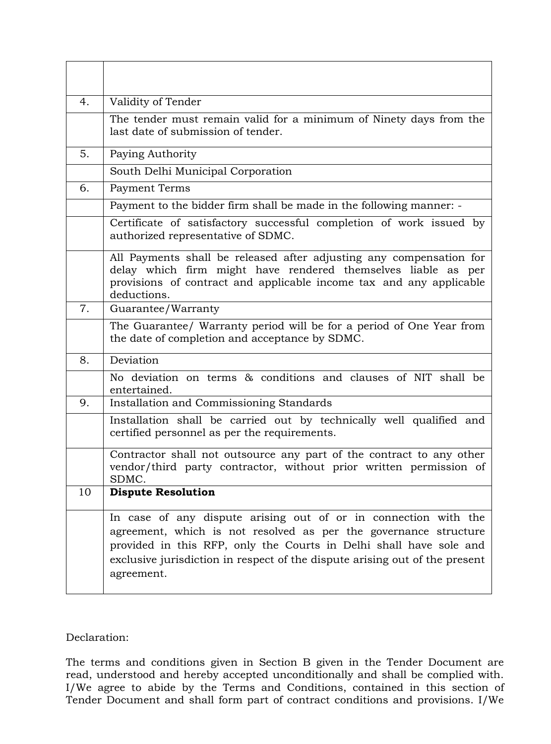| | |
|---|---|
| 4. | Validity of Tender |
| | The tender must remain valid for a minimum of Ninety days from the last date of submission of tender. |
| 5. | Paying Authority |
| | South Delhi Municipal Corporation |
| 6. | Payment Terms |
| | Payment to the bidder firm shall be made in the following manner: - |
| | Certificate of satisfactory successful completion of work issued by authorized representative of SDMC. |
| | All Payments shall be released after adjusting any compensation for delay which firm might have rendered themselves liable as per provisions of contract and applicable income tax and any applicable deductions. |
| 7. | Guarantee/Warranty |
| | The Guarantee/ Warranty period will be for a period of One Year from the date of completion and acceptance by SDMC. |
| 8. | Deviation |
| | No deviation on terms & conditions and clauses of NIT shall be entertained. |
| 9. | Installation and Commissioning Standards |
| | Installation shall be carried out by technically well qualified and certified personnel as per the requirements. |
| | Contractor shall not outsource any part of the contract to any other vendor/third party contractor, without prior written permission of SDMC. |
| 10 | **Dispute Resolution** |
| | In case of any dispute arising out of or in connection with the agreement, which is not resolved as per the governance structure provided in this RFP, only the Courts in Delhi shall have sole and exclusive jurisdiction in respect of the dispute arising out of the present agreement. |

Declaration:

The terms and conditions given in Section B given in the Tender Document are read, understood and hereby accepted unconditionally and shall be complied with. I/We agree to abide by the Terms and Conditions, contained in this section of Tender Document and shall form part of contract conditions and provisions. I/We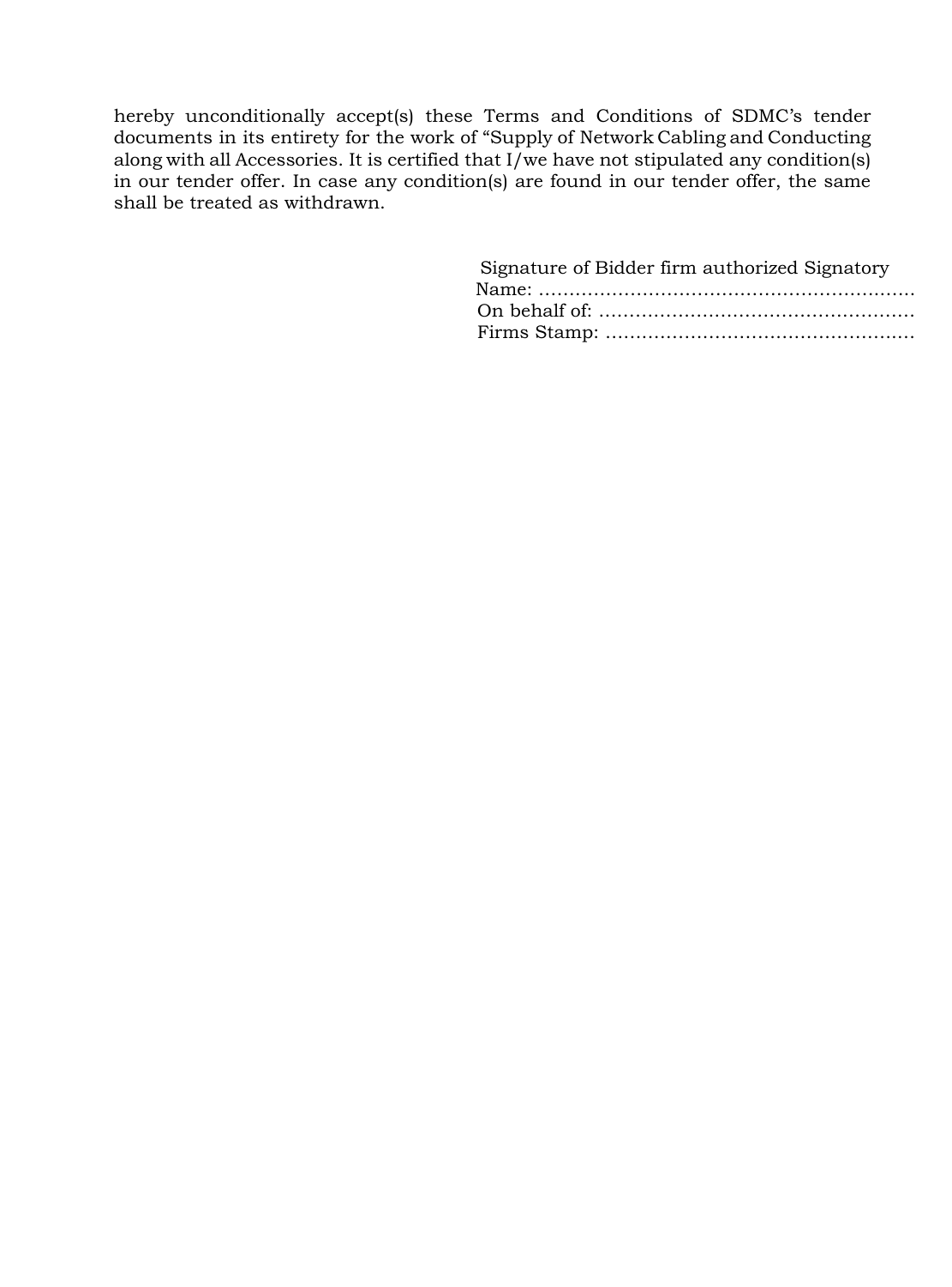hereby unconditionally accept(s) these Terms and Conditions of SDMC's tender documents in its entirety for the work of "Supply of Network Cabling and Conducting along with all Accessories. It is certified that I/we have not stipulated any condition(s) in our tender offer. In case any condition(s) are found in our tender offer, the same shall be treated as withdrawn.

Signature of Bidder firm authorized Signatory
Name: ……………………………………………………
On behalf of: ……………………………………………
Firms Stamp: ……………………………………………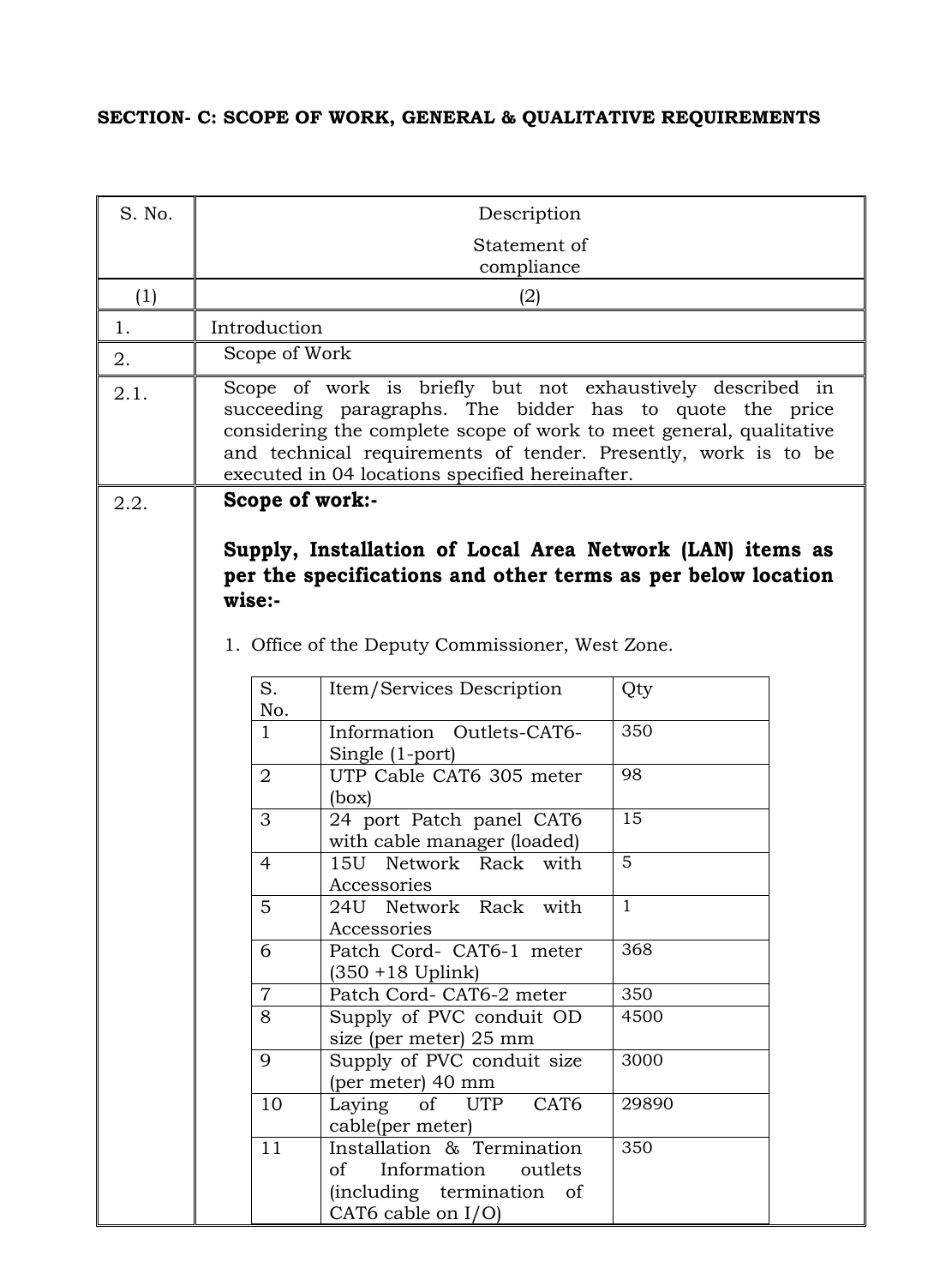**SECTION- C: SCOPE OF WORK, GENERAL & QUALITATIVE REQUIREMENTS**

| S. No. | Description<br>Statement of compliance |
|---|---|
| (1) | (2) |
| 1. | Introduction |
| 2. | Scope of Work |
| 2.1. | Scope of work is briefly but not exhaustively described in succeeding paragraphs. The bidder has to quote the price considering the complete scope of work to meet general, qualitative and technical requirements of tender. Presently, work is to be executed in 04 locations specified hereinafter. |
| 2.2. | **Scope of work:-**<br><br>**Supply, Installation of Local Area Network (LAN) items as per the specifications and other terms as per below location wise:-**<br><br>1. Office of the Deputy Commissioner, West Zone. |

| S. No. | Item/Services Description | Qty |
|---|---|---|
| 1 | Information Outlets-CAT6-Single (1-port) | 350 |
| 2 | UTP Cable CAT6 305 meter (box) | 98 |
| 3 | 24 port Patch panel CAT6 with cable manager (loaded) | 15 |
| 4 | 15U Network Rack with Accessories | 5 |
| 5 | 24U Network Rack with Accessories | 1 |
| 6 | Patch Cord- CAT6-1 meter (350 +18 Uplink) | 368 |
| 7 | Patch Cord- CAT6-2 meter | 350 |
| 8 | Supply of PVC conduit OD size (per meter) 25 mm | 4500 |
| 9 | Supply of PVC conduit size (per meter) 40 mm | 3000 |
| 10 | Laying of UTP CAT6 cable(per meter) | 29890 |
| 11 | Installation & Termination of Information outlets (including termination of CAT6 cable on I/O) | 350 |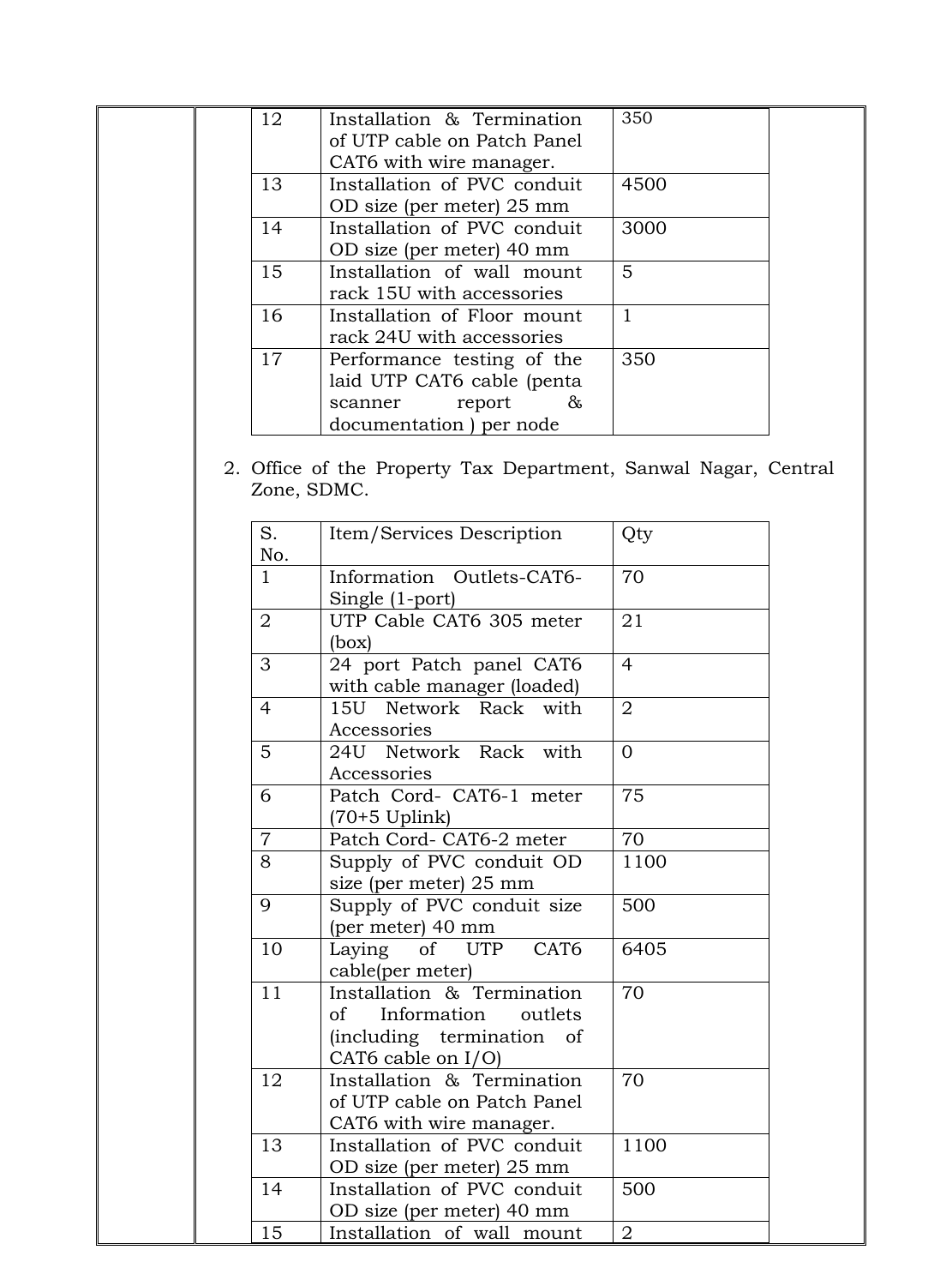| 12 | Installation & Termination of UTP cable on Patch Panel CAT6 with wire manager. | 350 |
|---|---|---|
| 13 | Installation of PVC conduit OD size (per meter) 25 mm | 4500 |
| 14 | Installation of PVC conduit OD size (per meter) 40 mm | 3000 |
| 15 | Installation of wall mount rack 15U with accessories | 5 |
| 16 | Installation of Floor mount rack 24U with accessories | 1 |
| 17 | Performance testing of the laid UTP CAT6 cable (penta scanner report & documentation ) per node | 350 |

2. Office of the Property Tax Department, Sanwal Nagar, Central Zone, SDMC.

| S. No. | Item/Services Description | Qty |
|---|---|---|
| 1 | Information Outlets-CAT6-Single (1-port) | 70 |
| 2 | UTP Cable CAT6 305 meter (box) | 21 |
| 3 | 24 port Patch panel CAT6 with cable manager (loaded) | 4 |
| 4 | 15U Network Rack with Accessories | 2 |
| 5 | 24U Network Rack with Accessories | 0 |
| 6 | Patch Cord- CAT6-1 meter (70+5 Uplink) | 75 |
| 7 | Patch Cord- CAT6-2 meter | 70 |
| 8 | Supply of PVC conduit OD size (per meter) 25 mm | 1100 |
| 9 | Supply of PVC conduit size (per meter) 40 mm | 500 |
| 10 | Laying of UTP CAT6 cable(per meter) | 6405 |
| 11 | Installation & Termination of Information outlets (including termination of CAT6 cable on I/O) | 70 |
| 12 | Installation & Termination of UTP cable on Patch Panel CAT6 with wire manager. | 70 |
| 13 | Installation of PVC conduit OD size (per meter) 25 mm | 1100 |
| 14 | Installation of PVC conduit OD size (per meter) 40 mm | 500 |
| 15 | Installation of wall mount | 2 |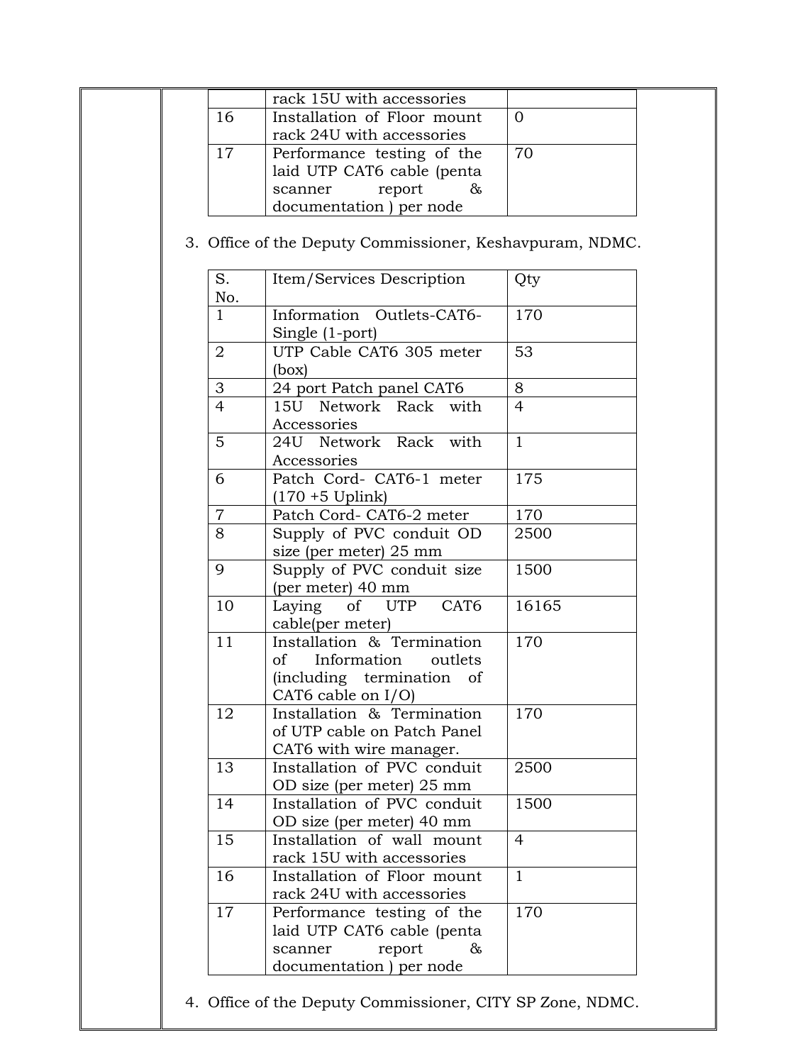| | | |
|---|---|---|
| | rack 15U with accessories | |
| 16 | Installation of Floor mount rack 24U with accessories | 0 |
| 17 | Performance testing of the laid UTP CAT6 cable (penta scanner report & documentation ) per node | 70 |

3. Office of the Deputy Commissioner, Keshavpuram, NDMC.

| S. No. | Item/Services Description | Qty |
|---|---|---|
| 1 | Information Outlets-CAT6-Single (1-port) | 170 |
| 2 | UTP Cable CAT6 305 meter (box) | 53 |
| 3 | 24 port Patch panel CAT6 | 8 |
| 4 | 15U Network Rack with Accessories | 4 |
| 5 | 24U Network Rack with Accessories | 1 |
| 6 | Patch Cord- CAT6-1 meter (170 +5 Uplink) | 175 |
| 7 | Patch Cord- CAT6-2 meter | 170 |
| 8 | Supply of PVC conduit OD size (per meter) 25 mm | 2500 |
| 9 | Supply of PVC conduit size (per meter) 40 mm | 1500 |
| 10 | Laying of UTP CAT6 cable(per meter) | 16165 |
| 11 | Installation & Termination of Information outlets (including termination of CAT6 cable on I/O) | 170 |
| 12 | Installation & Termination of UTP cable on Patch Panel CAT6 with wire manager. | 170 |
| 13 | Installation of PVC conduit OD size (per meter) 25 mm | 2500 |
| 14 | Installation of PVC conduit OD size (per meter) 40 mm | 1500 |
| 15 | Installation of wall mount rack 15U with accessories | 4 |
| 16 | Installation of Floor mount rack 24U with accessories | 1 |
| 17 | Performance testing of the laid UTP CAT6 cable (penta scanner report & documentation ) per node | 170 |

4. Office of the Deputy Commissioner, CITY SP Zone, NDMC.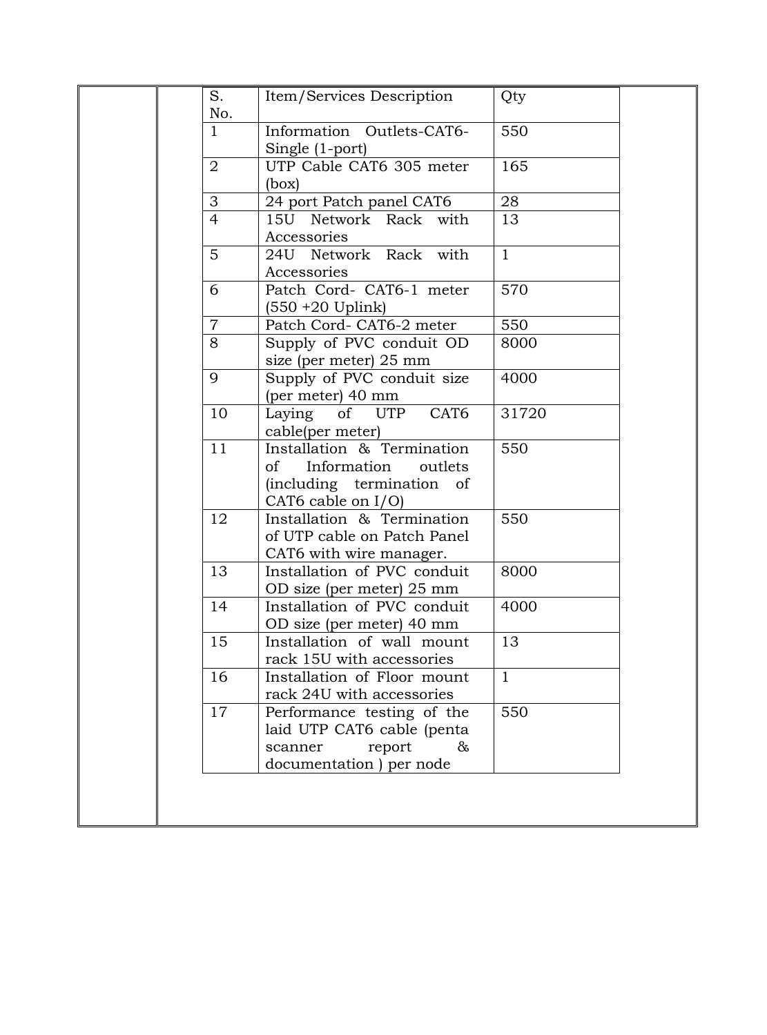| S. No. | Item/Services Description | Qty |
|---|---|---|
| 1 | Information Outlets-CAT6-Single (1-port) | 550 |
| 2 | UTP Cable CAT6 305 meter (box) | 165 |
| 3 | 24 port Patch panel CAT6 | 28 |
| 4 | 15U Network Rack with Accessories | 13 |
| 5 | 24U Network Rack with Accessories | 1 |
| 6 | Patch Cord- CAT6-1 meter (550 +20 Uplink) | 570 |
| 7 | Patch Cord- CAT6-2 meter | 550 |
| 8 | Supply of PVC conduit OD size (per meter) 25 mm | 8000 |
| 9 | Supply of PVC conduit size (per meter) 40 mm | 4000 |
| 10 | Laying of UTP CAT6 cable(per meter) | 31720 |
| 11 | Installation & Termination of Information outlets (including termination of CAT6 cable on I/O) | 550 |
| 12 | Installation & Termination of UTP cable on Patch Panel CAT6 with wire manager. | 550 |
| 13 | Installation of PVC conduit OD size (per meter) 25 mm | 8000 |
| 14 | Installation of PVC conduit OD size (per meter) 40 mm | 4000 |
| 15 | Installation of wall mount rack 15U with accessories | 13 |
| 16 | Installation of Floor mount rack 24U with accessories | 1 |
| 17 | Performance testing of the laid UTP CAT6 cable (penta scanner report & documentation ) per node | 550 |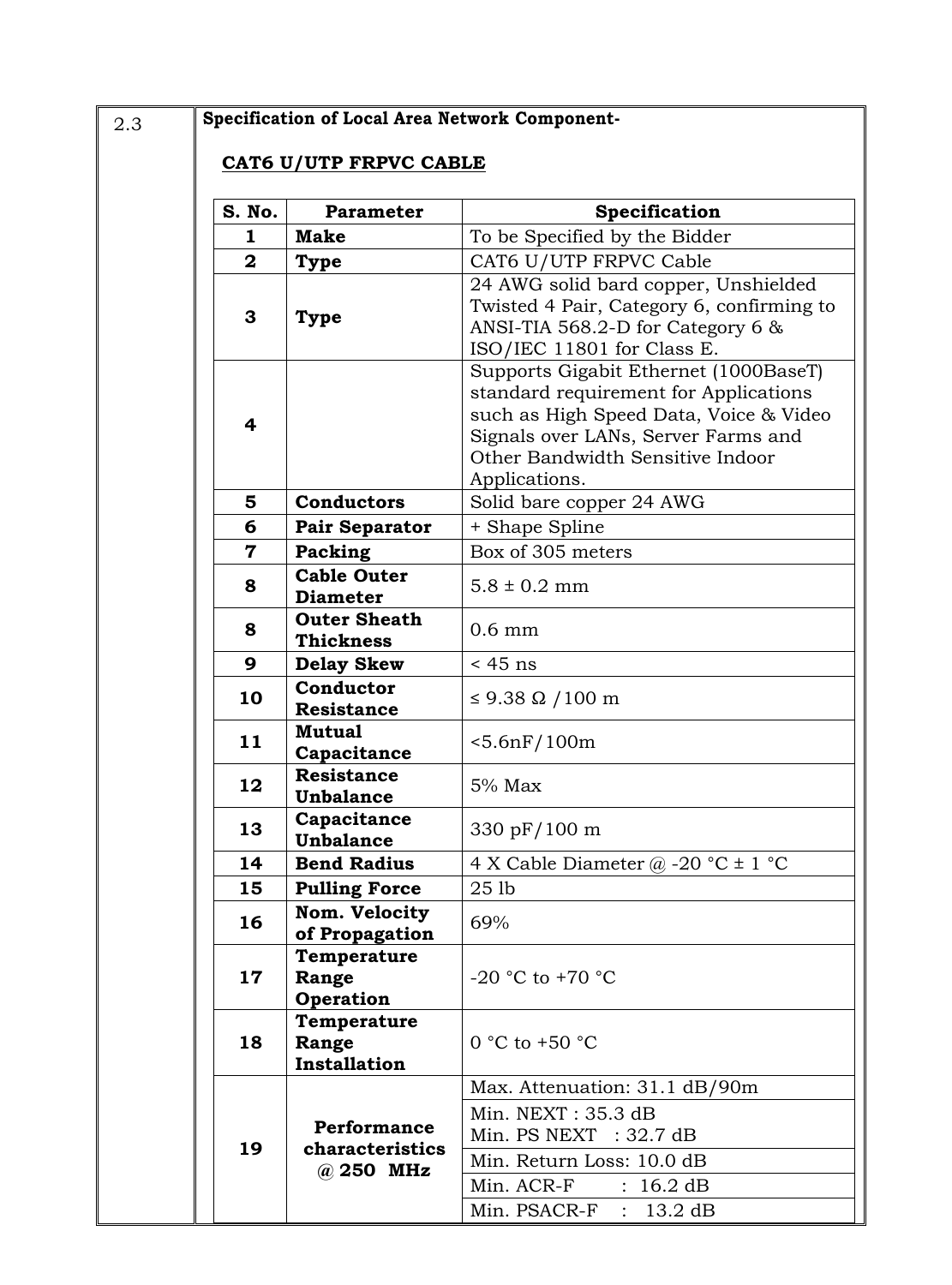2.3

**Specification of Local Area Network Component-**

**CAT6 U/UTP FRPVC CABLE**

| S. No. | Parameter | Specification |
|---|---|---|
| 1 | **Make** | To be Specified by the Bidder |
| 2 | **Type** | CAT6 U/UTP FRPVC Cable |
| 3 | **Type** | 24 AWG solid bard copper, Unshielded Twisted 4 Pair, Category 6, confirming to ANSI-TIA 568.2-D for Category 6 & ISO/IEC 11801 for Class E. |
| 4 | | Supports Gigabit Ethernet (1000BaseT) standard requirement for Applications such as High Speed Data, Voice & Video Signals over LANs, Server Farms and Other Bandwidth Sensitive Indoor Applications. |
| 5 | **Conductors** | Solid bare copper 24 AWG |
| 6 | **Pair Separator** | + Shape Spline |
| 7 | **Packing** | Box of 305 meters |
| 8 | **Cable Outer Diameter** | 5.8 ± 0.2 mm |
| 8 | **Outer Sheath Thickness** | 0.6 mm |
| 9 | **Delay Skew** | < 45 ns |
| 10 | **Conductor Resistance** | ≤ 9.38 Ω /100 m |
| 11 | **Mutual Capacitance** | <5.6nF/100m |
| 12 | **Resistance Unbalance** | 5% Max |
| 13 | **Capacitance Unbalance** | 330 pF/100 m |
| 14 | **Bend Radius** | 4 X Cable Diameter @ -20 °C ± 1 °C |
| 15 | **Pulling Force** | 25 lb |
| 16 | **Nom. Velocity of Propagation** | 69% |
| 17 | **Temperature Range Operation** | -20 °C to +70 °C |
| 18 | **Temperature Range Installation** | 0 °C to +50 °C |
| 19 | **Performance characteristics @ 250 MHz** | Max. Attenuation: 31.1 dB/90m |
| | | Min. NEXT : 35.3 dB<br>Min. PS NEXT : 32.7 dB |
| | | Min. Return Loss: 10.0 dB |
| | | Min. ACR-F : 16.2 dB |
| | | Min. PSACR-F : 13.2 dB |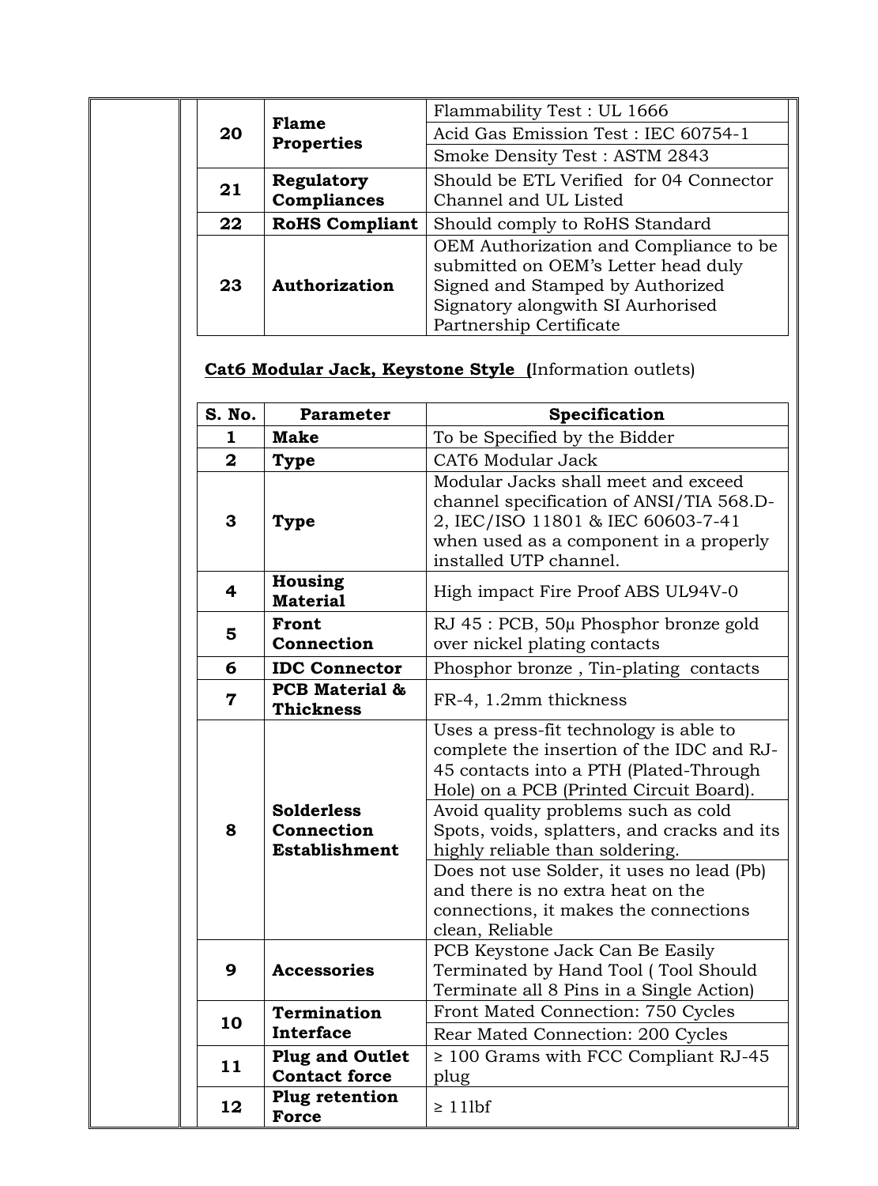| | | |
|---|---|---|
| 20 | **Flame Properties** | Flammability Test : UL 1666 |
| | | Acid Gas Emission Test : IEC 60754-1 |
| | | Smoke Density Test : ASTM 2843 |
| 21 | **Regulatory Compliances** | Should be ETL Verified for 04 Connector Channel and UL Listed |
| 22 | **RoHS Compliant** | Should comply to RoHS Standard |
| 23 | **Authorization** | OEM Authorization and Compliance to be submitted on OEM's Letter head duly Signed and Stamped by Authorized Signatory alongwith SI Aurhorised Partnership Certificate |

**Cat6 Modular Jack, Keystone Style (**Information outlets)

| S. No. | Parameter | Specification |
|---|---|---|
| 1 | **Make** | To be Specified by the Bidder |
| 2 | **Type** | CAT6 Modular Jack |
| 3 | **Type** | Modular Jacks shall meet and exceed channel specification of ANSI/TIA 568.D-2, IEC/ISO 11801 & IEC 60603-7-41 when used as a component in a properly installed UTP channel. |
| 4 | **Housing Material** | High impact Fire Proof ABS UL94V-0 |
| 5 | **Front Connection** | RJ 45 : PCB, 50µ Phosphor bronze gold over nickel plating contacts |
| 6 | **IDC Connector** | Phosphor bronze , Tin-plating contacts |
| 7 | **PCB Material & Thickness** | FR-4, 1.2mm thickness |
| 8 | **Solderless Connection Establishment** | Uses a press-fit technology is able to complete the insertion of the IDC and RJ-45 contacts into a PTH (Plated-Through Hole) on a PCB (Printed Circuit Board). |
| | | Avoid quality problems such as cold Spots, voids, splatters, and cracks and its highly reliable than soldering. |
| | | Does not use Solder, it uses no lead (Pb) and there is no extra heat on the connections, it makes the connections clean, Reliable |
| 9 | **Accessories** | PCB Keystone Jack Can Be Easily Terminated by Hand Tool ( Tool Should Terminate all 8 Pins in a Single Action) |
| 10 | **Termination Interface** | Front Mated Connection: 750 Cycles |
| | | Rear Mated Connection: 200 Cycles |
| 11 | **Plug and Outlet Contact force** | ≥ 100 Grams with FCC Compliant RJ-45 plug |
| 12 | **Plug retention Force** | ≥ 11lbf |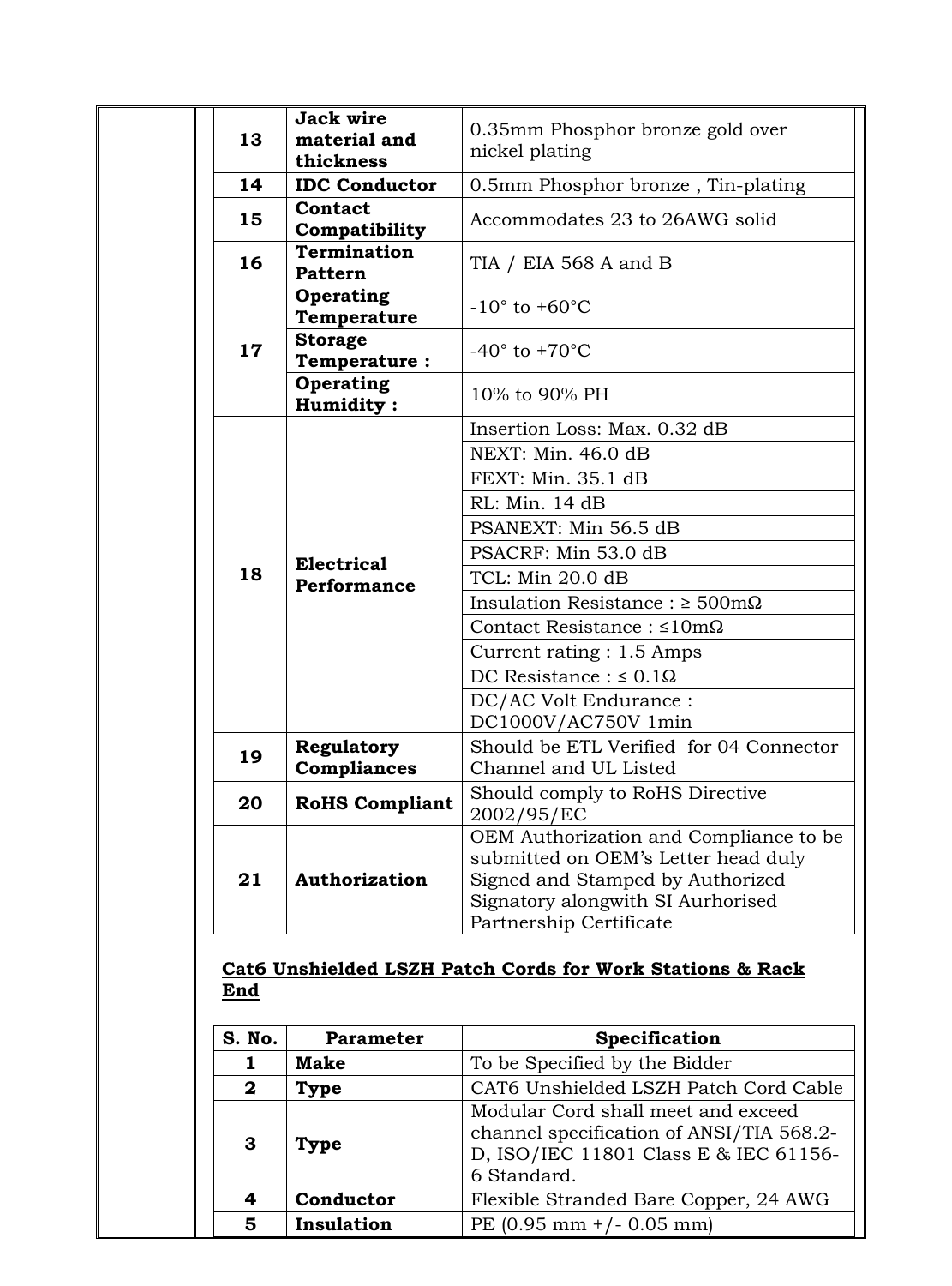| | | |
|---|---|---|
| 13 | **Jack wire material and thickness** | 0.35mm Phosphor bronze gold over nickel plating |
| 14 | **IDC Conductor** | 0.5mm Phosphor bronze , Tin-plating |
| 15 | **Contact Compatibility** | Accommodates 23 to 26AWG solid |
| 16 | **Termination Pattern** | TIA / EIA 568 A and B |
| 17 | **Operating Temperature** | -10° to +60°C |
| | **Storage Temperature :** | -40° to +70°C |
| | **Operating Humidity :** | 10% to 90% PH |
| 18 | **Electrical Performance** | Insertion Loss: Max. 0.32 dB |
| | | NEXT: Min. 46.0 dB |
| | | FEXT: Min. 35.1 dB |
| | | RL: Min. 14 dB |
| | | PSANEXT: Min 56.5 dB |
| | | PSACRF: Min 53.0 dB |
| | | TCL: Min 20.0 dB |
| | | Insulation Resistance : ≥ 500mΩ |
| | | Contact Resistance : ≤10mΩ |
| | | Current rating : 1.5 Amps |
| | | DC Resistance : ≤ 0.1Ω |
| | | DC/AC Volt Endurance : DC1000V/AC750V 1min |
| 19 | **Regulatory Compliances** | Should be ETL Verified for 04 Connector Channel and UL Listed |
| 20 | **RoHS Compliant** | Should comply to RoHS Directive 2002/95/EC |
| 21 | **Authorization** | OEM Authorization and Compliance to be submitted on OEM's Letter head duly Signed and Stamped by Authorized Signatory alongwith SI Aurhorised Partnership Certificate |

**Cat6 Unshielded LSZH Patch Cords for Work Stations & Rack End**

| S. No. | Parameter | Specification |
|---|---|---|
| 1 | **Make** | To be Specified by the Bidder |
| 2 | **Type** | CAT6 Unshielded LSZH Patch Cord Cable |
| 3 | **Type** | Modular Cord shall meet and exceed channel specification of ANSI/TIA 568.2-D, ISO/IEC 11801 Class E & IEC 61156-6 Standard. |
| 4 | **Conductor** | Flexible Stranded Bare Copper, 24 AWG |
| 5 | **Insulation** | PE (0.95 mm +/- 0.05 mm) |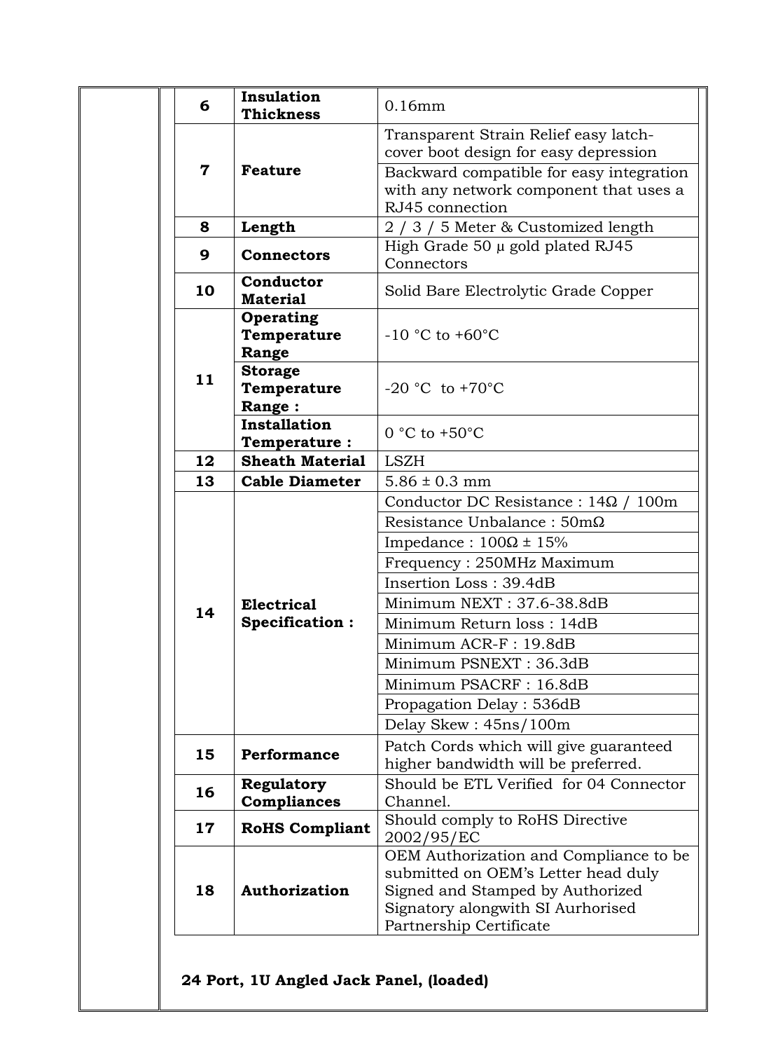| | | |
|---|---|---|
| 6 | **Insulation Thickness** | 0.16mm |
| 7 | **Feature** | Transparent Strain Relief easy latch-cover boot design for easy depression |
| | | Backward compatible for easy integration with any network component that uses a RJ45 connection |
| 8 | **Length** | 2 / 3 / 5 Meter & Customized length |
| 9 | **Connectors** | High Grade 50 µ gold plated RJ45 Connectors |
| 10 | **Conductor Material** | Solid Bare Electrolytic Grade Copper |
| 11 | **Operating Temperature Range** | -10 °C to +60°C |
| | **Storage Temperature Range :** | -20 °C to +70°C |
| | **Installation Temperature :** | 0 °C to +50°C |
| 12 | **Sheath Material** | LSZH |
| 13 | **Cable Diameter** | 5.86 ± 0.3 mm |
| 14 | **Electrical Specification :** | Conductor DC Resistance : 14Ω / 100m |
| | | Resistance Unbalance : 50mΩ |
| | | Impedance : 100Ω ± 15% |
| | | Frequency : 250MHz Maximum |
| | | Insertion Loss : 39.4dB |
| | | Minimum NEXT : 37.6-38.8dB |
| | | Minimum Return loss : 14dB |
| | | Minimum ACR-F : 19.8dB |
| | | Minimum PSNEXT : 36.3dB |
| | | Minimum PSACRF : 16.8dB |
| | | Propagation Delay : 536dB |
| | | Delay Skew : 45ns/100m |
| 15 | **Performance** | Patch Cords which will give guaranteed higher bandwidth will be preferred. |
| 16 | **Regulatory Compliances** | Should be ETL Verified for 04 Connector Channel. |
| 17 | **RoHS Compliant** | Should comply to RoHS Directive 2002/95/EC |
| 18 | **Authorization** | OEM Authorization and Compliance to be submitted on OEM's Letter head duly Signed and Stamped by Authorized Signatory alongwith SI Aurhorised Partnership Certificate |

**24 Port, 1U Angled Jack Panel, (loaded)**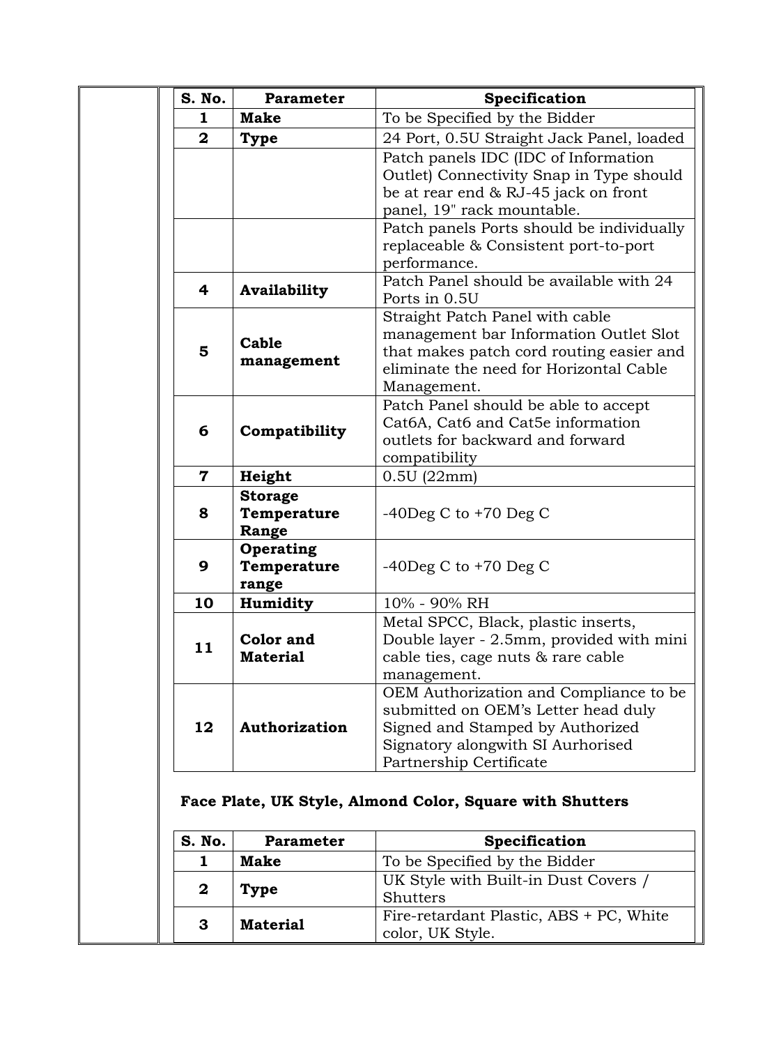| S. No. | Parameter | Specification |
|---|---|---|
| 1 | **Make** | To be Specified by the Bidder |
| 2 | **Type** | 24 Port, 0.5U Straight Jack Panel, loaded |
| | | Patch panels IDC (IDC of Information Outlet) Connectivity Snap in Type should be at rear end & RJ-45 jack on front panel, 19" rack mountable. |
| | | Patch panels Ports should be individually replaceable & Consistent port-to-port performance. |
| 4 | **Availability** | Patch Panel should be available with 24 Ports in 0.5U |
| 5 | **Cable management** | Straight Patch Panel with cable management bar Information Outlet Slot that makes patch cord routing easier and eliminate the need for Horizontal Cable Management. |
| 6 | **Compatibility** | Patch Panel should be able to accept Cat6A, Cat6 and Cat5e information outlets for backward and forward compatibility |
| 7 | **Height** | 0.5U (22mm) |
| 8 | **Storage Temperature Range** | -40Deg C to +70 Deg C |
| 9 | **Operating Temperature range** | -40Deg C to +70 Deg C |
| 10 | **Humidity** | 10% - 90% RH |
| 11 | **Color and Material** | Metal SPCC, Black, plastic inserts, Double layer - 2.5mm, provided with mini cable ties, cage nuts & rare cable management. |
| 12 | **Authorization** | OEM Authorization and Compliance to be submitted on OEM's Letter head duly Signed and Stamped by Authorized Signatory alongwith SI Aurhorised Partnership Certificate |

**Face Plate, UK Style, Almond Color, Square with Shutters**

| S. No. | Parameter | Specification |
|---|---|---|
| 1 | **Make** | To be Specified by the Bidder |
| 2 | **Type** | UK Style with Built-in Dust Covers / Shutters |
| 3 | **Material** | Fire-retardant Plastic, ABS + PC, White color, UK Style. |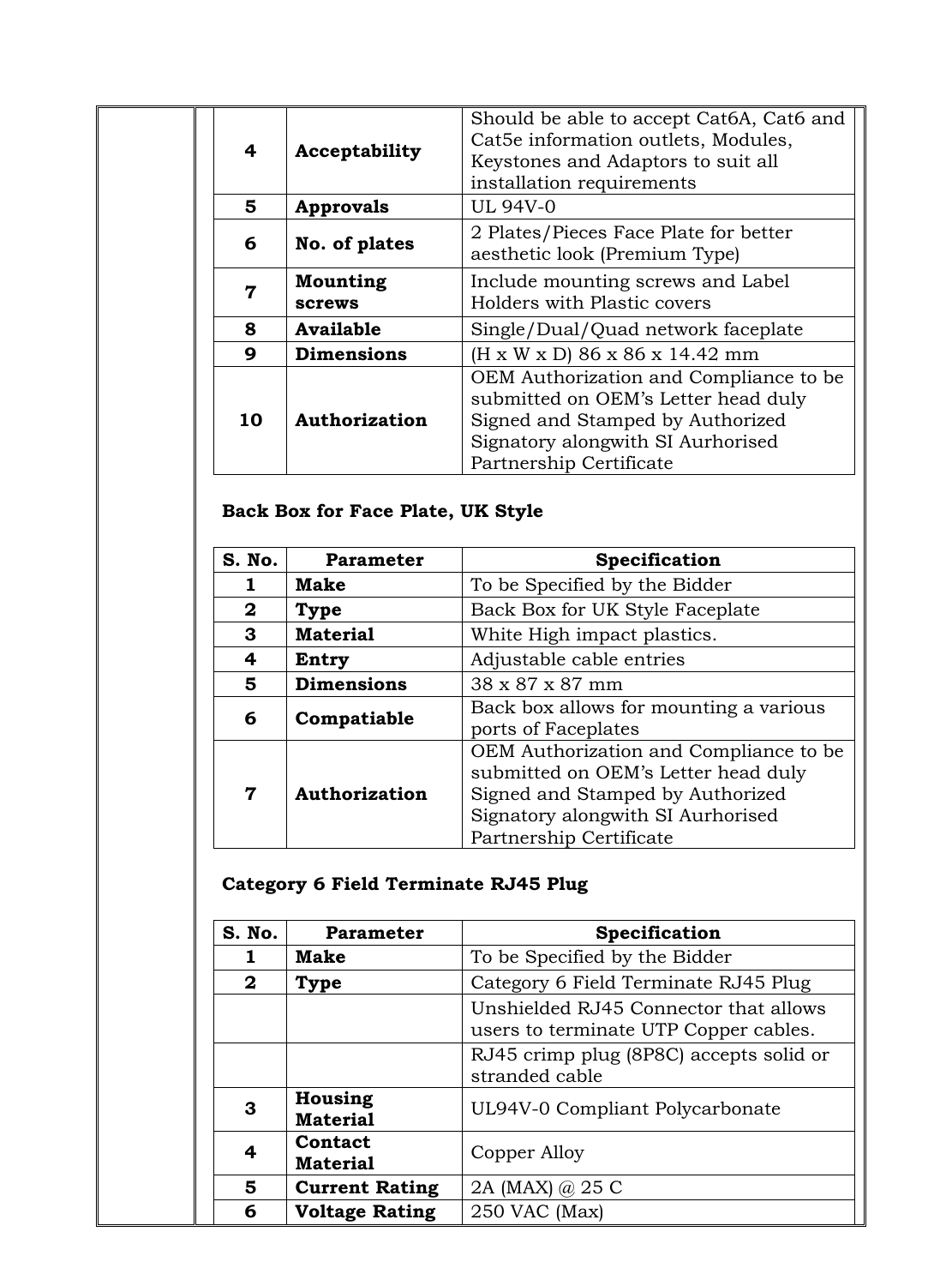| | | |
|---|---|---|
| 4 | **Acceptability** | Should be able to accept Cat6A, Cat6 and Cat5e information outlets, Modules, Keystones and Adaptors to suit all installation requirements |
| 5 | **Approvals** | UL 94V-0 |
| 6 | **No. of plates** | 2 Plates/Pieces Face Plate for better aesthetic look (Premium Type) |
| 7 | **Mounting screws** | Include mounting screws and Label Holders with Plastic covers |
| 8 | **Available** | Single/Dual/Quad network faceplate |
| 9 | **Dimensions** | (H x W x D) 86 x 86 x 14.42 mm |
| 10 | **Authorization** | OEM Authorization and Compliance to be submitted on OEM's Letter head duly Signed and Stamped by Authorized Signatory alongwith SI Aurhorised Partnership Certificate |

**Back Box for Face Plate, UK Style**

| S. No. | Parameter | Specification |
|---|---|---|
| 1 | **Make** | To be Specified by the Bidder |
| 2 | **Type** | Back Box for UK Style Faceplate |
| 3 | **Material** | White High impact plastics. |
| 4 | **Entry** | Adjustable cable entries |
| 5 | **Dimensions** | 38 x 87 x 87 mm |
| 6 | **Compatiable** | Back box allows for mounting a various ports of Faceplates |
| 7 | **Authorization** | OEM Authorization and Compliance to be submitted on OEM's Letter head duly Signed and Stamped by Authorized Signatory alongwith SI Aurhorised Partnership Certificate |

**Category 6 Field Terminate RJ45 Plug**

| S. No. | Parameter | Specification |
|---|---|---|
| 1 | **Make** | To be Specified by the Bidder |
| 2 | **Type** | Category 6 Field Terminate RJ45 Plug |
| | | Unshielded RJ45 Connector that allows users to terminate UTP Copper cables. |
| | | RJ45 crimp plug (8P8C) accepts solid or stranded cable |
| 3 | **Housing Material** | UL94V-0 Compliant Polycarbonate |
| 4 | **Contact Material** | Copper Alloy |
| 5 | **Current Rating** | 2A (MAX) @ 25 C |
| 6 | **Voltage Rating** | 250 VAC (Max) |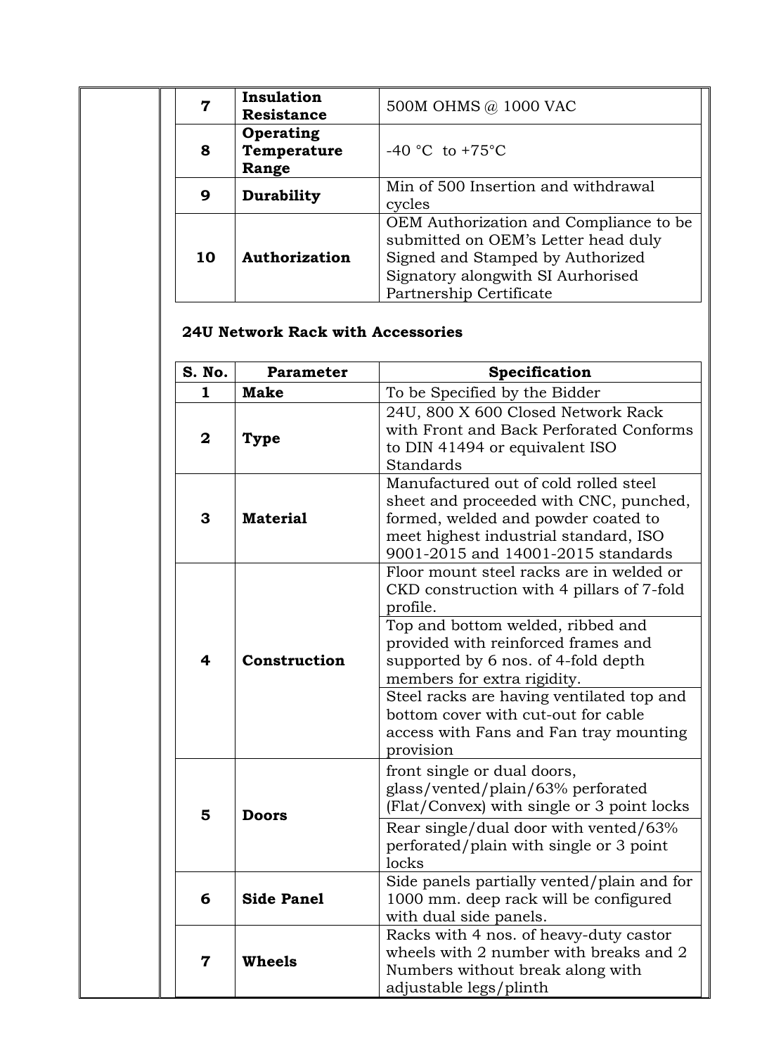| | | |
|---|---|---|
| 7 | **Insulation Resistance** | 500M OHMS @ 1000 VAC |
| 8 | **Operating Temperature Range** | -40 °C to +75°C |
| 9 | **Durability** | Min of 500 Insertion and withdrawal cycles |
| 10 | **Authorization** | OEM Authorization and Compliance to be submitted on OEM's Letter head duly Signed and Stamped by Authorized Signatory alongwith SI Aurhorised Partnership Certificate |

**24U Network Rack with Accessories**

| S. No. | Parameter | Specification |
|---|---|---|
| 1 | **Make** | To be Specified by the Bidder |
| 2 | **Type** | 24U, 800 X 600 Closed Network Rack with Front and Back Perforated Conforms to DIN 41494 or equivalent ISO Standards |
| 3 | **Material** | Manufactured out of cold rolled steel sheet and proceeded with CNC, punched, formed, welded and powder coated to meet highest industrial standard, ISO 9001-2015 and 14001-2015 standards |
| 4 | **Construction** | Floor mount steel racks are in welded or CKD construction with 4 pillars of 7-fold profile. |
| | | Top and bottom welded, ribbed and provided with reinforced frames and supported by 6 nos. of 4-fold depth members for extra rigidity. |
| | | Steel racks are having ventilated top and bottom cover with cut-out for cable access with Fans and Fan tray mounting provision |
| 5 | **Doors** | front single or dual doors, glass/vented/plain/63% perforated (Flat/Convex) with single or 3 point locks |
| | | Rear single/dual door with vented/63% perforated/plain with single or 3 point locks |
| 6 | **Side Panel** | Side panels partially vented/plain and for 1000 mm. deep rack will be configured with dual side panels. |
| 7 | **Wheels** | Racks with 4 nos. of heavy-duty castor wheels with 2 number with breaks and 2 Numbers without break along with adjustable legs/plinth |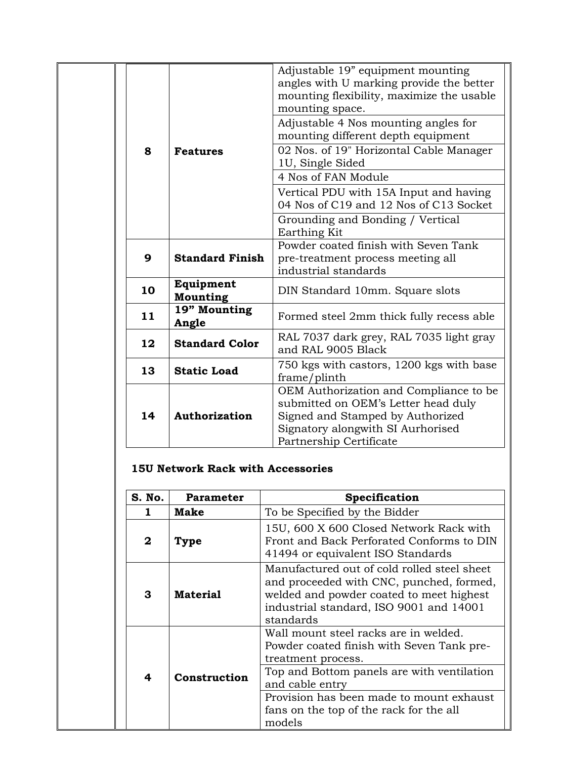| | | |
|---|---|---|
| 8 | **Features** | Adjustable 19” equipment mounting angles with U marking provide the better mounting flexibility, maximize the usable mounting space. |
| | | Adjustable 4 Nos mounting angles for mounting different depth equipment |
| | | 02 Nos. of 19" Horizontal Cable Manager 1U, Single Sided |
| | | 4 Nos of FAN Module |
| | | Vertical PDU with 15A Input and having 04 Nos of C19 and 12 Nos of C13 Socket |
| | | Grounding and Bonding / Vertical Earthing Kit |
| 9 | **Standard Finish** | Powder coated finish with Seven Tank pre-treatment process meeting all industrial standards |
| 10 | **Equipment Mounting** | DIN Standard 10mm. Square slots |
| 11 | **19” Mounting Angle** | Formed steel 2mm thick fully recess able |
| 12 | **Standard Color** | RAL 7037 dark grey, RAL 7035 light gray and RAL 9005 Black |
| 13 | **Static Load** | 750 kgs with castors, 1200 kgs with base frame/plinth |
| 14 | **Authorization** | OEM Authorization and Compliance to be submitted on OEM’s Letter head duly Signed and Stamped by Authorized Signatory alongwith SI Aurhorised Partnership Certificate |

**15U Network Rack with Accessories**

| S. No. | Parameter | Specification |
|---|---|---|
| 1 | **Make** | To be Specified by the Bidder |
| 2 | **Type** | 15U, 600 X 600 Closed Network Rack with Front and Back Perforated Conforms to DIN 41494 or equivalent ISO Standards |
| 3 | **Material** | Manufactured out of cold rolled steel sheet and proceeded with CNC, punched, formed, welded and powder coated to meet highest industrial standard, ISO 9001 and 14001 standards |
| 4 | **Construction** | Wall mount steel racks are in welded. Powder coated finish with Seven Tank pre-treatment process. |
| | | Top and Bottom panels are with ventilation and cable entry |
| | | Provision has been made to mount exhaust fans on the top of the rack for the all models |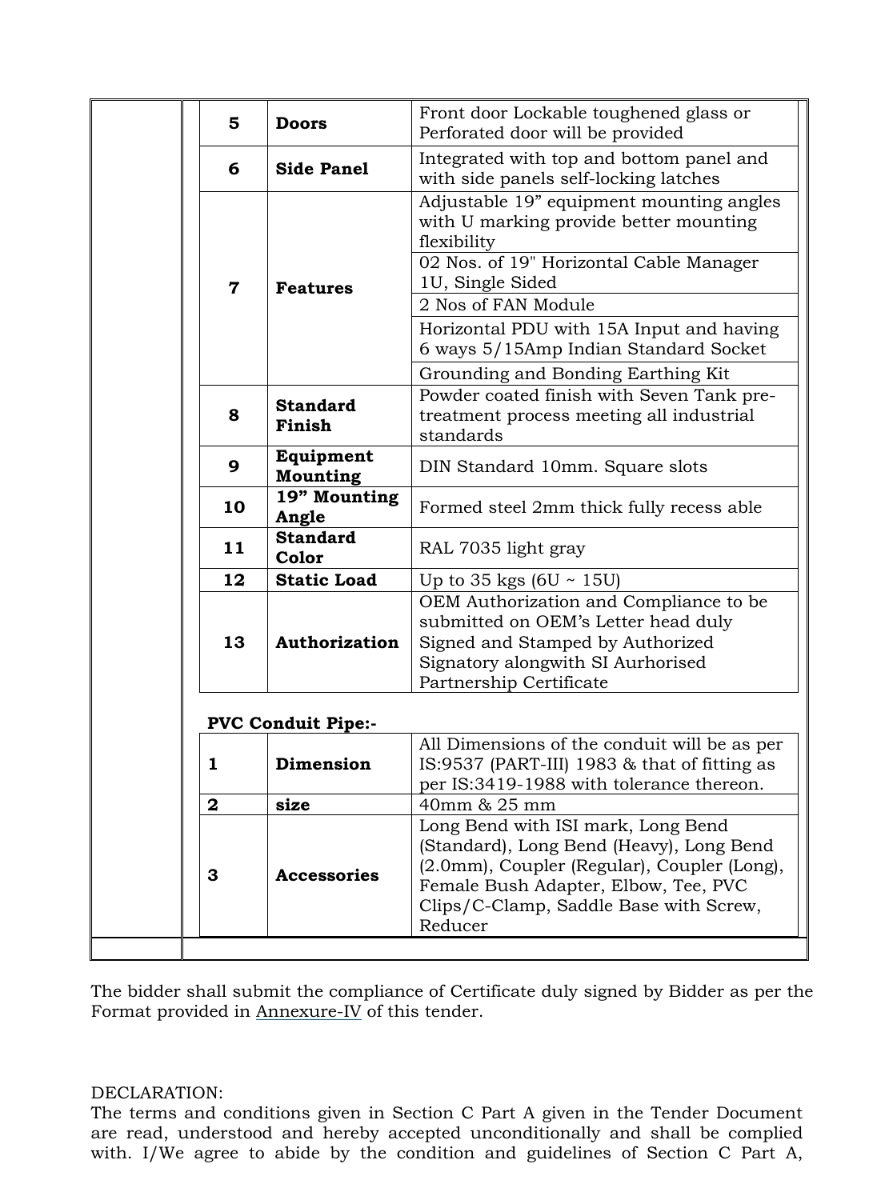| 5 | **Doors** | Front door Lockable toughened glass or Perforated door will be provided |
|---|---|---|
| 6 | **Side Panel** | Integrated with top and bottom panel and with side panels self-locking latches |
| 7 | **Features** | Adjustable 19" equipment mounting angles with U marking provide better mounting flexibility |
| | | 02 Nos. of 19" Horizontal Cable Manager 1U, Single Sided |
| | | 2 Nos of FAN Module |
| | | Horizontal PDU with 15A Input and having 6 ways 5/15Amp Indian Standard Socket |
| | | Grounding and Bonding Earthing Kit |
| 8 | **Standard Finish** | Powder coated finish with Seven Tank pre-treatment process meeting all industrial standards |
| 9 | **Equipment Mounting** | DIN Standard 10mm. Square slots |
| 10 | **19" Mounting Angle** | Formed steel 2mm thick fully recess able |
| 11 | **Standard Color** | RAL 7035 light gray |
| 12 | **Static Load** | Up to 35 kgs (6U ~ 15U) |
| 13 | **Authorization** | OEM Authorization and Compliance to be submitted on OEM's Letter head duly Signed and Stamped by Authorized Signatory alongwith SI Aurhorised Partnership Certificate |

**PVC Conduit Pipe:-**

| 1 | **Dimension** | All Dimensions of the conduit will be as per IS:9537 (PART-III) 1983 & that of fitting as per IS:3419-1988 with tolerance thereon. |
|---|---|---|
| 2 | **size** | 40mm & 25 mm |
| 3 | **Accessories** | Long Bend with ISI mark, Long Bend (Standard), Long Bend (Heavy), Long Bend (2.0mm), Coupler (Regular), Coupler (Long), Female Bush Adapter, Elbow, Tee, PVC Clips/C-Clamp, Saddle Base with Screw, Reducer |

The bidder shall submit the compliance of Certificate duly signed by Bidder as per the Format provided in Annexure-IV of this tender.

DECLARATION:
The terms and conditions given in Section C Part A given in the Tender Document are read, understood and hereby accepted unconditionally and shall be complied with. I/We agree to abide by the condition and guidelines of Section C Part A,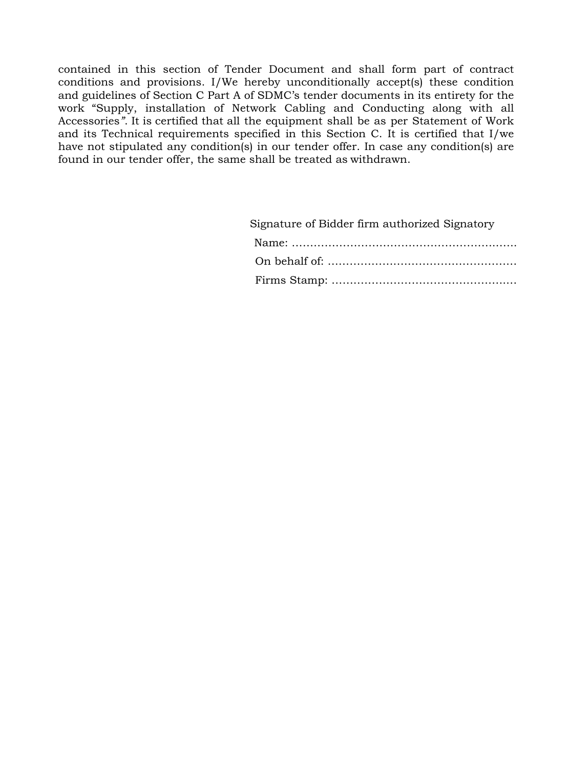contained in this section of Tender Document and shall form part of contract conditions and provisions. I/We hereby unconditionally accept(s) these condition and guidelines of Section C Part A of SDMC's tender documents in its entirety for the work "Supply, installation of Network Cabling and Conducting along with all Accessories". It is certified that all the equipment shall be as per Statement of Work and its Technical requirements specified in this Section C. It is certified that I/we have not stipulated any condition(s) in our tender offer. In case any condition(s) are found in our tender offer, the same shall be treated as withdrawn.

Signature of Bidder firm authorized Signatory

Name: ……………………………………………………..

On behalf of: ……………………………………………

Firms Stamp: ……………………………………………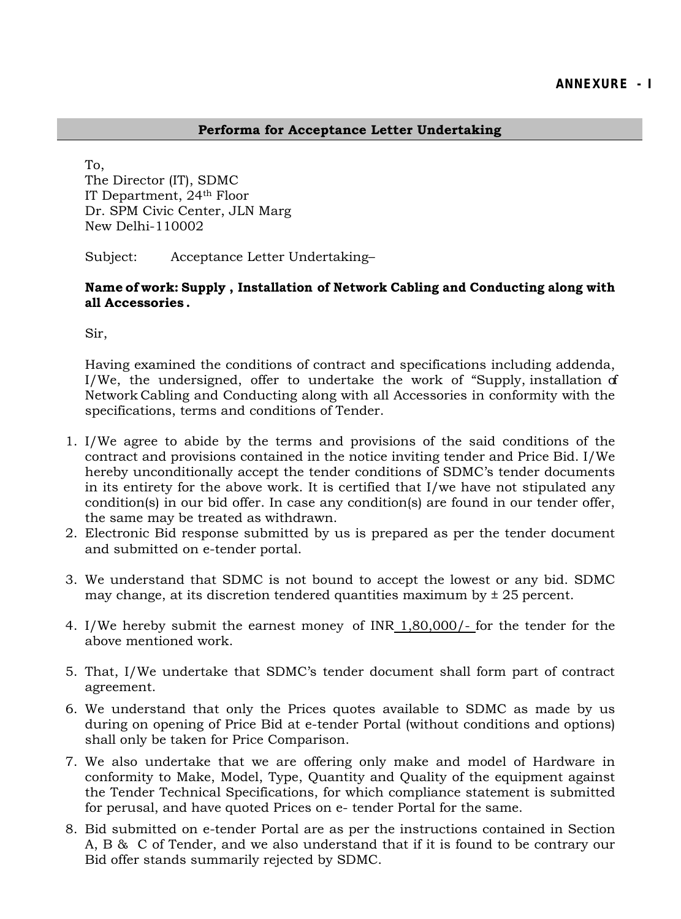**ANNEXURE - I**

## Performa for Acceptance Letter Undertaking

To,
The Director (IT), SDMC
IT Department, 24th Floor
Dr. SPM Civic Center, JLN Marg
New Delhi-110002

Subject: Acceptance Letter Undertaking–

**Name of work: Supply , Installation of Network Cabling and Conducting along with all Accessories .**

Sir,

Having examined the conditions of contract and specifications including addenda, I/We, the undersigned, offer to undertake the work of "Supply, installation of Network Cabling and Conducting along with all Accessories in conformity with the specifications, terms and conditions of Tender.

1. I/We agree to abide by the terms and provisions of the said conditions of the contract and provisions contained in the notice inviting tender and Price Bid. I/We hereby unconditionally accept the tender conditions of SDMC's tender documents in its entirety for the above work. It is certified that I/we have not stipulated any condition(s) in our bid offer. In case any condition(s) are found in our tender offer, the same may be treated as withdrawn.
2. Electronic Bid response submitted by us is prepared as per the tender document and submitted on e-tender portal.
3. We understand that SDMC is not bound to accept the lowest or any bid. SDMC may change, at its discretion tendered quantities maximum by ± 25 percent.
4. I/We hereby submit the earnest money of INR 1,80,000/- for the tender for the above mentioned work.
5. That, I/We undertake that SDMC's tender document shall form part of contract agreement.
6. We understand that only the Prices quotes available to SDMC as made by us during on opening of Price Bid at e-tender Portal (without conditions and options) shall only be taken for Price Comparison.
7. We also undertake that we are offering only make and model of Hardware in conformity to Make, Model, Type, Quantity and Quality of the equipment against the Tender Technical Specifications, for which compliance statement is submitted for perusal, and have quoted Prices on e- tender Portal for the same.
8. Bid submitted on e-tender Portal are as per the instructions contained in Section A, B & C of Tender, and we also understand that if it is found to be contrary our Bid offer stands summarily rejected by SDMC.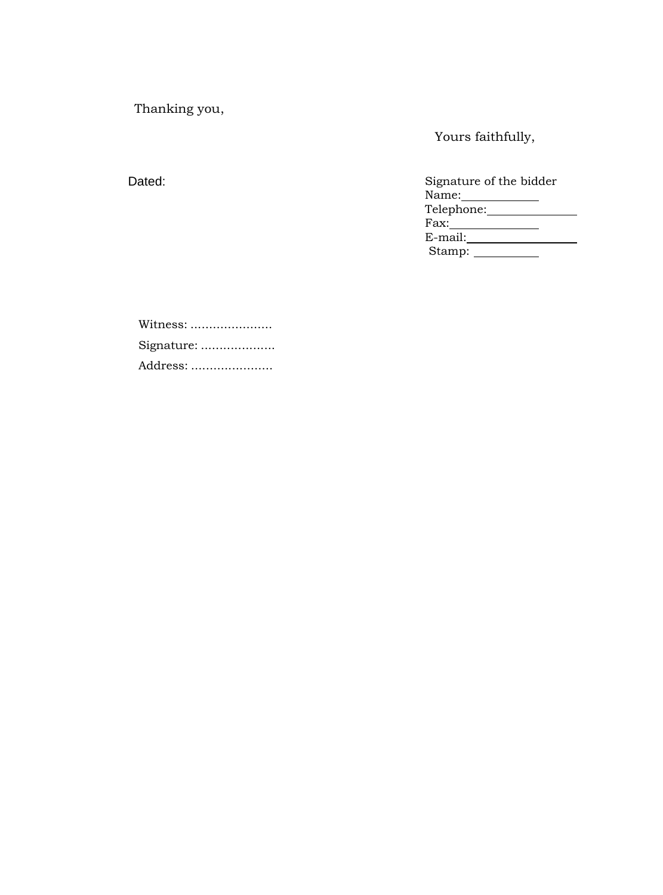Thanking you,

Yours faithfully,

Dated:

Signature of the bidder
Name:____________
Telephone:______________
Fax:______________
E-mail:__________________
Stamp: __________

Witness: ………………….

Signature: ………………..

Address: ………………….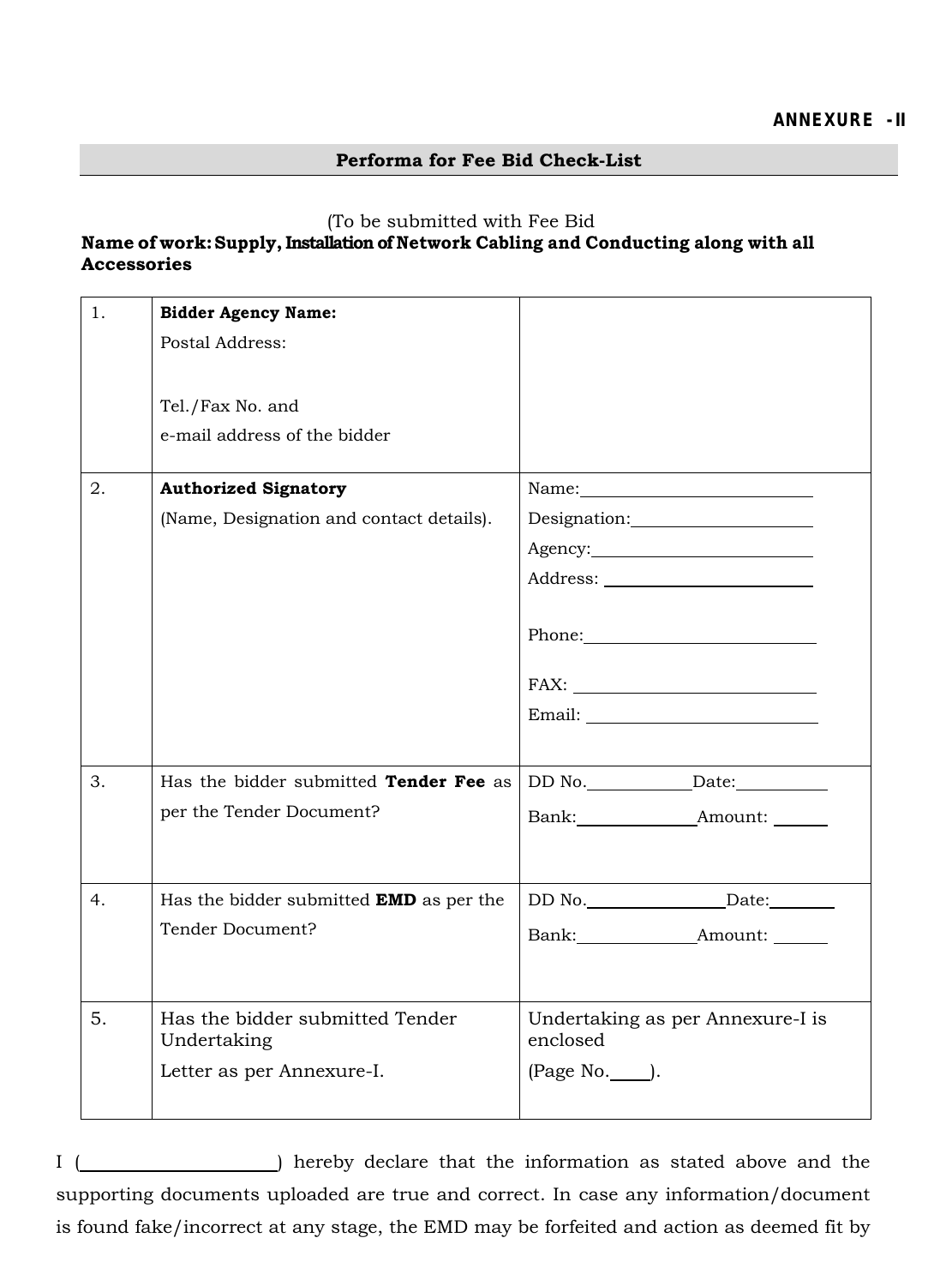**ANNEXURE -II**

## Performa for Fee Bid Check-List

(To be submitted with Fee Bid

**Name of work: Supply, Installation of Network Cabling and Conducting along with all Accessories**

| | | |
|---|---|---|
| 1. | **Bidder Agency Name:**<br>Postal Address:<br><br>Tel./Fax No. and<br>e-mail address of the bidder | |
| 2. | **Authorized Signatory**<br>(Name, Designation and contact details). | Name:____________<br>Designation:____________<br>Agency:____________<br>Address: ____________<br><br>Phone:____________<br><br>FAX: ____________<br>Email: ____________ |
| 3. | Has the bidder submitted **Tender Fee** as per the Tender Document? | DD No.________Date:________<br>Bank:________Amount: ______ |
| 4. | Has the bidder submitted **EMD** as per the Tender Document? | DD No.________Date:________<br>Bank:________Amount: ______ |
| 5. | Has the bidder submitted Tender Undertaking<br>Letter as per Annexure-I. | Undertaking as per Annexure-I is enclosed<br>(Page No.____). |

I (____________________) hereby declare that the information as stated above and the supporting documents uploaded are true and correct. In case any information/document is found fake/incorrect at any stage, the EMD may be forfeited and action as deemed fit by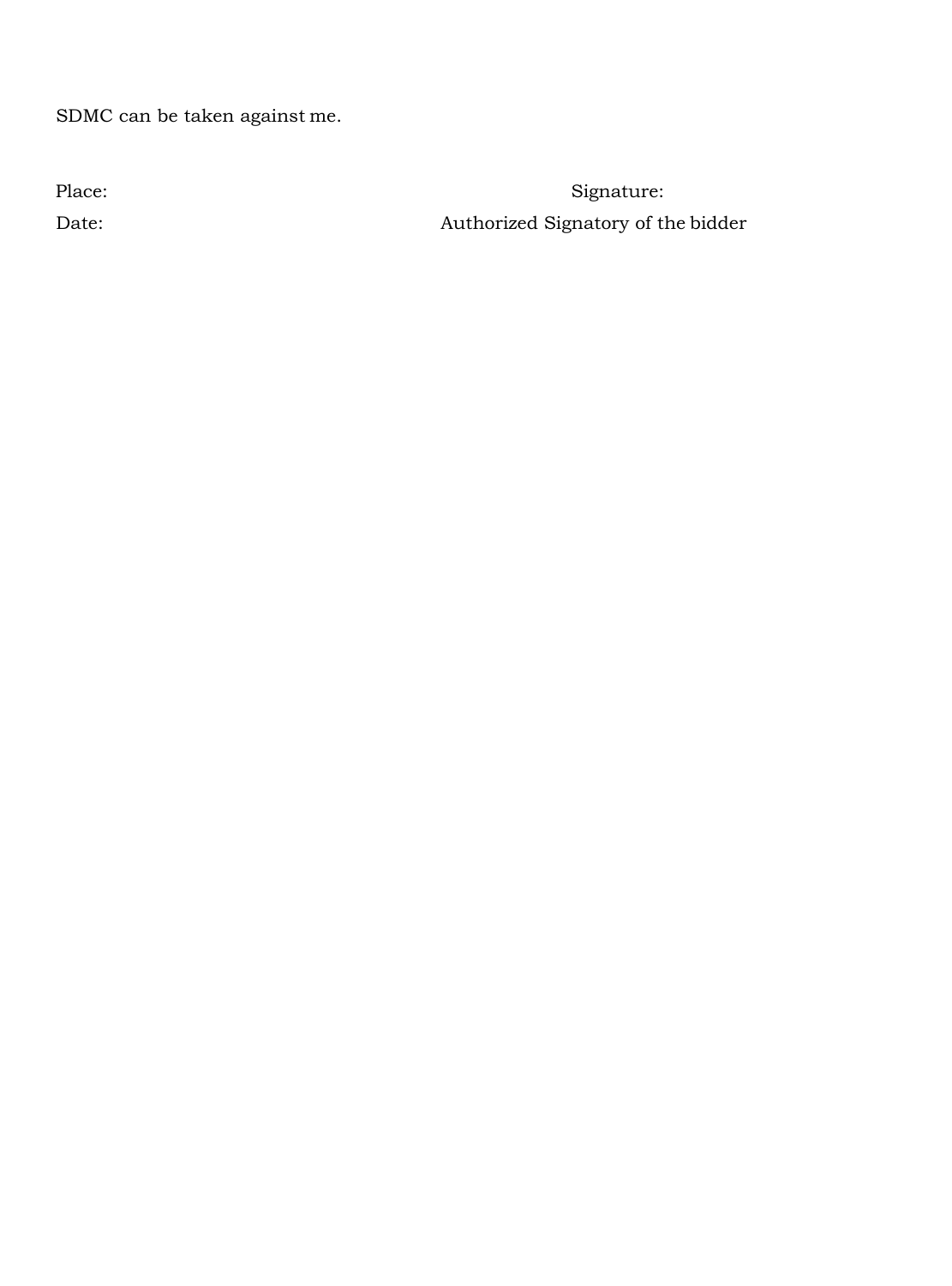SDMC can be taken against me.

Place: Signature:

Date: Authorized Signatory of the bidder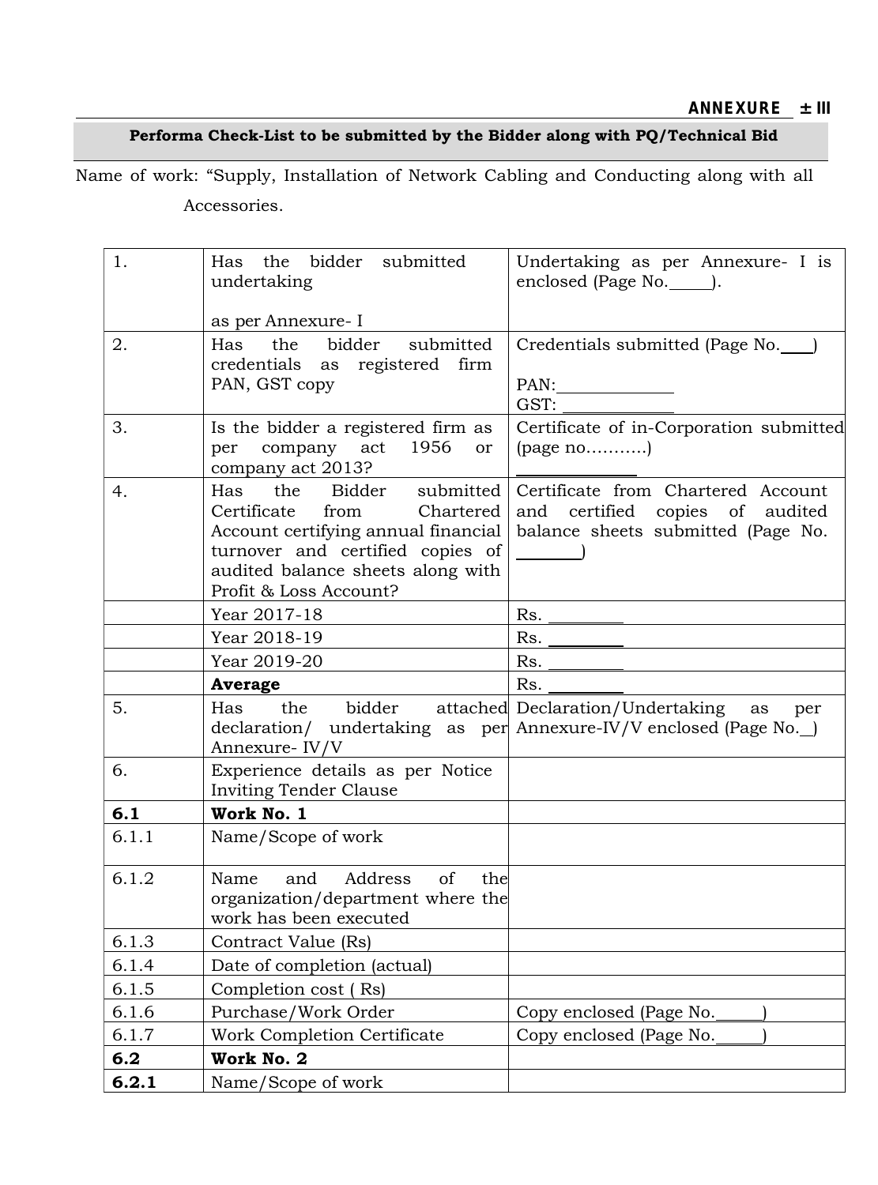**ANNEXURE ± III**

**Performa Check-List to be submitted by the Bidder along with PQ/Technical Bid**

Name of work: "Supply, Installation of Network Cabling and Conducting along with all Accessories.

| | | |
|---|---|---|
| 1. | Has the bidder submitted undertaking<br><br>as per Annexure- I | Undertaking as per Annexure- I is enclosed (Page No.\_\_\_\_\_). |
| 2. | Has the bidder submitted credentials as registered firm PAN, GST copy | Credentials submitted (Page No.\_\_\_\_)<br><br>PAN:\_\_\_\_\_\_\_\_\_\_\_\_\_<br>GST: \_\_\_\_\_\_\_\_\_\_\_\_\_ |
| 3. | Is the bidder a registered firm as per company act 1956 or company act 2013? | Certificate of in-Corporation submitted (page no...........)<br>\_\_\_\_\_\_\_\_\_\_\_\_\_\_ |
| 4. | Has the Bidder submitted Certificate from Chartered Account certifying annual financial turnover and certified copies of audited balance sheets along with Profit & Loss Account? | Certificate from Chartered Account and certified copies of audited balance sheets submitted (Page No. \_\_\_\_\_\_\_) |
| | Year 2017-18 | Rs. \_\_\_\_\_\_\_\_\_ |
| | Year 2018-19 | Rs. \_\_\_\_\_\_\_\_\_ |
| | Year 2019-20 | Rs. \_\_\_\_\_\_\_\_\_ |
| | **Average** | Rs. \_\_\_\_\_\_\_\_\_ |
| 5. | Has the bidder attached declaration/ undertaking as per Annexure- IV/V | Declaration/Undertaking as per Annexure-IV/V enclosed (Page No.\_) |
| 6. | Experience details as per Notice Inviting Tender Clause | |
| **6.1** | **Work No. 1** | |
| 6.1.1 | Name/Scope of work | |
| 6.1.2 | Name and Address of the organization/department where the work has been executed | |
| 6.1.3 | Contract Value (Rs) | |
| 6.1.4 | Date of completion (actual) | |
| 6.1.5 | Completion cost ( Rs) | |
| 6.1.6 | Purchase/Work Order | Copy enclosed (Page No.\_\_\_\_\_) |
| 6.1.7 | Work Completion Certificate | Copy enclosed (Page No.\_\_\_\_\_) |
| **6.2** | **Work No. 2** | |
| **6.2.1** | Name/Scope of work | |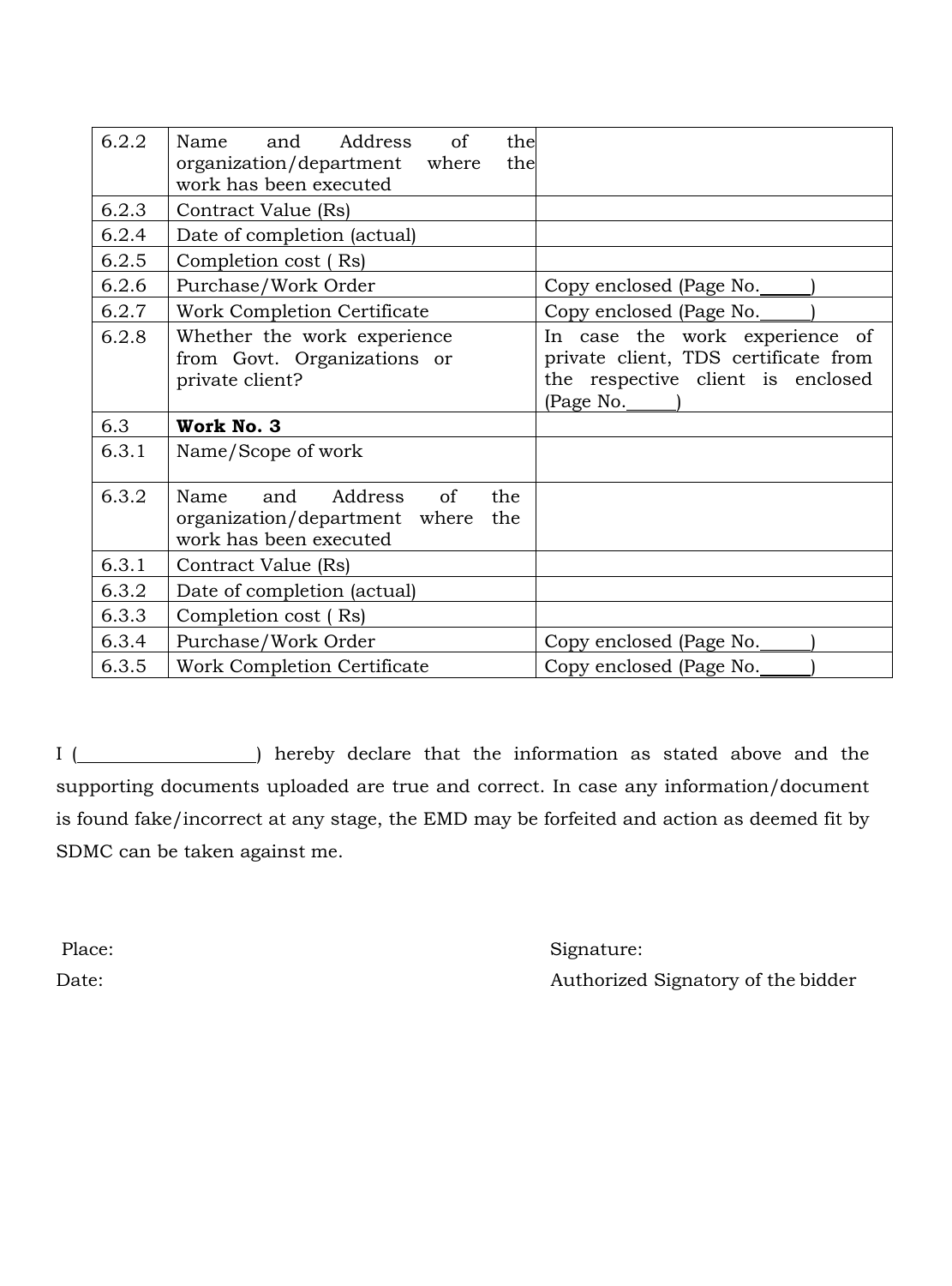| 6.2.2 | Name and Address of the organization/department where the work has been executed | |
|---|---|---|
| 6.2.3 | Contract Value (Rs) | |
| 6.2.4 | Date of completion (actual) | |
| 6.2.5 | Completion cost ( Rs) | |
| 6.2.6 | Purchase/Work Order | Copy enclosed (Page No.\_\_\_\_\_) |
| 6.2.7 | Work Completion Certificate | Copy enclosed (Page No.\_\_\_\_\_) |
| 6.2.8 | Whether the work experience from Govt. Organizations or private client? | In case the work experience of private client, TDS certificate from the respective client is enclosed (Page No.\_\_\_\_\_) |
| 6.3 | **Work No. 3** | |
| 6.3.1 | Name/Scope of work | |
| 6.3.2 | Name and Address of the organization/department where the work has been executed | |
| 6.3.1 | Contract Value (Rs) | |
| 6.3.2 | Date of completion (actual) | |
| 6.3.3 | Completion cost ( Rs) | |
| 6.3.4 | Purchase/Work Order | Copy enclosed (Page No.\_\_\_\_\_) |
| 6.3.5 | Work Completion Certificate | Copy enclosed (Page No.\_\_\_\_\_) |

I (\_\_\_\_\_\_\_\_\_\_\_\_\_\_\_\_\_\_) hereby declare that the information as stated above and the supporting documents uploaded are true and correct. In case any information/document is found fake/incorrect at any stage, the EMD may be forfeited and action as deemed fit by SDMC can be taken against me.

Place:

Date:

Signature:

Authorized Signatory of the bidder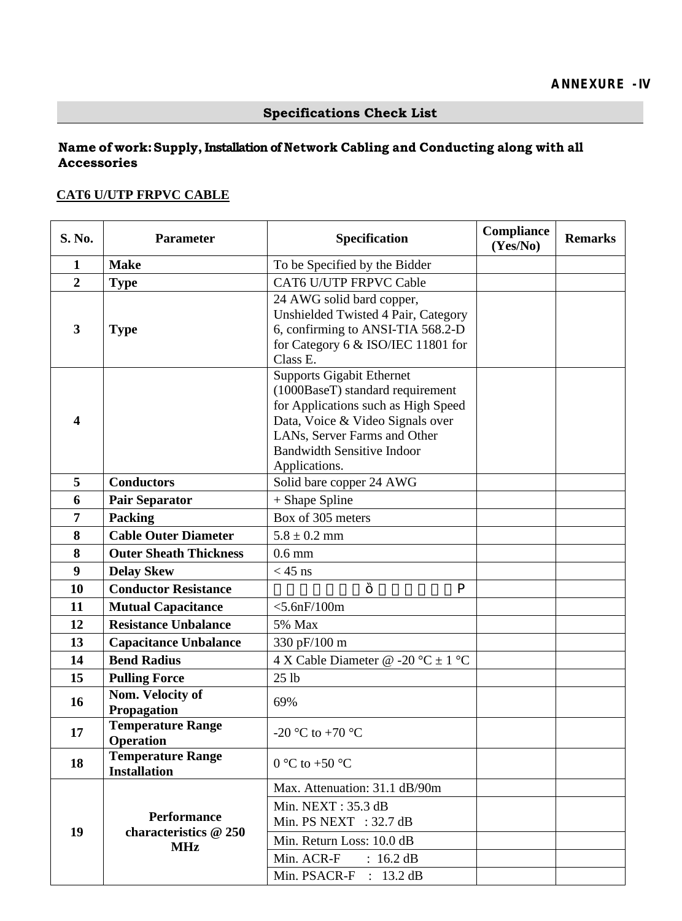**ANNEXURE -IV**

## Specifications Check List

**Name of work: Supply, Installation of Network Cabling and Conducting along with all Accessories**

**CAT6 U/UTP FRPVC CABLE**

| S. No. | Parameter | Specification | Compliance (Yes/No) | Remarks |
|---|---|---|---|---|
| 1 | **Make** | To be Specified by the Bidder | | |
| 2 | **Type** | CAT6 U/UTP FRPVC Cable | | |
| 3 | **Type** | 24 AWG solid bard copper, Unshielded Twisted 4 Pair, Category 6, confirming to ANSI-TIA 568.2-D for Category 6 & ISO/IEC 11801 for Class E. | | |
| 4 | | Supports Gigabit Ethernet (1000BaseT) standard requirement for Applications such as High Speed Data, Voice & Video Signals over LANs, Server Farms and Other Bandwidth Sensitive Indoor Applications. | | |
| 5 | **Conductors** | Solid bare copper 24 AWG | | |
| 6 | **Pair Separator** | + Shape Spline | | |
| 7 | **Packing** | Box of 305 meters | | |
| 8 | **Cable Outer Diameter** | 5.8 ± 0.2 mm | | |
| 8 | **Outer Sheath Thickness** | 0.6 mm | | |
| 9 | **Delay Skew** | < 45 ns | | |
| 10 | **Conductor Resistance** | ò P | | |
| 11 | **Mutual Capacitance** | <5.6nF/100m | | |
| 12 | **Resistance Unbalance** | 5% Max | | |
| 13 | **Capacitance Unbalance** | 330 pF/100 m | | |
| 14 | **Bend Radius** | 4 X Cable Diameter @ -20 °C ± 1 °C | | |
| 15 | **Pulling Force** | 25 lb | | |
| 16 | **Nom. Velocity of Propagation** | 69% | | |
| 17 | **Temperature Range Operation** | -20 °C to +70 °C | | |
| 18 | **Temperature Range Installation** | 0 °C to +50 °C | | |
| 19 | **Performance characteristics @ 250 MHz** | Max. Attenuation: 31.1 dB/90m | | |
| | | Min. NEXT : 35.3 dB<br>Min. PS NEXT : 32.7 dB | | |
| | | Min. Return Loss: 10.0 dB | | |
| | | Min. ACR-F : 16.2 dB | | |
| | | Min. PSACR-F : 13.2 dB | | |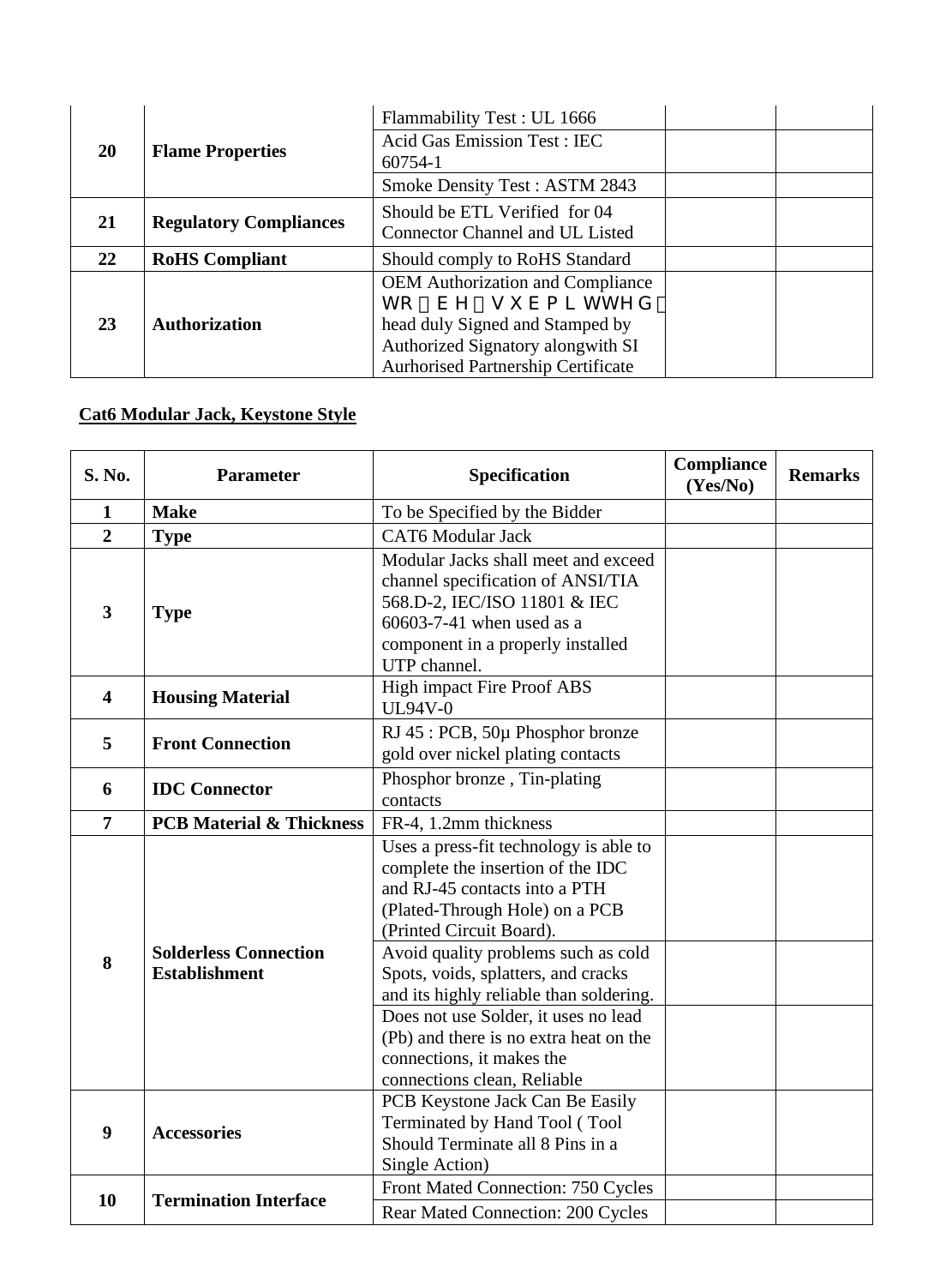| | | | | |
|---|---|---|---|---|
| 20 | **Flame Properties** | Flammability Test : UL 1666 | | |
| | | Acid Gas Emission Test : IEC 60754-1 | | |
| | | Smoke Density Test : ASTM 2843 | | |
| 21 | **Regulatory Compliances** | Should be ETL Verified for 04 Connector Channel and UL Listed | | |
| 22 | **RoHS Compliant** | Should comply to RoHS Standard | | |
| 23 | **Authorization** | OEM Authorization and Compliance WR E H V X E P L WWH G head duly Signed and Stamped by Authorized Signatory alongwith SI Aurhorised Partnership Certificate | | |

**Cat6 Modular Jack, Keystone Style**

| S. No. | Parameter | Specification | Compliance (Yes/No) | Remarks |
|---|---|---|---|---|
| 1 | **Make** | To be Specified by the Bidder | | |
| 2 | **Type** | CAT6 Modular Jack | | |
| 3 | **Type** | Modular Jacks shall meet and exceed channel specification of ANSI/TIA 568.D-2, IEC/ISO 11801 & IEC 60603-7-41 when used as a component in a properly installed UTP channel. | | |
| 4 | **Housing Material** | High impact Fire Proof ABS UL94V-0 | | |
| 5 | **Front Connection** | RJ 45 : PCB, 50µ Phosphor bronze gold over nickel plating contacts | | |
| 6 | **IDC Connector** | Phosphor bronze , Tin-plating contacts | | |
| 7 | **PCB Material & Thickness** | FR-4, 1.2mm thickness | | |
| 8 | **Solderless Connection Establishment** | Uses a press-fit technology is able to complete the insertion of the IDC and RJ-45 contacts into a PTH (Plated-Through Hole) on a PCB (Printed Circuit Board). | | |
| | | Avoid quality problems such as cold Spots, voids, splatters, and cracks and its highly reliable than soldering. | | |
| | | Does not use Solder, it uses no lead (Pb) and there is no extra heat on the connections, it makes the connections clean, Reliable | | |
| 9 | **Accessories** | PCB Keystone Jack Can Be Easily Terminated by Hand Tool ( Tool Should Terminate all 8 Pins in a Single Action) | | |
| 10 | **Termination Interface** | Front Mated Connection: 750 Cycles | | |
| | | Rear Mated Connection: 200 Cycles | | |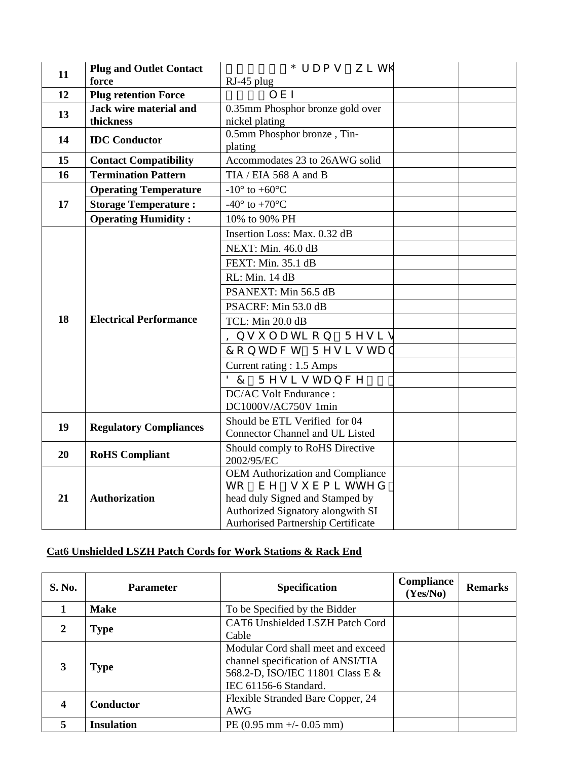| | | | | |
|---|---|---|---|---|
| 11 | **Plug and Outlet Contact force** | Grams with RJ-45 plug | | |
| 12 | **Plug retention Force** | lbf | | |
| 13 | **Jack wire material and thickness** | 0.35mm Phosphor bronze gold over nickel plating | | |
| 14 | **IDC Conductor** | 0.5mm Phosphor bronze , Tin-plating | | |
| 15 | **Contact Compatibility** | Accommodates 23 to 26AWG solid | | |
| 16 | **Termination Pattern** | TIA / EIA 568 A and B | | |
| 17 | **Operating Temperature** | -10° to +60°C | | |
| | **Storage Temperature :** | -40° to +70°C | | |
| | **Operating Humidity :** | 10% to 90% PH | | |
| 18 | **Electrical Performance** | Insertion Loss: Max. 0.32 dB | | |
| | | NEXT: Min. 46.0 dB | | |
| | | FEXT: Min. 35.1 dB | | |
| | | RL: Min. 14 dB | | |
| | | PSANEXT: Min 56.5 dB | | |
| | | PSACRF: Min 53.0 dB | | |
| | | TCL: Min 20.0 dB | | |
| | | Insulation Resis | | |
| | | Contact Resistan | | |
| | | Current rating : 1.5 Amps | | |
| | | DC Resistance | | |
| | | DC/AC Volt Endurance : DC1000V/AC750V 1min | | |
| 19 | **Regulatory Compliances** | Should be ETL Verified for 04 Connector Channel and UL Listed | | |
| 20 | **RoHS Compliant** | Should comply to RoHS Directive 2002/95/EC | | |
| 21 | **Authorization** | OEM Authorization and Compliance to be submitted head duly Signed and Stamped by Authorized Signatory alongwith SI Aurhorised Partnership Certificate | | |

## Cat6 Unshielded LSZH Patch Cords for Work Stations & Rack End

| S. No. | Parameter | Specification | Compliance (Yes/No) | Remarks |
|---|---|---|---|---|
| 1 | **Make** | To be Specified by the Bidder | | |
| 2 | **Type** | CAT6 Unshielded LSZH Patch Cord Cable | | |
| 3 | **Type** | Modular Cord shall meet and exceed channel specification of ANSI/TIA 568.2-D, ISO/IEC 11801 Class E & IEC 61156-6 Standard. | | |
| 4 | **Conductor** | Flexible Stranded Bare Copper, 24 AWG | | |
| 5 | **Insulation** | PE (0.95 mm +/- 0.05 mm) | | |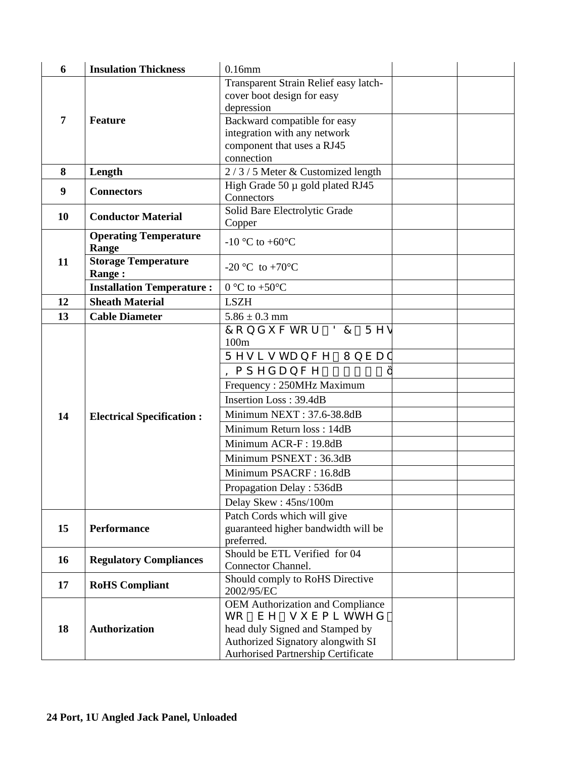| | | | | |
|---|---|---|---|---|
| 6 | **Insulation Thickness** | 0.16mm | | |
| 7 | **Feature** | Transparent Strain Relief easy latch-cover boot design for easy depression | | |
| | | Backward compatible for easy integration with any network component that uses a RJ45 connection | | |
| 8 | **Length** | 2 / 3 / 5 Meter & Customized length | | |
| 9 | **Connectors** | High Grade 50 µ gold plated RJ45 Connectors | | |
| 10 | **Conductor Material** | Solid Bare Electrolytic Grade Copper | | |
| 11 | **Operating Temperature Range** | -10 °C to +60°C | | |
| | **Storage Temperature Range :** | -20 °C to +70°C | | |
| | **Installation Temperature :** | 0 °C to +50°C | | |
| 12 | **Sheath Material** | LSZH | | |
| 13 | **Cable Diameter** | 5.86 ± 0.3 mm | | |
| 14 | **Electrical Specification :** | Conductor DC Res 100m | | |
| | | Resistance Unban | | |
| | | Impedance | | |
| | | Frequency : 250MHz Maximum | | |
| | | Insertion Loss : 39.4dB | | |
| | | Minimum NEXT : 37.6-38.8dB | | |
| | | Minimum Return loss : 14dB | | |
| | | Minimum ACR-F : 19.8dB | | |
| | | Minimum PSNEXT : 36.3dB | | |
| | | Minimum PSACRF : 16.8dB | | |
| | | Propagation Delay : 536dB | | |
| | | Delay Skew : 45ns/100m | | |
| 15 | **Performance** | Patch Cords which will give guaranteed higher bandwidth will be preferred. | | |
| 16 | **Regulatory Compliances** | Should be ETL Verified for 04 Connector Channel. | | |
| 17 | **RoHS Compliant** | Should comply to RoHS Directive 2002/95/EC | | |
| 18 | **Authorization** | OEM Authorization and Compliance to be submitted head duly Signed and Stamped by Authorized Signatory alongwith SI Aurhorised Partnership Certificate | | |

**24 Port, 1U Angled Jack Panel, Unloaded**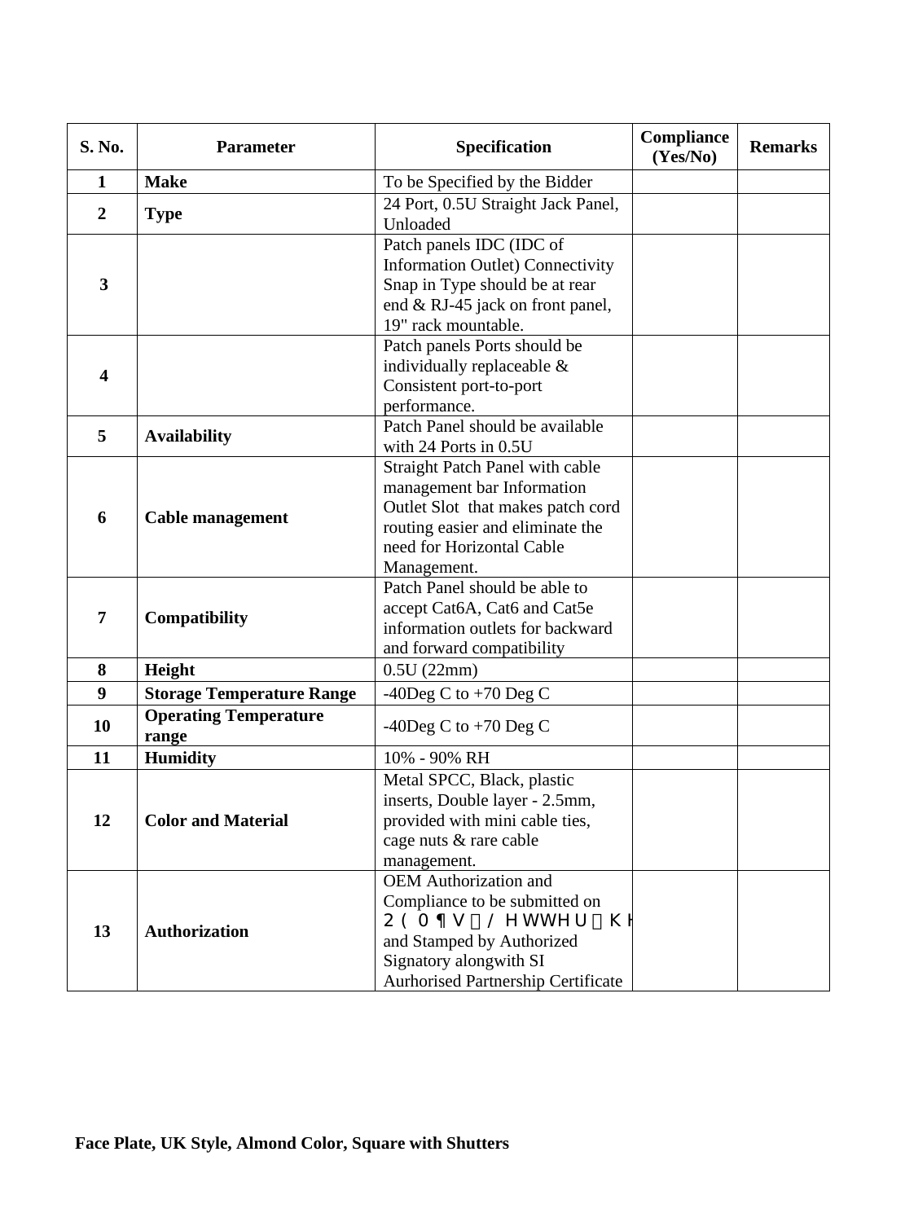| S. No. | Parameter | Specification | Compliance (Yes/No) | Remarks |
|---|---|---|---|---|
| 1 | **Make** | To be Specified by the Bidder | | |
| 2 | **Type** | 24 Port, 0.5U Straight Jack Panel, Unloaded | | |
| 3 | | Patch panels IDC (IDC of Information Outlet) Connectivity Snap in Type should be at rear end & RJ-45 jack on front panel, 19" rack mountable. | | |
| 4 | | Patch panels Ports should be individually replaceable & Consistent port-to-port performance. | | |
| 5 | **Availability** | Patch Panel should be available with 24 Ports in 0.5U | | |
| 6 | **Cable management** | Straight Patch Panel with cable management bar Information Outlet Slot that makes patch cord routing easier and eliminate the need for Horizontal Cable Management. | | |
| 7 | **Compatibility** | Patch Panel should be able to accept Cat6A, Cat6 and Cat5e information outlets for backward and forward compatibility | | |
| 8 | **Height** | 0.5U (22mm) | | |
| 9 | **Storage Temperature Range** | -40Deg C to +70 Deg C | | |
| 10 | **Operating Temperature range** | -40Deg C to +70 Deg C | | |
| 11 | **Humidity** | 10% - 90% RH | | |
| 12 | **Color and Material** | Metal SPCC, Black, plastic inserts, Double layer - 2.5mm, provided with mini cable ties, cage nuts & rare cable management. | | |
| 13 | **Authorization** | OEM Authorization and Compliance to be submitted on OEM's Letter head and Stamped by Authorized Signatory alongwith SI Aurhorised Partnership Certificate | | |

**Face Plate, UK Style, Almond Color, Square with Shutters**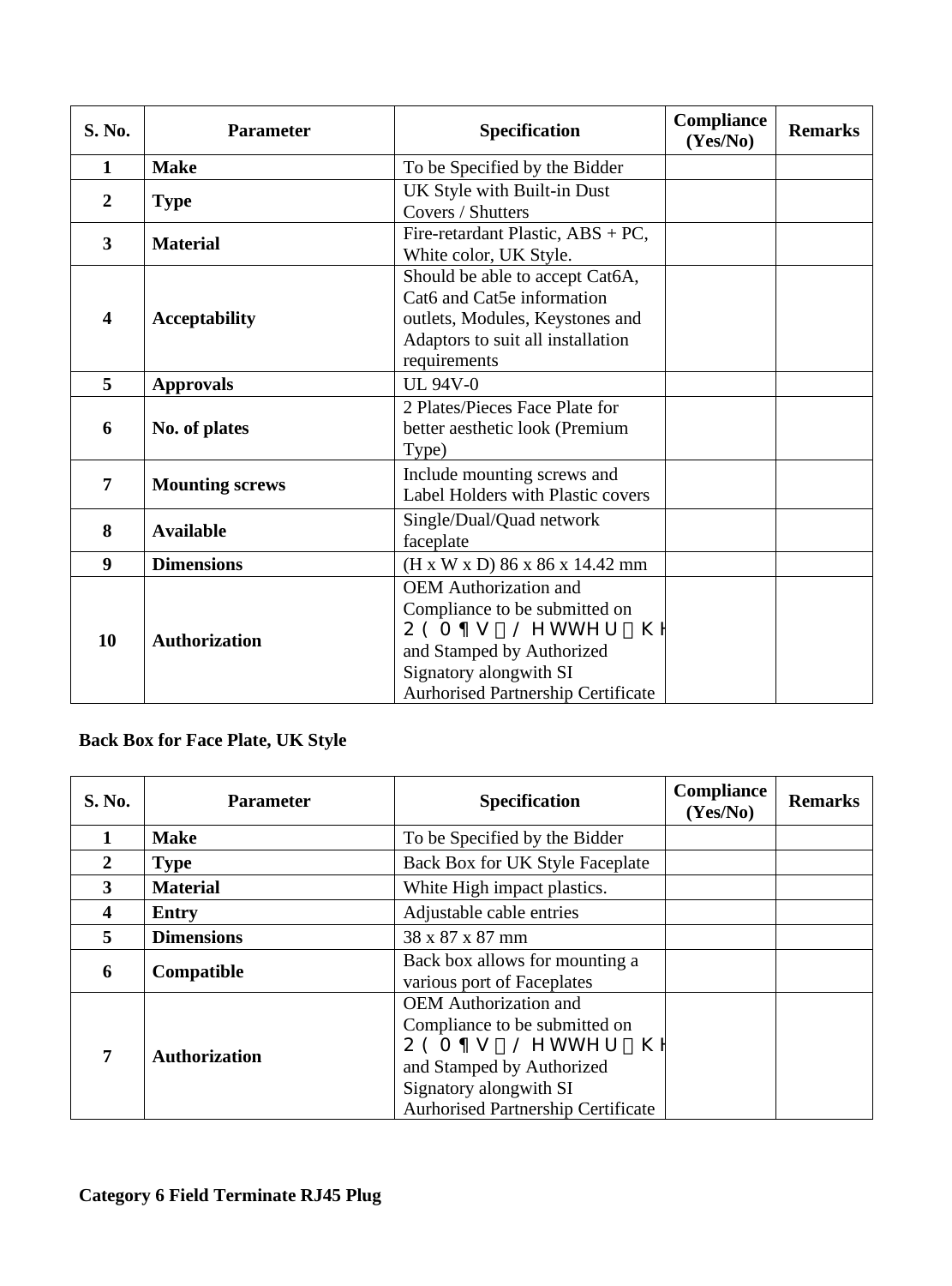| S. No. | Parameter | Specification | Compliance (Yes/No) | Remarks |
|---|---|---|---|---|
| 1 | **Make** | To be Specified by the Bidder | | |
| 2 | **Type** | UK Style with Built-in Dust Covers / Shutters | | |
| 3 | **Material** | Fire-retardant Plastic, ABS + PC, White color, UK Style. | | |
| 4 | **Acceptability** | Should be able to accept Cat6A, Cat6 and Cat5e information outlets, Modules, Keystones and Adaptors to suit all installation requirements | | |
| 5 | **Approvals** | UL 94V-0 | | |
| 6 | **No. of plates** | 2 Plates/Pieces Face Plate for better aesthetic look (Premium Type) | | |
| 7 | **Mounting screws** | Include mounting screws and Label Holders with Plastic covers | | |
| 8 | **Available** | Single/Dual/Quad network faceplate | | |
| 9 | **Dimensions** | (H x W x D) 86 x 86 x 14.42 mm | | |
| 10 | **Authorization** | OEM Authorization and Compliance to be submitted on 2 ( 0 ¶ V  / H W W H U  K H and Stamped by Authorized Signatory alongwith SI Aurhorised Partnership Certificate | | |

**Back Box for Face Plate, UK Style**

| S. No. | Parameter | Specification | Compliance (Yes/No) | Remarks |
|---|---|---|---|---|
| 1 | **Make** | To be Specified by the Bidder | | |
| 2 | **Type** | Back Box for UK Style Faceplate | | |
| 3 | **Material** | White High impact plastics. | | |
| 4 | **Entry** | Adjustable cable entries | | |
| 5 | **Dimensions** | 38 x 87 x 87 mm | | |
| 6 | **Compatible** | Back box allows for mounting a various port of Faceplates | | |
| 7 | **Authorization** | OEM Authorization and Compliance to be submitted on 2 ( 0 ¶ V  / H W W H U  K H and Stamped by Authorized Signatory alongwith SI Aurhorised Partnership Certificate | | |

**Category 6 Field Terminate RJ45 Plug**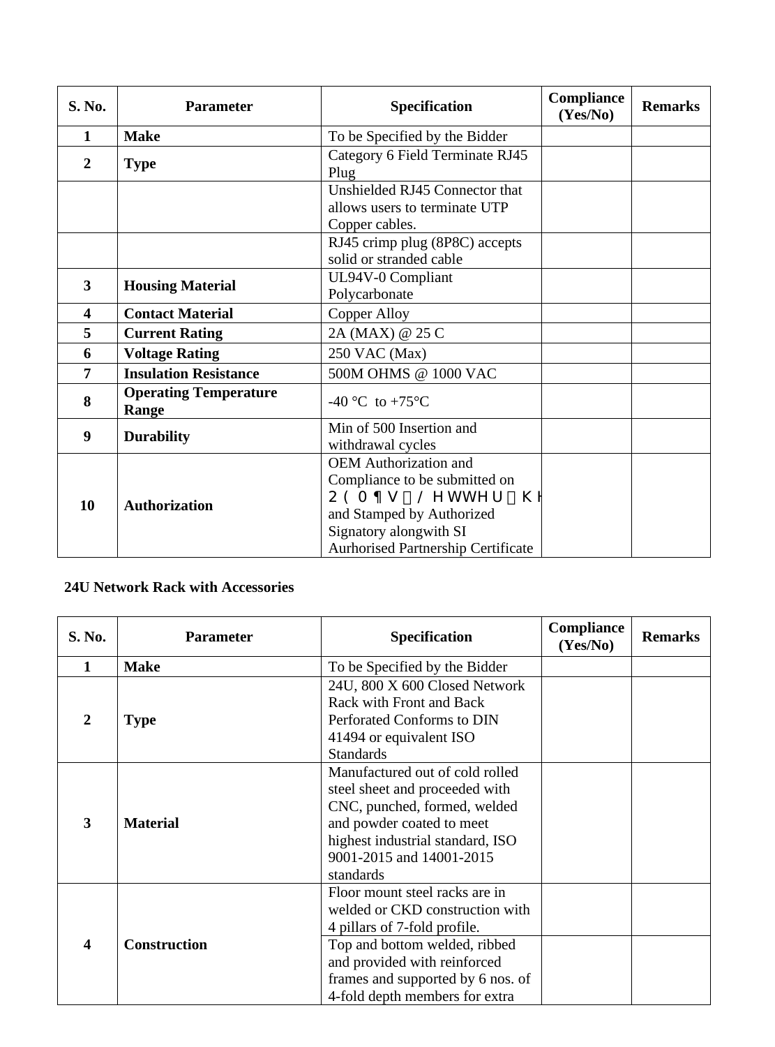| S. No. | Parameter | Specification | Compliance (Yes/No) | Remarks |
|---|---|---|---|---|
| 1 | **Make** | To be Specified by the Bidder | | |
| 2 | **Type** | Category 6 Field Terminate RJ45 Plug | | |
| | | Unshielded RJ45 Connector that allows users to terminate UTP Copper cables. | | |
| | | RJ45 crimp plug (8P8C) accepts solid or stranded cable | | |
| 3 | **Housing Material** | UL94V-0 Compliant Polycarbonate | | |
| 4 | **Contact Material** | Copper Alloy | | |
| 5 | **Current Rating** | 2A (MAX) @ 25 C | | |
| 6 | **Voltage Rating** | 250 VAC (Max) | | |
| 7 | **Insulation Resistance** | 500M OHMS @ 1000 VAC | | |
| 8 | **Operating Temperature Range** | -40 °C to +75°C | | |
| 9 | **Durability** | Min of 500 Insertion and withdrawal cycles | | |
| 10 | **Authorization** | OEM Authorization and Compliance to be submitted on OEM's Letter Head and Stamped by Authorized Signatory alongwith SI Aurhorised Partnership Certificate | | |

**24U Network Rack with Accessories**

| S. No. | Parameter | Specification | Compliance (Yes/No) | Remarks |
|---|---|---|---|---|
| 1 | **Make** | To be Specified by the Bidder | | |
| 2 | **Type** | 24U, 800 X 600 Closed Network Rack with Front and Back Perforated Conforms to DIN 41494 or equivalent ISO Standards | | |
| 3 | **Material** | Manufactured out of cold rolled steel sheet and proceeded with CNC, punched, formed, welded and powder coated to meet highest industrial standard, ISO 9001-2015 and 14001-2015 standards | | |
| 4 | **Construction** | Floor mount steel racks are in welded or CKD construction with 4 pillars of 7-fold profile. | | |
| | | Top and bottom welded, ribbed and provided with reinforced frames and supported by 6 nos. of 4-fold depth members for extra | | |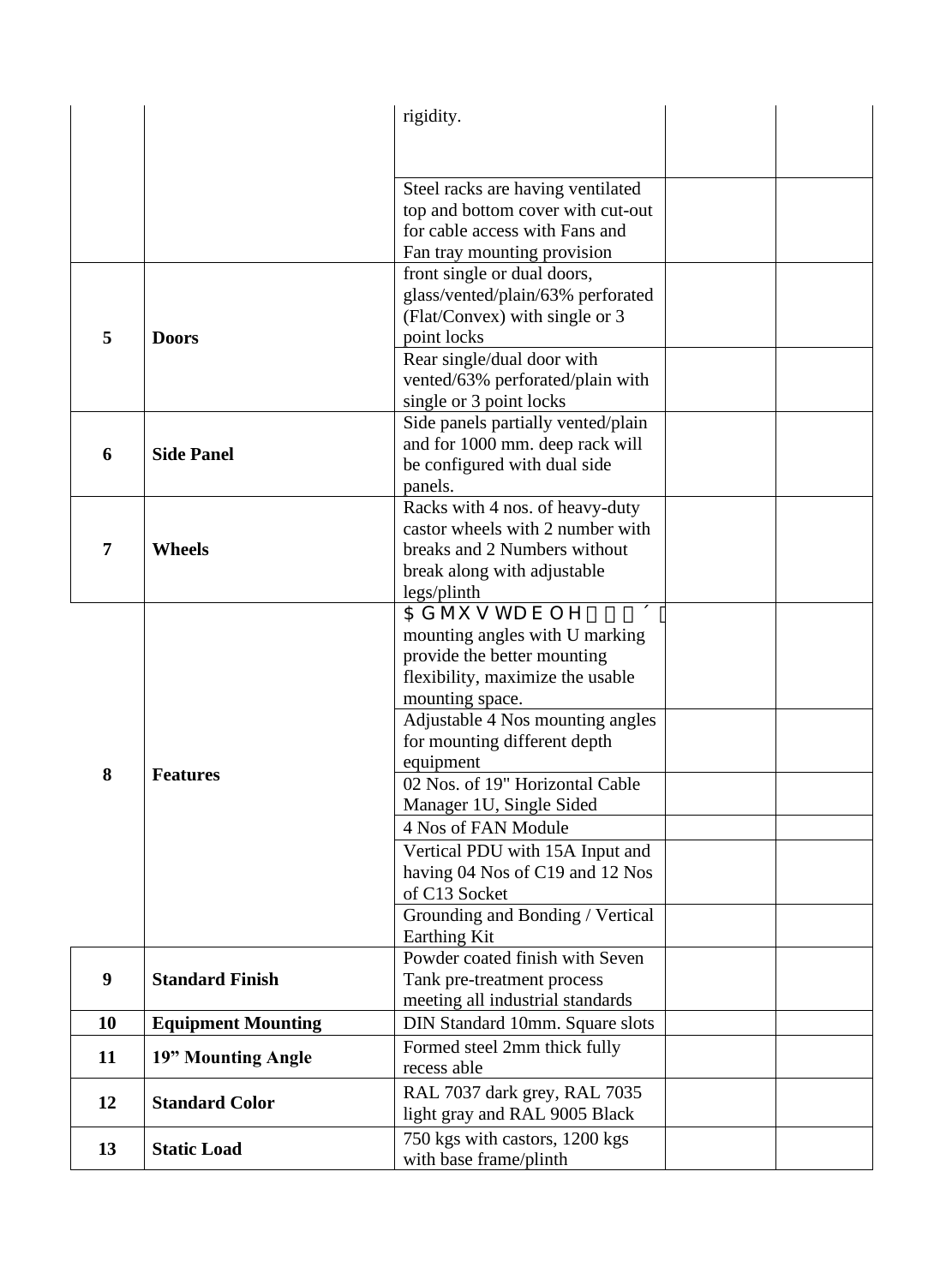| | | rigidity. | | |
|---|---|---|---|---|
| | | Steel racks are having ventilated top and bottom cover with cut-out for cable access with Fans and Fan tray mounting provision | | |
| **5** | **Doors** | front single or dual doors, glass/vented/plain/63% perforated (Flat/Convex) with single or 3 point locks | | |
| | | Rear single/dual door with vented/63% perforated/plain with single or 3 point locks | | |
| **6** | **Side Panel** | Side panels partially vented/plain and for 1000 mm. deep rack will be configured with dual side panels. | | |
| **7** | **Wheels** | Racks with 4 nos. of heavy-duty castor wheels with 2 number with breaks and 2 Numbers without break along with adjustable legs/plinth | | |
| **8** | **Features** | $ G M X V W D E O H ´ mounting angles with U marking provide the better mounting flexibility, maximize the usable mounting space. | | |
| | | Adjustable 4 Nos mounting angles for mounting different depth equipment | | |
| | | 02 Nos. of 19" Horizontal Cable Manager 1U, Single Sided | | |
| | | 4 Nos of FAN Module | | |
| | | Vertical PDU with 15A Input and having 04 Nos of C19 and 12 Nos of C13 Socket | | |
| | | Grounding and Bonding / Vertical Earthing Kit | | |
| **9** | **Standard Finish** | Powder coated finish with Seven Tank pre-treatment process meeting all industrial standards | | |
| **10** | **Equipment Mounting** | DIN Standard 10mm. Square slots | | |
| **11** | **19" Mounting Angle** | Formed steel 2mm thick fully recess able | | |
| **12** | **Standard Color** | RAL 7037 dark grey, RAL 7035 light gray and RAL 9005 Black | | |
| **13** | **Static Load** | 750 kgs with castors, 1200 kgs with base frame/plinth | | |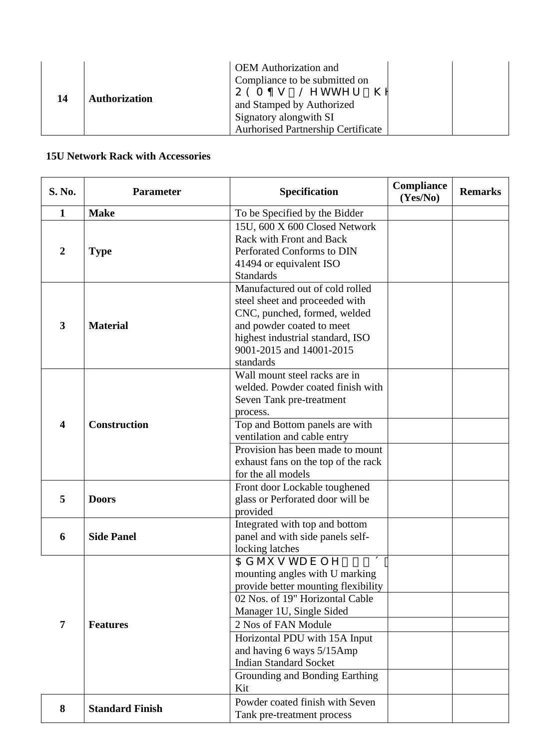| 14 | **Authorization** | OEM Authorization and Compliance to be submitted on OEM's Letter head and Stamped by Authorized Signatory alongwith SI Aurhorised Partnership Certificate | | |
|---|---|---|---|---|

**15U Network Rack with Accessories**

| S. No. | Parameter | Specification | Compliance (Yes/No) | Remarks |
|---|---|---|---|---|
| 1 | **Make** | To be Specified by the Bidder | | |
| 2 | **Type** | 15U, 600 X 600 Closed Network Rack with Front and Back Perforated Conforms to DIN 41494 or equivalent ISO Standards | | |
| 3 | **Material** | Manufactured out of cold rolled steel sheet and proceeded with CNC, punched, formed, welded and powder coated to meet highest industrial standard, ISO 9001-2015 and 14001-2015 standards | | |
| 4 | **Construction** | Wall mount steel racks are in welded. Powder coated finish with Seven Tank pre-treatment process. | | |
| | | Top and Bottom panels are with ventilation and cable entry | | |
| | | Provision has been made to mount exhaust fans on the top of the rack for the all models | | |
| 5 | **Doors** | Front door Lockable toughened glass or Perforated door will be provided | | |
| 6 | **Side Panel** | Integrated with top and bottom panel and with side panels self-locking latches | | |
| 7 | **Features** | Adjustable 19" mounting angles with U marking provide better mounting flexibility | | |
| | | 02 Nos. of 19" Horizontal Cable Manager 1U, Single Sided | | |
| | | 2 Nos of FAN Module | | |
| | | Horizontal PDU with 15A Input and having 6 ways 5/15Amp Indian Standard Socket | | |
| | | Grounding and Bonding Earthing Kit | | |
| 8 | **Standard Finish** | Powder coated finish with Seven Tank pre-treatment process | | |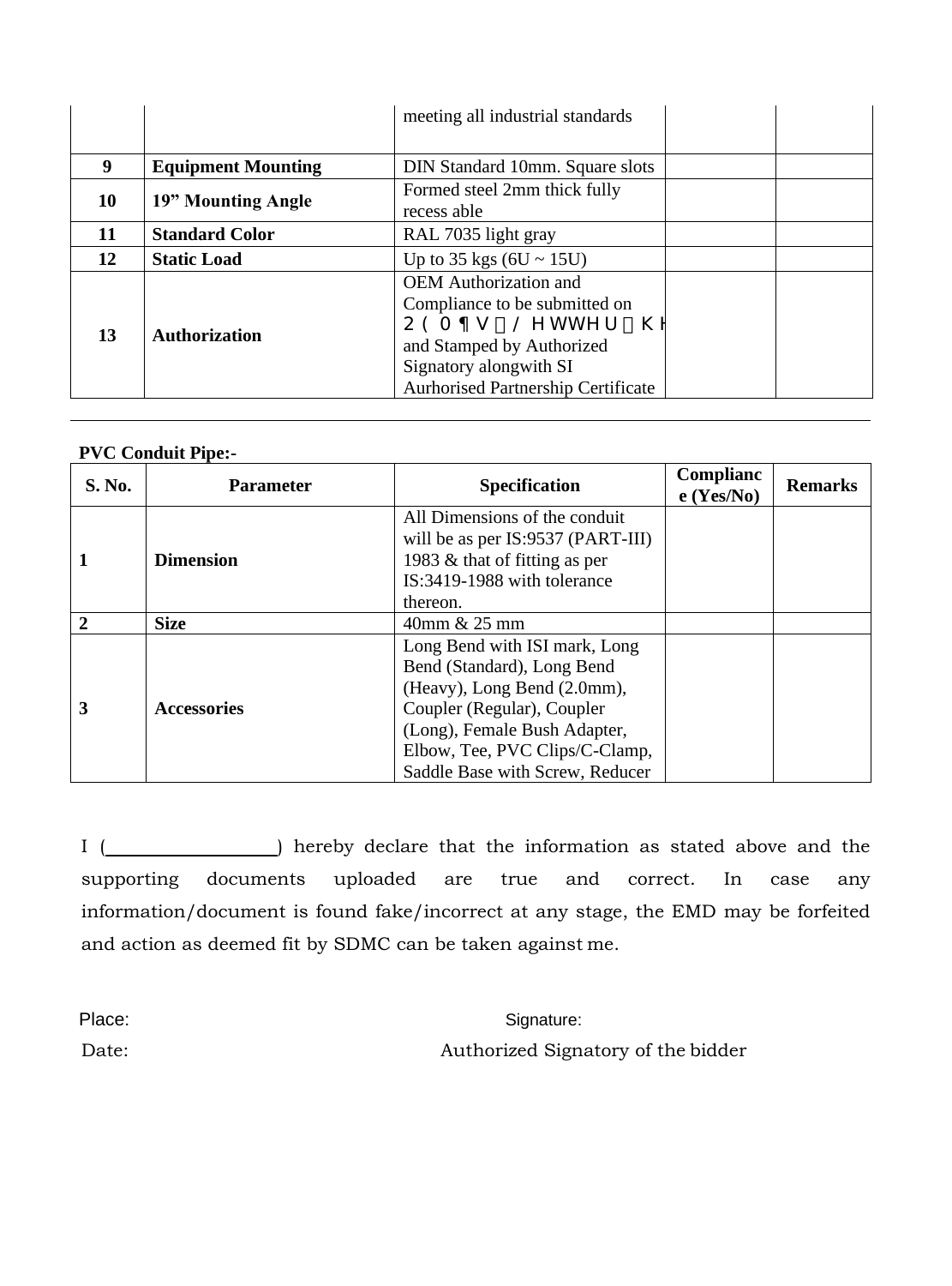| | | | | |
|---|---|---|---|---|
| | | meeting all industrial standards | | |
| 9 | **Equipment Mounting** | DIN Standard 10mm. Square slots | | |
| 10 | **19" Mounting Angle** | Formed steel 2mm thick fully recess able | | |
| 11 | **Standard Color** | RAL 7035 light gray | | |
| 12 | **Static Load** | Up to 35 kgs (6U ~ 15U) | | |
| 13 | **Authorization** | OEM Authorization and Compliance to be submitted on 2 ( 0 ¶ V / H WWH U K H and Stamped by Authorized Signatory alongwith SI Aurhorised Partnership Certificate | | |

**PVC Conduit Pipe:-**

| S. No. | Parameter | Specification | Compliance (Yes/No) | Remarks |
|---|---|---|---|---|
| 1 | **Dimension** | All Dimensions of the conduit will be as per IS:9537 (PART-III) 1983 & that of fitting as per IS:3419-1988 with tolerance thereon. | | |
| 2 | **Size** | 40mm & 25 mm | | |
| 3 | **Accessories** | Long Bend with ISI mark, Long Bend (Standard), Long Bend (Heavy), Long Bend (2.0mm), Coupler (Regular), Coupler (Long), Female Bush Adapter, Elbow, Tee, PVC Clips/C-Clamp, Saddle Base with Screw, Reducer | | |

I (________________) hereby declare that the information as stated above and the supporting documents uploaded are true and correct. In case any information/document is found fake/incorrect at any stage, the EMD may be forfeited and action as deemed fit by SDMC can be taken against me.

Place: Signature:

Date: Authorized Signatory of the bidder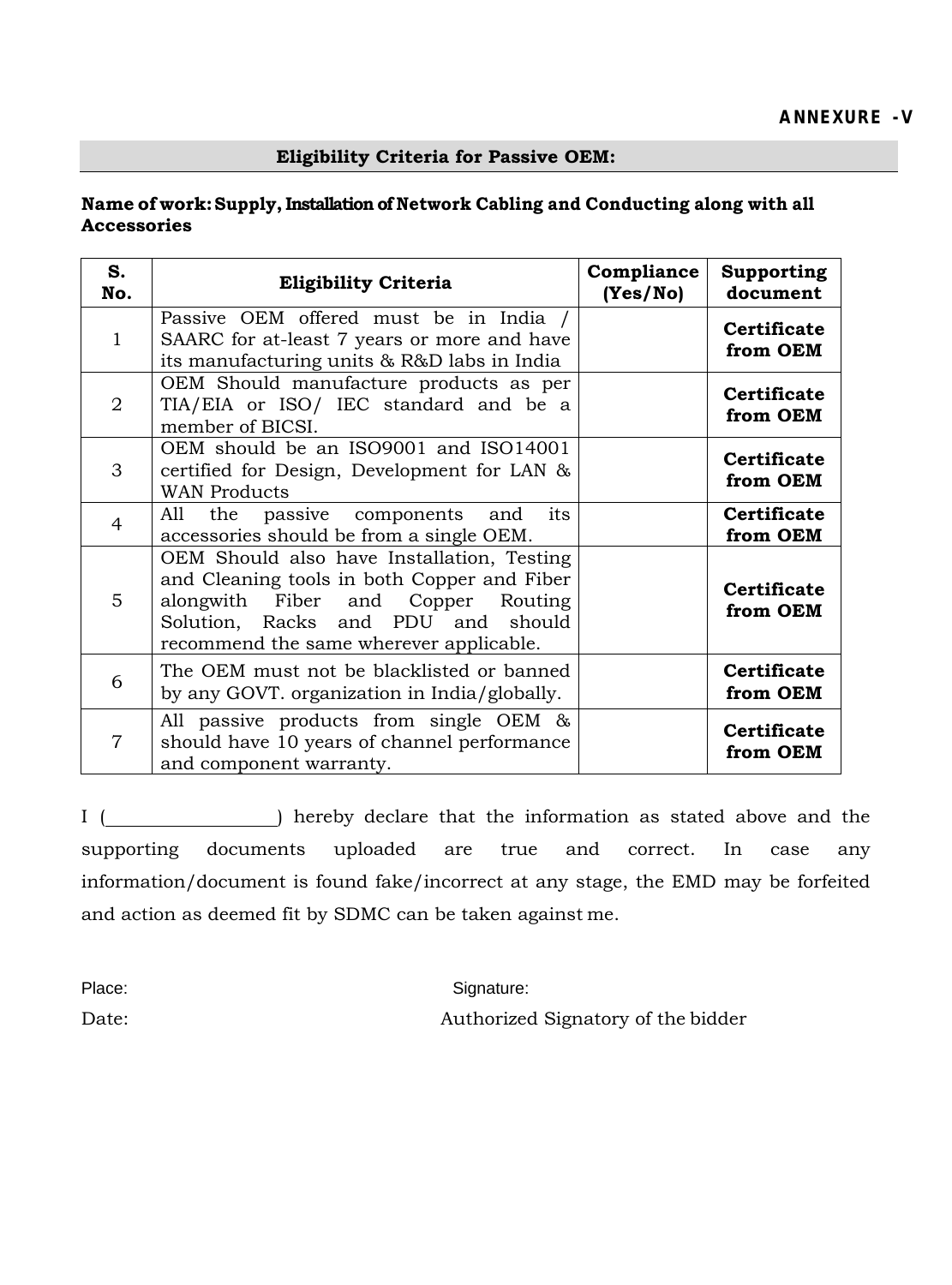**ANNEXURE -V**

## Eligibility Criteria for Passive OEM:

**Name of work: Supply, Installation of Network Cabling and Conducting along with all Accessories**

| S. No. | Eligibility Criteria | Compliance (Yes/No) | Supporting document |
|---|---|---|---|
| 1 | Passive OEM offered must be in India / SAARC for at-least 7 years or more and have its manufacturing units & R&D labs in India | | **Certificate from OEM** |
| 2 | OEM Should manufacture products as per TIA/EIA or ISO/ IEC standard and be a member of BICSI. | | **Certificate from OEM** |
| 3 | OEM should be an ISO9001 and ISO14001 certified for Design, Development for LAN & WAN Products | | **Certificate from OEM** |
| 4 | All the passive components and its accessories should be from a single OEM. | | **Certificate from OEM** |
| 5 | OEM Should also have Installation, Testing and Cleaning tools in both Copper and Fiber alongwith Fiber and Copper Routing Solution, Racks and PDU and should recommend the same wherever applicable. | | **Certificate from OEM** |
| 6 | The OEM must not be blacklisted or banned by any GOVT. organization in India/globally. | | **Certificate from OEM** |
| 7 | All passive products from single OEM & should have 10 years of channel performance and component warranty. | | **Certificate from OEM** |

I (\_\_\_\_\_\_\_\_\_\_\_\_\_\_\_\_) hereby declare that the information as stated above and the supporting documents uploaded are true and correct. In case any information/document is found fake/incorrect at any stage, the EMD may be forfeited and action as deemed fit by SDMC can be taken against me.

Place: Signature:

Date: Authorized Signatory of the bidder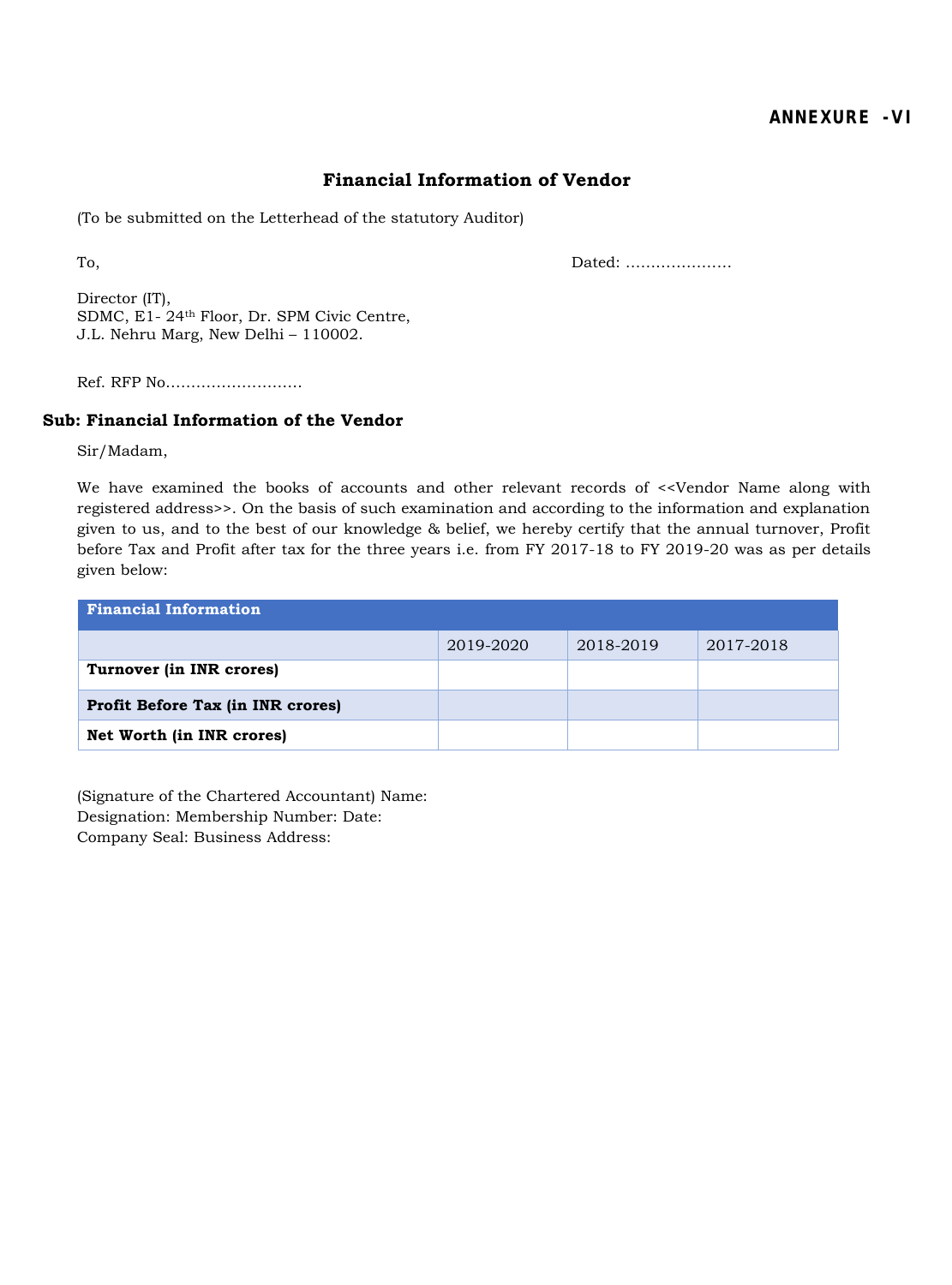**ANNEXURE -VI**

## Financial Information of Vendor

(To be submitted on the Letterhead of the statutory Auditor)

To, Dated: …………………

Director (IT),
SDMC, E1- 24th Floor, Dr. SPM Civic Centre,
J.L. Nehru Marg, New Delhi – 110002.

Ref. RFP No………………………

**Sub: Financial Information of the Vendor**

Sir/Madam,

We have examined the books of accounts and other relevant records of <<Vendor Name along with registered address>>. On the basis of such examination and according to the information and explanation given to us, and to the best of our knowledge & belief, we hereby certify that the annual turnover, Profit before Tax and Profit after tax for the three years i.e. from FY 2017-18 to FY 2019-20 was as per details given below:

| **Financial Information** | | | |
|---|---|---|---|
| | 2019-2020 | 2018-2019 | 2017-2018 |
| **Turnover (in INR crores)** | | | |
| **Profit Before Tax (in INR crores)** | | | |
| **Net Worth (in INR crores)** | | | |

(Signature of the Chartered Accountant) Name:
Designation: Membership Number: Date:
Company Seal: Business Address: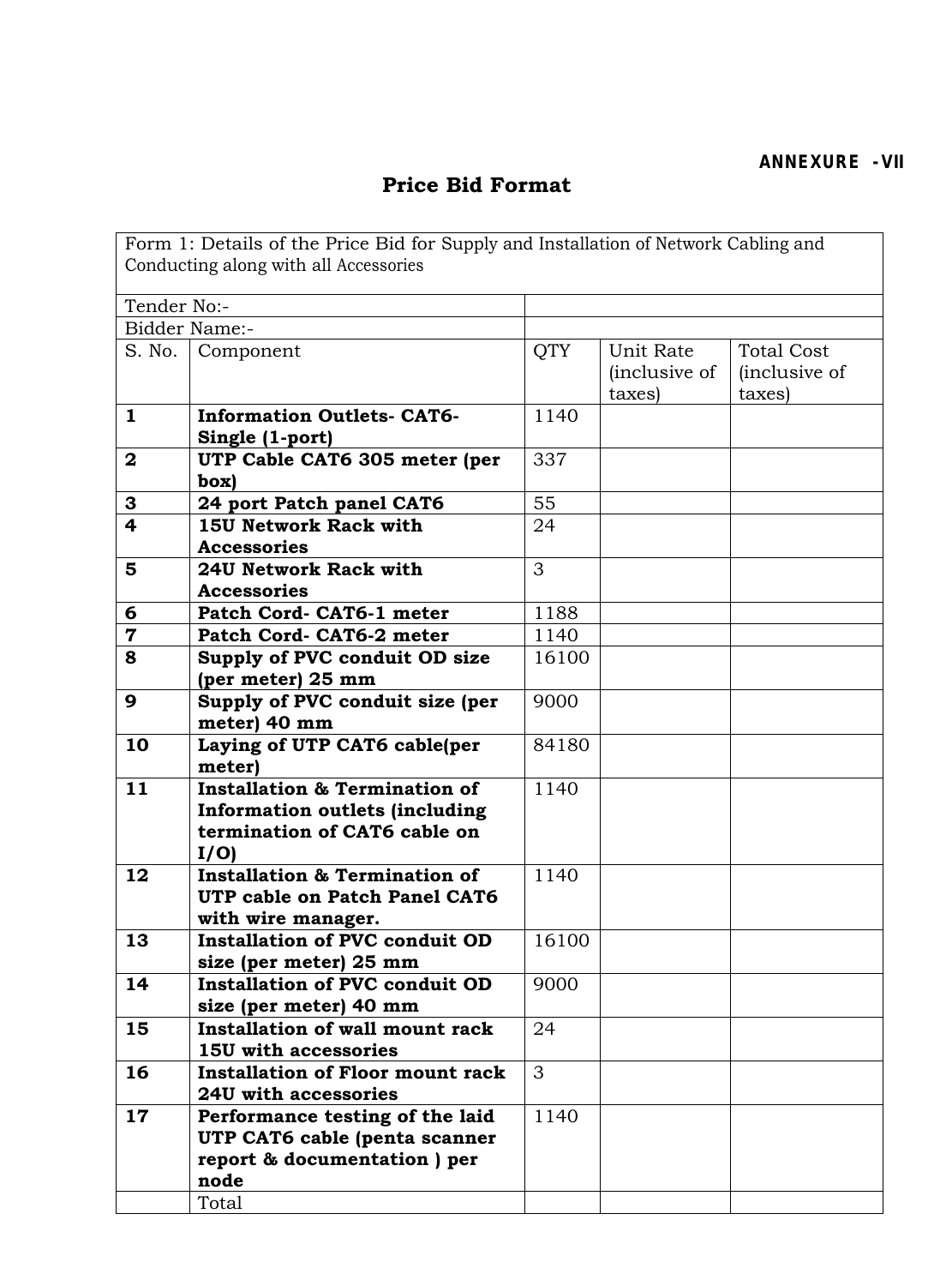**ANNEXURE -VII**

## Price Bid Format

| Form 1: Details of the Price Bid for Supply and Installation of Network Cabling and Conducting along with all Accessories | | | | |
|---|---|---|---|---|
| Tender No:- | | | | |
| Bidder Name:- | | | | |
| S. No. | Component | QTY | Unit Rate (inclusive of taxes) | Total Cost (inclusive of taxes) |
| **1** | **Information Outlets- CAT6-Single (1-port)** | 1140 | | |
| **2** | **UTP Cable CAT6 305 meter (per box)** | 337 | | |
| **3** | **24 port Patch panel CAT6** | 55 | | |
| **4** | **15U Network Rack with Accessories** | 24 | | |
| **5** | **24U Network Rack with Accessories** | 3 | | |
| **6** | **Patch Cord- CAT6-1 meter** | 1188 | | |
| **7** | **Patch Cord- CAT6-2 meter** | 1140 | | |
| **8** | **Supply of PVC conduit OD size (per meter) 25 mm** | 16100 | | |
| **9** | **Supply of PVC conduit size (per meter) 40 mm** | 9000 | | |
| **10** | **Laying of UTP CAT6 cable(per meter)** | 84180 | | |
| **11** | **Installation & Termination of Information outlets (including termination of CAT6 cable on I/O)** | 1140 | | |
| **12** | **Installation & Termination of UTP cable on Patch Panel CAT6 with wire manager.** | 1140 | | |
| **13** | **Installation of PVC conduit OD size (per meter) 25 mm** | 16100 | | |
| **14** | **Installation of PVC conduit OD size (per meter) 40 mm** | 9000 | | |
| **15** | **Installation of wall mount rack 15U with accessories** | 24 | | |
| **16** | **Installation of Floor mount rack 24U with accessories** | 3 | | |
| **17** | **Performance testing of the laid UTP CAT6 cable (penta scanner report & documentation ) per node** | 1140 | | |
| | Total | | | |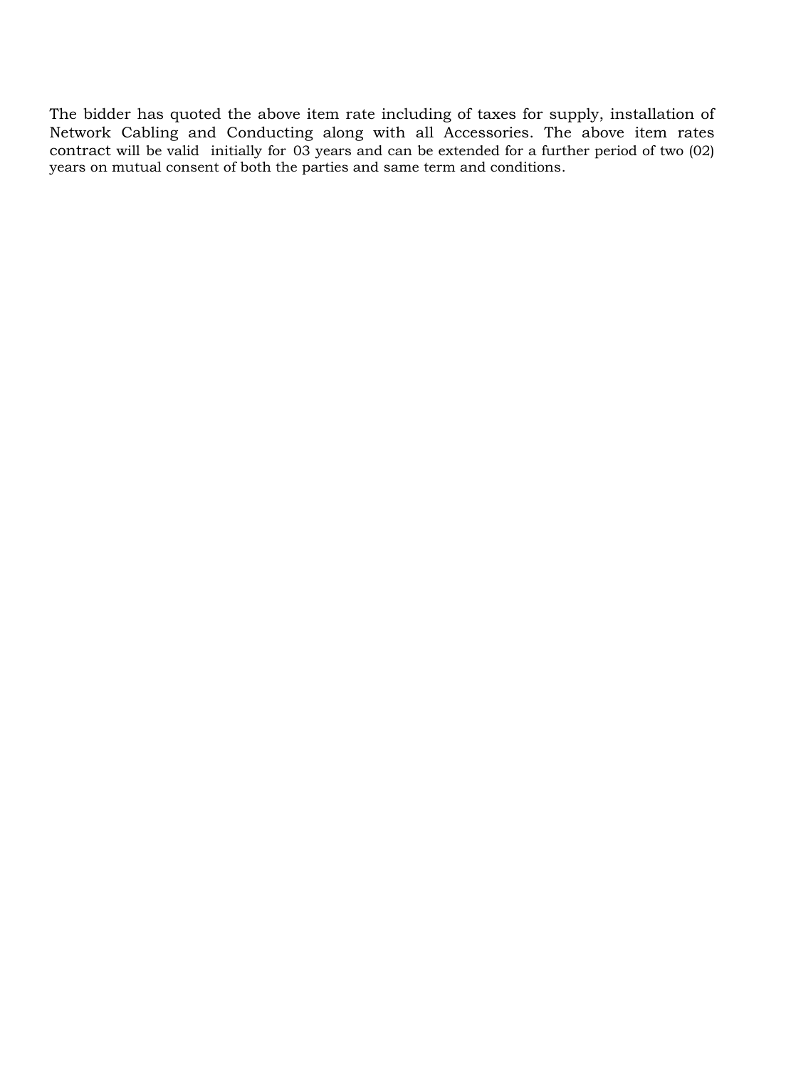The bidder has quoted the above item rate including of taxes for supply, installation of Network Cabling and Conducting along with all Accessories. The above item rates contract will be valid initially for 03 years and can be extended for a further period of two (02) years on mutual consent of both the parties and same term and conditions.